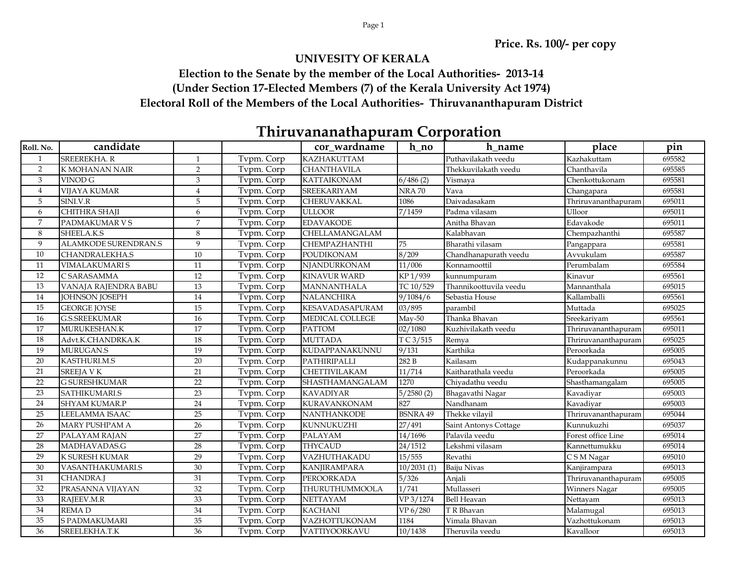**Price. Rs. 100/- per copy**

**UNIVESITY OF KERALA**

**Election to the Senate by the member of the Local Authorities- 2013-14**

**(Under Section 17-Elected Members (7) of the Kerala University Act 1974)**

**Electoral Roll of the Members of the Local Authorities- Thiruvananthapuram District**

# Thiruvananathapuram Corporation

| Roll. No. | candidate | | | cor_wardname | h_no | h_name | place | pin |
|---|---|---|---|---|---|---|---|---|
| 1 | SREEREKHA. R | 1 | Tvpm. Corp | KAZHAKUTTAM | | Puthavilakath veedu | Kazhakuttam | 695582 |
| 2 | K MOHANAN NAIR | 2 | Tvpm. Corp | CHANTHAVILA | | Thekkuvilakath veedu | Chanthavila | 695585 |
| 3 | VINOD G | 3 | Tvpm. Corp | KATTAIKONAM | 6/486 (2) | Vismaya | Chenkottukonam | 695581 |
| 4 | VIJAYA KUMAR | 4 | Tvpm. Corp | SREEKARIYAM | NRA 70 | Vava | Changapara | 695581 |
| 5 | SINI.V.R | 5 | Tvpm. Corp | CHERUVAKKAL | 1086 | Daivadasakam | Thriruvananthapuram | 695011 |
| 6 | CHITHRA SHAJI | 6 | Tvpm. Corp | ULLOOR | 7/1459 | Padma vilasam | Ulloor | 695011 |
| 7 | PADMAKUMAR V S | 7 | Tvpm. Corp | EDAVAKODE | | Anitha Bhavan | Edavakode | 695011 |
| 8 | SHEELA.K.S | 8 | Tvpm. Corp | CHELLAMANGALAM | | Kalabhavan | Chempazhanthi | 695587 |
| 9 | ALAMKODE SURENDRAN.S | 9 | Tvpm. Corp | CHEMPAZHANTHI | 75 | Bharathi vilasam | Pangappara | 695581 |
| 10 | CHANDRALEKHA.S | 10 | Tvpm. Corp | POUDIKONAM | 8/209 | Chandhanapurath veedu | Avvukulam | 695587 |
| 11 | VIMALAKUMARI S | 11 | Tvpm. Corp | NJANDURKONAM | 11/006 | Konnamoottil | Perumbalam | 695584 |
| 12 | C SARASAMMA | 12 | Tvpm. Corp | KINAVUR WARD | KP 1/939 | kunnumpuram | Kinavur | 695561 |
| 13 | VANAJA RAJENDRA BABU | 13 | Tvpm. Corp | MANNANTHALA | TC 10/529 | Thannikoottuvila veedu | Mannanthala | 695015 |
| 14 | JOHNSON JOSEPH | 14 | Tvpm. Corp | NALANCHIRA | 9/1084/6 | Sebastia House | Kallamballi | 695561 |
| 15 | GEORGE JOYSE | 15 | Tvpm. Corp | KESAVADASAPURAM | 03/895 | parambil | Muttada | 695025 |
| 16 | G.S.SREEKUMAR | 16 | Tvpm. Corp | MEDICAL COLLEGE | May-50 | Thanka Bhavan | Sreekariyam | 695561 |
| 17 | MURUKESHAN.K | 17 | Tvpm. Corp | PATTOM | 02/1080 | Kuzhivilakath veedu | Thriruvananthapuram | 695011 |
| 18 | Advt.K.CHANDRKA.K | 18 | Tvpm. Corp | MUTTADA | T C 3/515 | Remya | Thriruvananthapuram | 695025 |
| 19 | MURUGAN.S | 19 | Tvpm. Corp | KUDAPPANAKUNNU | 9/131 | Karthika | Peroorkada | 695005 |
| 20 | KASTHURI.M.S | 20 | Tvpm. Corp | PATHIRIPALLI | 282 B | Kailasam | Kudappanakunnu | 695043 |
| 21 | SREEJA V K | 21 | Tvpm. Corp | CHETTIVILAKAM | 11/714 | Kaitharathala veedu | Peroorkada | 695005 |
| 22 | G SURESHKUMAR | 22 | Tvpm. Corp | SHASTHAMANGALAM | 1270 | Chiyadathu veedu | Shasthamangalam | 695005 |
| 23 | SATHIKUMARI.S | 23 | Tvpm. Corp | KAVADIYAR | 5/2580 (2) | Bhagavathi Nagar | Kavadiyar | 695003 |
| 24 | SHYAM KUMAR.P | 24 | Tvpm. Corp | KURAVANKONAM | 827 | Nandhanam | Kavadiyar | 695003 |
| 25 | LEELAMMA ISAAC | 25 | Tvpm. Corp | NANTHANKODE | BSNRA 49 | Thekke vilayil | Thriruvananthapuram | 695044 |
| 26 | MARY PUSHPAM A | 26 | Tvpm. Corp | KUNNUKUZHI | 27/491 | Saint Antonys Cottage | Kunnukuzhi | 695037 |
| 27 | PALAYAM RAJAN | 27 | Tvpm. Corp | PALAYAM | 14/1696 | Palavila veedu | Forest office Line | 695014 |
| 28 | MADHAVADAS.G | 28 | Tvpm. Corp | THYCAUD | 24/1512 | Lekshmi vilasam | Kannettumukku | 695014 |
| 29 | K SURESH KUMAR | 29 | Tvpm. Corp | VAZHUTHAKADU | 15/555 | Revathi | C S M Nagar | 695010 |
| 30 | VASANTHAKUMARI.S | 30 | Tvpm. Corp | KANJIRAMPARA | 10/2031 (1) | Baiju Nivas | Kanjirampara | 695013 |
| 31 | CHANDRA.J | 31 | Tvpm. Corp | PEROORKADA | 5/326 | Anjali | Thriruvananthapuram | 695005 |
| 32 | PRASANNA VIJAYAN | 32 | Tvpm. Corp | THURUTHUMMOOLA | 1/741 | Mullasseri | Winners Nagar | 695005 |
| 33 | RAJEEV.M.R | 33 | Tvpm. Corp | NETTAYAM | VP 3/1274 | Bell Heavan | Nettayam | 695013 |
| 34 | REMA D | 34 | Tvpm. Corp | KACHANI | VP 6/280 | T R Bhavan | Malamugal | 695013 |
| 35 | S PADMAKUMARI | 35 | Tvpm. Corp | VAZHOTTUKONAM | 1184 | Vimala Bhavan | Vazhottukonam | 695013 |
| 36 | SREELEKHA.T.K | 36 | Tvpm. Corp | VATTIYOORKAVU | 10/1438 | Theruvila veedu | Kavalloor | 695013 |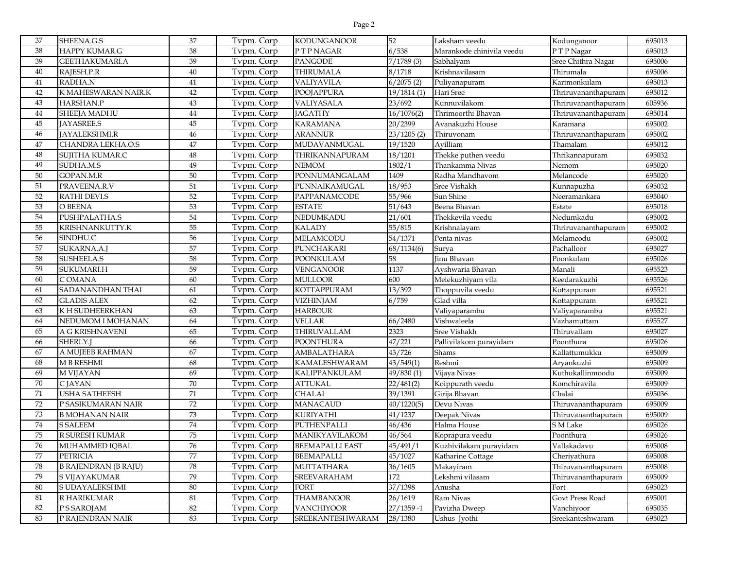| 37 | SHEENA.G.S | 37 | Tvpm. Corp | KODUNGANOOR | 52 | Laksham veedu | Kodunganoor | 695013 |
|---|---|---|---|---|---|---|---|---|
| 38 | HAPPY KUMAR.G | 38 | Tvpm. Corp | P T P NAGAR | 6/538 | Marankode chinivila veedu | P T P Nagar | 695013 |
| 39 | GEETHAKUMARI.A | 39 | Tvpm. Corp | PANGODE | 7/1789 (3) | Sabhalyam | Sree Chithra Nagar | 695006 |
| 40 | RAJESH.P.R | 40 | Tvpm. Corp | THIRUMALA | 8/1718 | Krishnavilasam | Thirumala | 695006 |
| 41 | RADHA.N | 41 | Tvpm. Corp | VALIYAVILA | 6/2075 (2) | Puliyanapuram | Karimonkulam | 695013 |
| 42 | K MAHESWARAN NAIR.K | 42 | Tvpm. Corp | POOJAPPURA | 19/1814 (1) | Hari Sree | Thriruvananthapuram | 695012 |
| 43 | HARSHAN.P | 43 | Tvpm. Corp | VALIYASALA | 23/692 | Kunnuvilakom | Thriruvananthapuram | 605936 |
| 44 | SHEEJA MADHU | 44 | Tvpm. Corp | JAGATHY | 16/1076(2) | Thrimoorthi Bhavan | Thriruvananthapuram | 695014 |
| 45 | JAYASREE.S | 45 | Tvpm. Corp | KARAMANA | 20/2399 | Avanakuzhi House | Karamana | 695002 |
| 46 | JAYALEKSHMI.R | 46 | Tvpm. Corp | ARANNUR | 23/1205 (2) | Thiruvonam | Thriruvananthapuram | 695002 |
| 47 | CHANDRA LEKHA.O.S | 47 | Tvpm. Corp | MUDAVANMUGAL | 19/1520 | Ayilliam | Thamalam | 695012 |
| 48 | SUJITHA KUMAR.C | 48 | Tvpm. Corp | THRIKANNAPURAM | 18/1201 | Thekke puthen veedu | Thrikannapuram | 695032 |
| 49 | SUDHA.M.S | 49 | Tvpm. Corp | NEMOM | 1802/1 | Thankamma Nivas | Nemom | 695020 |
| 50 | GOPAN.M.R | 50 | Tvpm. Corp | PONNUMANGALAM | 1409 | Radha Mandhavom | Melancode | 695020 |
| 51 | PRAVEENA.R.V | 51 | Tvpm. Corp | PUNNAIKAMUGAL | 18/953 | Sree Vishakh | Kunnapuzha | 695032 |
| 52 | RATHI DEVI.S | 52 | Tvpm. Corp | PAPPANAMCODE | 55/966 | Sun Shine | Neeramankara | 695040 |
| 53 | O BEENA | 53 | Tvpm. Corp | ESTATE | 51/643 | Beena Bhavan | Estate | 695018 |
| 54 | PUSHPALATHA.S | 54 | Tvpm. Corp | NEDUMKADU | 21/601 | Thekkevila veedu | Nedumkadu | 695002 |
| 55 | KRISHNANKUTTY.K | 55 | Tvpm. Corp | KALADY | 55/815 | Krishnalayam | Thriruvananthapuram | 695002 |
| 56 | SINDHU.C | 56 | Tvpm. Corp | MELAMCODU | 54/1371 | Penta nivas | Melamcodu | 695002 |
| 57 | SUKARNA.A.J | 57 | Tvpm. Corp | PUNCHAKARI | 68/1134(6) | Surya | Pachalloor | 695027 |
| 58 | SUSHEELA.S | 58 | Tvpm. Corp | POONKULAM | 58 | Jinu Bhavan | Poonkulam | 695026 |
| 59 | SUKUMARI.H | 59 | Tvpm. Corp | VENGANOOR | 1137 | Ayshwaria Bhavan | Manali | 695523 |
| 60 | C OMANA | 60 | Tvpm. Corp | MULLOOR | 600 | Melekuzhiyam vila | Keedarakuzhi | 695526 |
| 61 | SADANANDHAN THAI | 61 | Tvpm. Corp | KOTTAPPURAM | 13/392 | Thoppuvila veedu | Kottappuram | 695521 |
| 62 | GLADIS ALEX | 62 | Tvpm. Corp | VIZHINJAM | 6/759 | Glad villa | Kottappuram | 695521 |
| 63 | K H SUDHEERKHAN | 63 | Tvpm. Corp | HARBOUR | | Valiyaparambu | Valiyaparambu | 695521 |
| 64 | NEDUMOM I MOHANAN | 64 | Tvpm. Corp | VELLAR | 66/2480 | Vishwaleela | Vazhamuttam | 695527 |
| 65 | A G KRISHNAVENI | 65 | Tvpm. Corp | THIRUVALLAM | 2323 | Sree Vishakh | Thiruvallam | 695027 |
| 66 | SHERLY.J | 66 | Tvpm. Corp | POONTHURA | 47/221 | Pallivilakom purayidam | Poonthura | 695026 |
| 67 | A MUJEEB RAHMAN | 67 | Tvpm. Corp | AMBALATHARA | 43/726 | Shams | Kallattumukku | 695009 |
| 68 | M B RESHMI | 68 | Tvpm. Corp | KAMALESHWARAM | 43/549(1) | Reshmi | Aryankuzhi | 695009 |
| 69 | M VIJAYAN | 69 | Tvpm. Corp | KALIPPANKULAM | 49/830 (1) | Vijaya Nivas | Kuthukallinmoodu | 695009 |
| 70 | C JAYAN | 70 | Tvpm. Corp | ATTUKAL | 22/481(2) | Koippurath veedu | Komchiravila | 695009 |
| 71 | USHA SATHEESH | 71 | Tvpm. Corp | CHALAI | 39/1391 | Girija Bhavan | Chalai | 695036 |
| 72 | P SASIKUMARAN NAIR | 72 | Tvpm. Corp | MANACAUD | 40/1220(5) | Devu Nivas | Thiruvananthapuram | 695009 |
| 73 | B MOHANAN NAIR | 73 | Tvpm. Corp | KURIYATHI | 41/1237 | Deepak Nivas | Thiruvananthapuram | 695009 |
| 74 | S SALEEM | 74 | Tvpm. Corp | PUTHENPALLI | 46/436 | Halma House | S M Lake | 695026 |
| 75 | R SURESH KUMAR | 75 | Tvpm. Corp | MANIKYAVILAKOM | 46/564 | Koprapura veedu | Poonthura | 695026 |
| 76 | MUHAMMED IQBAL | 76 | Tvpm. Corp | BEEMAPALLI EAST | 45/491/1 | Kuzhivilakam purayidam | Vallakadavu | 695008 |
| 77 | PETRICIA | 77 | Tvpm. Corp | BEEMAPALLI | 45/1027 | Katharine Cottage | Cheriyathura | 695008 |
| 78 | B RAJENDRAN (B RAJU) | 78 | Tvpm. Corp | MUTTATHARA | 36/1605 | Makayiram | Thiruvananthapuram | 695008 |
| 79 | S VIJAYAKUMAR | 79 | Tvpm. Corp | SREEVARAHAM | 172 | Lekshmi vilasam | Thiruvananthapuram | 695009 |
| 80 | S UDAYALEKSHMI | 80 | Tvpm. Corp | FORT | 37/1398 | Anusha | Fort | 695023 |
| 81 | R HARIKUMAR | 81 | Tvpm. Corp | THAMBANOOR | 26/1619 | Ram Nivas | Govt Press Road | 695001 |
| 82 | P S SAROJAM | 82 | Tvpm. Corp | VANCHIYOOR | 27/1359 -1 | Pavizha Dweep | Vanchiyoor | 695035 |
| 83 | P RAJENDRAN NAIR | 83 | Tvpm. Corp | SREEKANTESHWARAM | 28/1380 | Ushus Jyothi | Sreekanteshwaram | 695023 |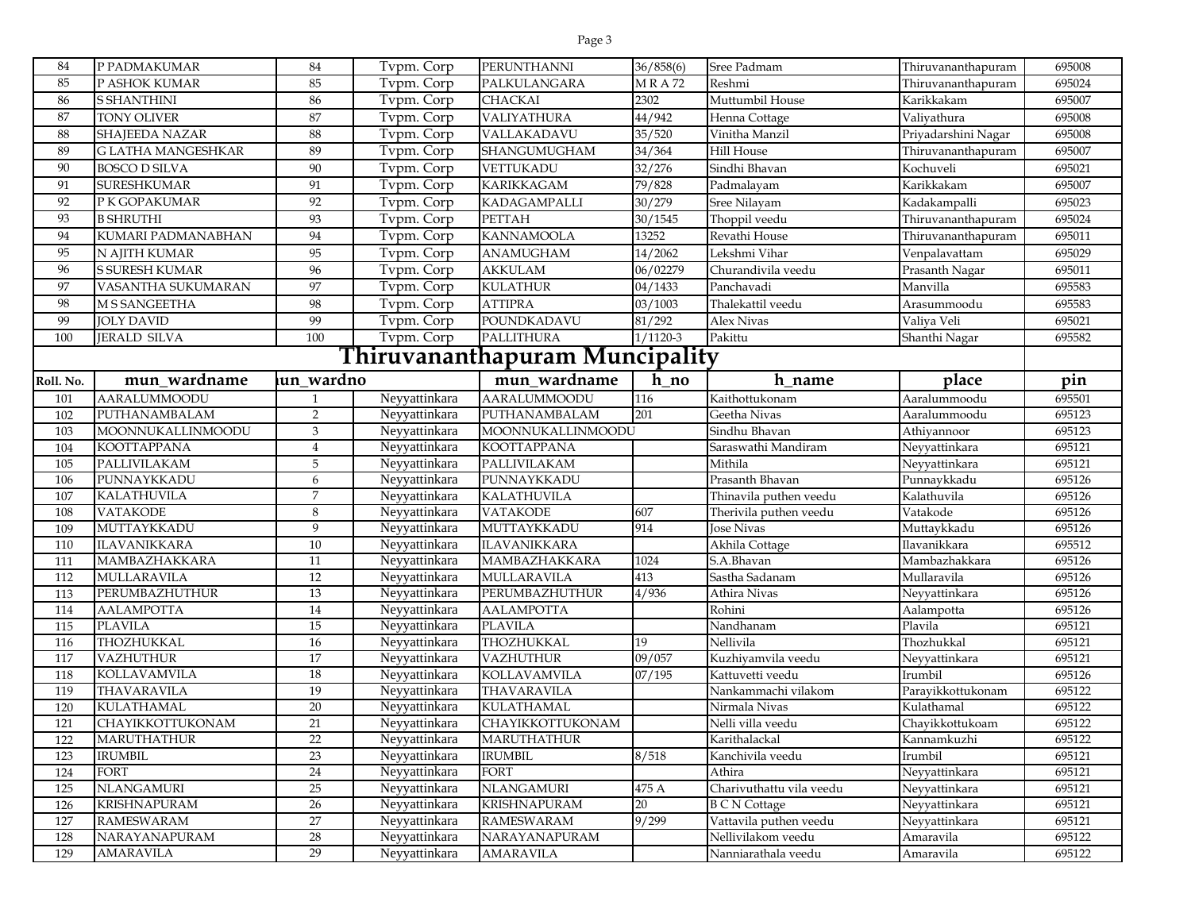| 84 | P PADMAKUMAR | 84 | Tvpm. Corp | PERUNTHANNI | 36/858(6) | Sree Padmam | Thiruvananthapuram | 695008 |
|---|---|---|---|---|---|---|---|---|
| 85 | P ASHOK KUMAR | 85 | Tvpm. Corp | PALKULANGARA | M R A 72 | Reshmi | Thiruvananthapuram | 695024 |
| 86 | S SHANTHINI | 86 | Tvpm. Corp | CHACKAI | 2302 | Muttumbil House | Karikkakam | 695007 |
| 87 | TONY OLIVER | 87 | Tvpm. Corp | VALIYATHURA | 44/942 | Henna Cottage | Valiyathura | 695008 |
| 88 | SHAJEEDA NAZAR | 88 | Tvpm. Corp | VALLAKADAVU | 35/520 | Vinitha Manzil | Priyadarshini Nagar | 695008 |
| 89 | G LATHA MANGESHKAR | 89 | Tvpm. Corp | SHANGUMUGHAM | 34/364 | Hill House | Thiruvananthapuram | 695007 |
| 90 | BOSCO D SILVA | 90 | Tvpm. Corp | VETTUKADU | 32/276 | Sindhi Bhavan | Kochuveli | 695021 |
| 91 | SURESHKUMAR | 91 | Tvpm. Corp | KARIKKAGAM | 79/828 | Padmalayam | Karikkakam | 695007 |
| 92 | P K GOPAKUMAR | 92 | Tvpm. Corp | KADAGAMPALLI | 30/279 | Sree Nilayam | Kadakampalli | 695023 |
| 93 | B SHRUTHI | 93 | Tvpm. Corp | PETTAH | 30/1545 | Thoppil veedu | Thiruvananthapuram | 695024 |
| 94 | KUMARI PADMANABHAN | 94 | Tvpm. Corp | KANNAMOOLA | 13252 | Revathi House | Thiruvananthapuram | 695011 |
| 95 | N AJITH KUMAR | 95 | Tvpm. Corp | ANAMUGHAM | 14/2062 | Lekshmi Vihar | Venpalavattam | 695029 |
| 96 | S SURESH KUMAR | 96 | Tvpm. Corp | AKKULAM | 06/02279 | Churandivila veedu | Prasanth Nagar | 695011 |
| 97 | VASANTHA SUKUMARAN | 97 | Tvpm. Corp | KULATHUR | 04/1433 | Panchavadi | Manvilla | 695583 |
| 98 | M S SANGEETHA | 98 | Tvpm. Corp | ATTIPRA | 03/1003 | Thalekattil veedu | Arasummoodu | 695583 |
| 99 | JOLY DAVID | 99 | Tvpm. Corp | POUNDKADAVU | 81/292 | Alex Nivas | Valiya Veli | 695021 |
| 100 | JERALD SILVA | 100 | Tvpm. Corp | PALLITHURA | 1/1120-3 | Pakittu | Shanthi Nagar | 695582 |

## Thiruvananthapuram Muncipality

| Roll. No. | mun_wardname | mun_wardno | | mun_wardname | h_no | h_name | place | pin |
|---|---|---|---|---|---|---|---|---|
| 101 | AARALUMMOODU | 1 | Neyyattinkara | AARALUMMOODU | 116 | Kaithottukonam | Aaralummoodu | 695501 |
| 102 | PUTHANAMBALAM | 2 | Neyyattinkara | PUTHANAMBALAM | 201 | Geetha Nivas | Aaralummoodu | 695123 |
| 103 | MOONNUKALLINMOODU | 3 | Neyyattinkara | MOONNUKALLINMOODU | | Sindhu Bhavan | Athiyannoor | 695123 |
| 104 | KOOTTAPPANA | 4 | Neyyattinkara | KOOTTAPPANA | | Saraswathi Mandiram | Neyyattinkara | 695121 |
| 105 | PALLIVILAKAM | 5 | Neyyattinkara | PALLIVILAKAM | | Mithila | Neyyattinkara | 695121 |
| 106 | PUNNAYKKADU | 6 | Neyyattinkara | PUNNAYKKADU | | Prasanth Bhavan | Punnaykkadu | 695126 |
| 107 | KALATHUVILA | 7 | Neyyattinkara | KALATHUVILA | | Thinavila puthen veedu | Kalathuvila | 695126 |
| 108 | VATAKODE | 8 | Neyyattinkara | VATAKODE | 607 | Therivila puthen veedu | Vatakode | 695126 |
| 109 | MUTTAYKKADU | 9 | Neyyattinkara | MUTTAYKKADU | 914 | Jose Nivas | Muttaykkadu | 695126 |
| 110 | ILAVANIKKARA | 10 | Neyyattinkara | ILAVANIKKARA | | Akhila Cottage | Ilavanikkara | 695512 |
| 111 | MAMBAZHAKKARA | 11 | Neyyattinkara | MAMBAZHAKKARA | 1024 | S.A.Bhavan | Mambazhakkara | 695126 |
| 112 | MULLARAVILA | 12 | Neyyattinkara | MULLARAVILA | 413 | Sastha Sadanam | Mullaravila | 695126 |
| 113 | PERUMBAZHUTHUR | 13 | Neyyattinkara | PERUMBAZHUTHUR | 4/936 | Athira Nivas | Neyyattinkara | 695126 |
| 114 | AALAMPOTTA | 14 | Neyyattinkara | AALAMPOTTA | | Rohini | Aalampotta | 695126 |
| 115 | PLAVILA | 15 | Neyyattinkara | PLAVILA | | Nandhanam | Plavila | 695121 |
| 116 | THOZHUKKAL | 16 | Neyyattinkara | THOZHUKKAL | 19 | Nellivila | Thozhukkal | 695121 |
| 117 | VAZHUTHUR | 17 | Neyyattinkara | VAZHUTHUR | 09/057 | Kuzhiyamvila veedu | Neyyattinkara | 695121 |
| 118 | KOLLAVAMVILA | 18 | Neyyattinkara | KOLLAVAMVILA | 07/195 | Kattuvetti veedu | Irumbil | 695126 |
| 119 | THAVARAVILA | 19 | Neyyattinkara | THAVARAVILA | | Nankammachi vilakom | Parayikkottukonam | 695122 |
| 120 | KULATHAMAL | 20 | Neyyattinkara | KULATHAMAL | | Nirmala Nivas | Kulathamal | 695122 |
| 121 | CHAYIKKOTTUKONAM | 21 | Neyyattinkara | CHAYIKKOTTUKONAM | | Nelli villa veedu | Chayikkottukoam | 695122 |
| 122 | MARUTHATHUR | 22 | Neyyattinkara | MARUTHATHUR | | Karithalackal | Kannamkuzhi | 695122 |
| 123 | IRUMBIL | 23 | Neyyattinkara | IRUMBIL | 8/518 | Kanchivila veedu | Irumbil | 695121 |
| 124 | FORT | 24 | Neyyattinkara | FORT | | Athira | Neyyattinkara | 695121 |
| 125 | NLANGAMURI | 25 | Neyyattinkara | NLANGAMURI | 475 A | Charivuthattu vila veedu | Neyyattinkara | 695121 |
| 126 | KRISHNAPURAM | 26 | Neyyattinkara | KRISHNAPURAM | 20 | B C N Cottage | Neyyattinkara | 695121 |
| 127 | RAMESWARAM | 27 | Neyyattinkara | RAMESWARAM | 9/299 | Vattavila puthen veedu | Neyyattinkara | 695121 |
| 128 | NARAYANAPURAM | 28 | Neyyattinkara | NARAYANAPURAM | | Nellivilakom veedu | Amaravila | 695122 |
| 129 | AMARAVILA | 29 | Neyyattinkara | AMARAVILA | | Nanniarathala veedu | Amaravila | 695122 |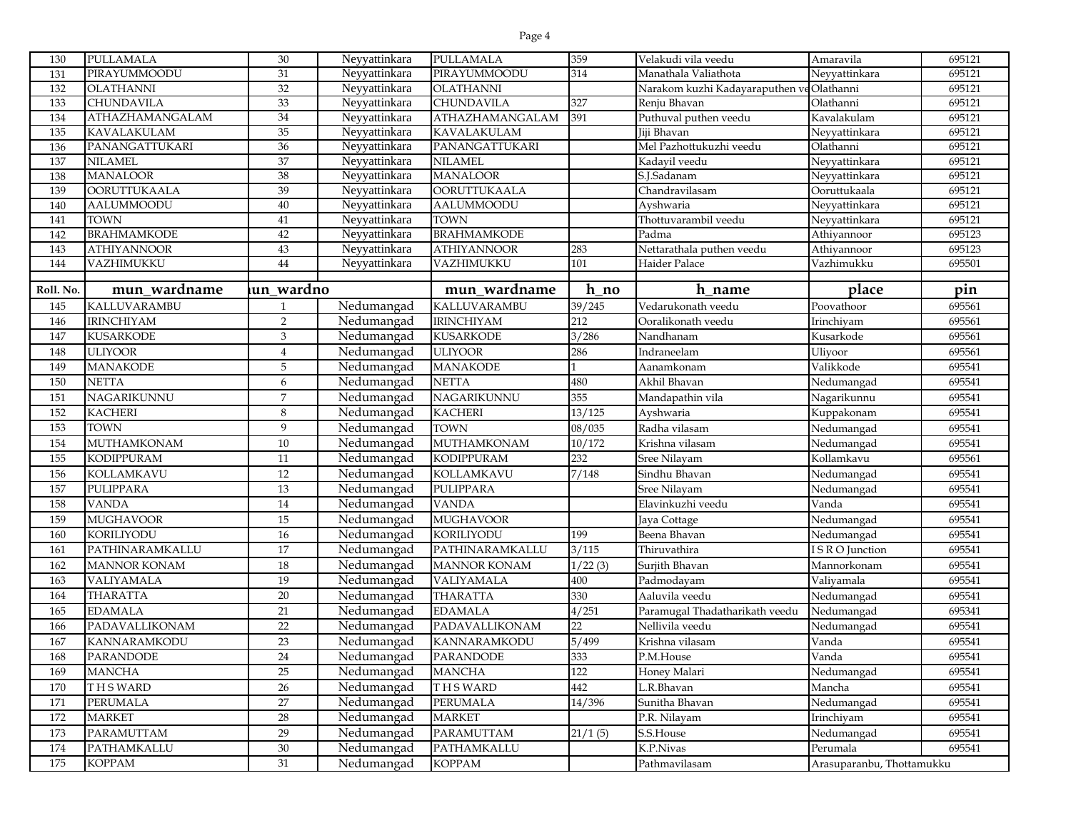| 130 | PULLAMALA | 30 | Neyyattinkara | PULLAMALA | 359 | Velakudi vila veedu | Amaravila | 695121 |
|---|---|---|---|---|---|---|---|---|
| 131 | PIRAYUMMOODU | 31 | Neyyattinkara | PIRAYUMMOODU | 314 | Manathala Valiathota | Neyyattinkara | 695121 |
| 132 | OLATHANNI | 32 | Neyyattinkara | OLATHANNI | | Narakom kuzhi Kadayaraputhen ve | Olathanni | 695121 |
| 133 | CHUNDAVILA | 33 | Neyyattinkara | CHUNDAVILA | 327 | Renju Bhavan | Olathanni | 695121 |
| 134 | ATHAZHAMANGALAM | 34 | Neyyattinkara | ATHAZHAMANGALAM | 391 | Puthuval puthen veedu | Kavalakulam | 695121 |
| 135 | KAVALAKULAM | 35 | Neyyattinkara | KAVALAKULAM | | Jiji Bhavan | Neyyattinkara | 695121 |
| 136 | PANANGATTUKARI | 36 | Neyyattinkara | PANANGATTUKARI | | Mel Pazhottukuzhi veedu | Olathanni | 695121 |
| 137 | NILAMEL | 37 | Neyyattinkara | NILAMEL | | Kadayil veedu | Neyyattinkara | 695121 |
| 138 | MANALOOR | 38 | Neyyattinkara | MANALOOR | | S.J.Sadanam | Neyyattinkara | 695121 |
| 139 | OORUTTUKAALA | 39 | Neyyattinkara | OORUTTUKAALA | | Chandravilasam | Ooruttukaala | 695121 |
| 140 | AALUMMOODU | 40 | Neyyattinkara | AALUMMOODU | | Ayshwaria | Neyyattinkara | 695121 |
| 141 | TOWN | 41 | Neyyattinkara | TOWN | | Thottuvarambil veedu | Neyyattinkara | 695121 |
| 142 | BRAHMAMKODE | 42 | Neyyattinkara | BRAHMAMKODE | | Padma | Athiyannoor | 695123 |
| 143 | ATHIYANNOOR | 43 | Neyyattinkara | ATHIYANNOOR | 283 | Nettarathala puthen veedu | Athiyannoor | 695123 |
| 144 | VAZHIMUKKU | 44 | Neyyattinkara | VAZHIMUKKU | 101 | Haider Palace | Vazhimukku | 695501 |

| Roll. No. | mun_wardname | mun_wardno | | mun_wardname | h_no | h_name | place | pin |
|---|---|---|---|---|---|---|---|---|
| 145 | KALLUVARAMBU | 1 | Nedumangad | KALLUVARAMBU | 39/245 | Vedarukonath veedu | Poovathoor | 695561 |
| 146 | IRINCHIYAM | 2 | Nedumangad | IRINCHIYAM | 212 | Ooralikonath veedu | Irinchiyam | 695561 |
| 147 | KUSARKODE | 3 | Nedumangad | KUSARKODE | 3/286 | Nandhanam | Kusarkode | 695561 |
| 148 | ULIYOOR | 4 | Nedumangad | ULIYOOR | 286 | Indraneelam | Uliyoor | 695561 |
| 149 | MANAKODE | 5 | Nedumangad | MANAKODE | 1 | Aanamkonam | Valikkode | 695541 |
| 150 | NETTA | 6 | Nedumangad | NETTA | 480 | Akhil Bhavan | Nedumangad | 695541 |
| 151 | NAGARIKUNNU | 7 | Nedumangad | NAGARIKUNNU | 355 | Mandapathin vila | Nagarikunnu | 695541 |
| 152 | KACHERI | 8 | Nedumangad | KACHERI | 13/125 | Ayshwaria | Kuppakonam | 695541 |
| 153 | TOWN | 9 | Nedumangad | TOWN | 08/035 | Radha vilasam | Nedumangad | 695541 |
| 154 | MUTHAMKONAM | 10 | Nedumangad | MUTHAMKONAM | 10/172 | Krishna vilasam | Nedumangad | 695541 |
| 155 | KODIPPURAM | 11 | Nedumangad | KODIPPURAM | 232 | Sree Nilayam | Kollamkavu | 695561 |
| 156 | KOLLAMKAVU | 12 | Nedumangad | KOLLAMKAVU | 7/148 | Sindhu Bhavan | Nedumangad | 695541 |
| 157 | PULIPPARA | 13 | Nedumangad | PULIPPARA | | Sree Nilayam | Nedumangad | 695541 |
| 158 | VANDA | 14 | Nedumangad | VANDA | | Elavinkuzhi veedu | Vanda | 695541 |
| 159 | MUGHAVOOR | 15 | Nedumangad | MUGHAVOOR | | Jaya Cottage | Nedumangad | 695541 |
| 160 | KORILIYODU | 16 | Nedumangad | KORILIYODU | 199 | Beena Bhavan | Nedumangad | 695541 |
| 161 | PATHINARAMKALLU | 17 | Nedumangad | PATHINARAMKALLU | 3/115 | Thiruvathira | I S R O Junction | 695541 |
| 162 | MANNOR KONAM | 18 | Nedumangad | MANNOR KONAM | 1/22 (3) | Surjith Bhavan | Mannorkonam | 695541 |
| 163 | VALIYAMALA | 19 | Nedumangad | VALIYAMALA | 400 | Padmodayam | Valiyamala | 695541 |
| 164 | THARATTA | 20 | Nedumangad | THARATTA | 330 | Aaluvila veedu | Nedumangad | 695541 |
| 165 | EDAMALA | 21 | Nedumangad | EDAMALA | 4/251 | Paramugal Thadatharikath veedu | Nedumangad | 695341 |
| 166 | PADAVALLIKONAM | 22 | Nedumangad | PADAVALLIKONAM | 22 | Nellivila veedu | Nedumangad | 695541 |
| 167 | KANNARAMKODU | 23 | Nedumangad | KANNARAMKODU | 5/499 | Krishna vilasam | Vanda | 695541 |
| 168 | PARANDODE | 24 | Nedumangad | PARANDODE | 333 | P.M.House | Vanda | 695541 |
| 169 | MANCHA | 25 | Nedumangad | MANCHA | 122 | Honey Malari | Nedumangad | 695541 |
| 170 | T H S WARD | 26 | Nedumangad | T H S WARD | 442 | L.R.Bhavan | Mancha | 695541 |
| 171 | PERUMALA | 27 | Nedumangad | PERUMALA | 14/396 | Sunitha Bhavan | Nedumangad | 695541 |
| 172 | MARKET | 28 | Nedumangad | MARKET | | P.R. Nilayam | Irinchiyam | 695541 |
| 173 | PARAMUTTAM | 29 | Nedumangad | PARAMUTTAM | 21/1 (5) | S.S.House | Nedumangad | 695541 |
| 174 | PATHAMKALLU | 30 | Nedumangad | PATHAMKALLU | | K.P.Nivas | Perumala | 695541 |
| 175 | KOPPAM | 31 | Nedumangad | KOPPAM | | Pathmavilasam | Arasuparanbu, Thottamukku | |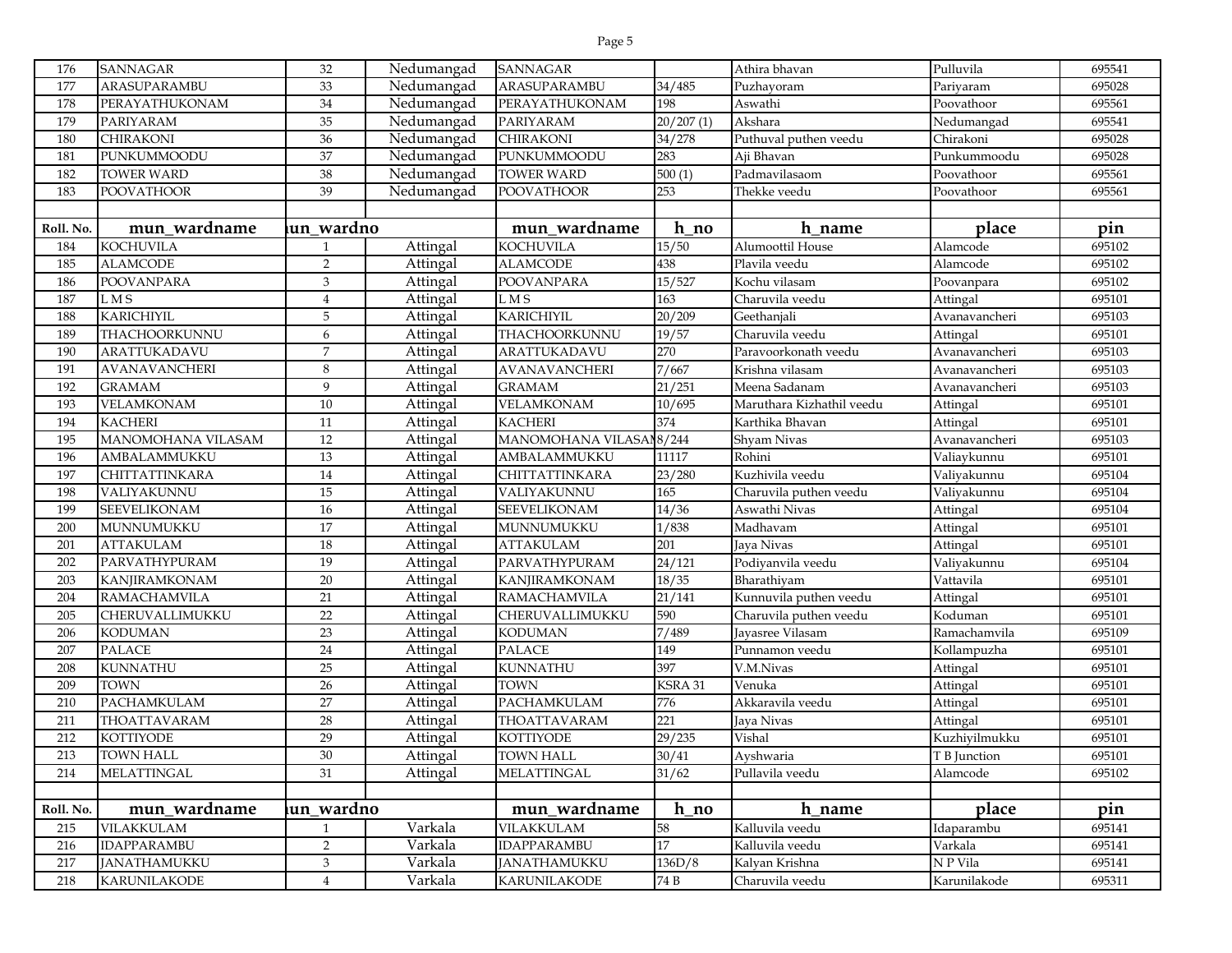| 176 | SANNAGAR | 32 | Nedumangad | SANNAGAR | | Athira bhavan | Pulluvila | 695541 |
|---|---|---|---|---|---|---|---|---|
| 177 | ARASUPARAMBU | 33 | Nedumangad | ARASUPARAMBU | 34/485 | Puzhayoram | Pariyaram | 695028 |
| 178 | PERAYATHUKONAM | 34 | Nedumangad | PERAYATHUKONAM | 198 | Aswathi | Poovathoor | 695561 |
| 179 | PARIYARAM | 35 | Nedumangad | PARIYARAM | 20/207 (1) | Akshara | Nedumangad | 695541 |
| 180 | CHIRAKONI | 36 | Nedumangad | CHIRAKONI | 34/278 | Puthuval puthen veedu | Chirakoni | 695028 |
| 181 | PUNKUMMOODU | 37 | Nedumangad | PUNKUMMOODU | 283 | Aji Bhavan | Punkummoodu | 695028 |
| 182 | TOWER WARD | 38 | Nedumangad | TOWER WARD | 500 (1) | Padmavilasaom | Poovathoor | 695561 |
| 183 | POOVATHOOR | 39 | Nedumangad | POOVATHOOR | 253 | Thekke veedu | Poovathoor | 695561 |
| | | | | | | | | |
| **Roll. No.** | **mun_wardname** | **mun_wardno** | | **mun_wardname** | **h_no** | **h_name** | **place** | **pin** |
| 184 | KOCHUVILA | 1 | Attingal | KOCHUVILA | 15/50 | Alumoottil House | Alamcode | 695102 |
| 185 | ALAMCODE | 2 | Attingal | ALAMCODE | 438 | Plavila veedu | Alamcode | 695102 |
| 186 | POOVANPARA | 3 | Attingal | POOVANPARA | 15/527 | Kochu vilasam | Poovanpara | 695102 |
| 187 | L M S | 4 | Attingal | L M S | 163 | Charuvila veedu | Attingal | 695101 |
| 188 | KARICHIYIL | 5 | Attingal | KARICHIYIL | 20/209 | Geethanjali | Avanavancheri | 695103 |
| 189 | THACHOORKUNNU | 6 | Attingal | THACHOORKUNNU | 19/57 | Charuvila veedu | Attingal | 695101 |
| 190 | ARATTUKADAVU | 7 | Attingal | ARATTUKADAVU | 270 | Paravoorkonath veedu | Avanavancheri | 695103 |
| 191 | AVANAVANCHERI | 8 | Attingal | AVANAVANCHERI | 7/667 | Krishna vilasam | Avanavancheri | 695103 |
| 192 | GRAMAM | 9 | Attingal | GRAMAM | 21/251 | Meena Sadanam | Avanavancheri | 695103 |
| 193 | VELAMKONAM | 10 | Attingal | VELAMKONAM | 10/695 | Maruthara Kizhathil veedu | Attingal | 695101 |
| 194 | KACHERI | 11 | Attingal | KACHERI | 374 | Karthika Bhavan | Attingal | 695101 |
| 195 | MANOMOHANA VILASAM | 12 | Attingal | MANOMOHANA VILASAM | 8/244 | Shyam Nivas | Avanavancheri | 695103 |
| 196 | AMBALAMMUKKU | 13 | Attingal | AMBALAMMUKKU | 11117 | Rohini | Valiaykunnu | 695101 |
| 197 | CHITTATTINKARA | 14 | Attingal | CHITTATTINKARA | 23/280 | Kuzhivila veedu | Valiyakunnu | 695104 |
| 198 | VALIYAKUNNU | 15 | Attingal | VALIYAKUNNU | 165 | Charuvila puthen veedu | Valiyakunnu | 695104 |
| 199 | SEEVELIKONAM | 16 | Attingal | SEEVELIKONAM | 14/36 | Aswathi Nivas | Attingal | 695104 |
| 200 | MUNNUMUKKU | 17 | Attingal | MUNNUMUKKU | 1/838 | Madhavam | Attingal | 695101 |
| 201 | ATTAKULAM | 18 | Attingal | ATTAKULAM | 201 | Jaya Nivas | Attingal | 695101 |
| 202 | PARVATHYPURAM | 19 | Attingal | PARVATHYPURAM | 24/121 | Podiyanvila veedu | Valiyakunnu | 695104 |
| 203 | KANJIRAMKONAM | 20 | Attingal | KANJIRAMKONAM | 18/35 | Bharathiyam | Vattavila | 695101 |
| 204 | RAMACHAMVILA | 21 | Attingal | RAMACHAMVILA | 21/141 | Kunnuvila puthen veedu | Attingal | 695101 |
| 205 | CHERUVALLIMUKKU | 22 | Attingal | CHERUVALLIMUKKU | 590 | Charuvila puthen veedu | Koduman | 695101 |
| 206 | KODUMAN | 23 | Attingal | KODUMAN | 7/489 | Jayasree Vilasam | Ramachamvila | 695109 |
| 207 | PALACE | 24 | Attingal | PALACE | 149 | Punnamon veedu | Kollampuzha | 695101 |
| 208 | KUNNATHU | 25 | Attingal | KUNNATHU | 397 | V.M.Nivas | Attingal | 695101 |
| 209 | TOWN | 26 | Attingal | TOWN | KSRA 31 | Venuka | Attingal | 695101 |
| 210 | PACHAMKULAM | 27 | Attingal | PACHAMKULAM | 776 | Akkaravila veedu | Attingal | 695101 |
| 211 | THOATTAVARAM | 28 | Attingal | THOATTAVARAM | 221 | Jaya Nivas | Attingal | 695101 |
| 212 | KOTTIYODE | 29 | Attingal | KOTTIYODE | 29/235 | Vishal | Kuzhiyilmukku | 695101 |
| 213 | TOWN HALL | 30 | Attingal | TOWN HALL | 30/41 | Ayshwaria | T B Junction | 695101 |
| 214 | MELATTINGAL | 31 | Attingal | MELATTINGAL | 31/62 | Pullavila veedu | Alamcode | 695102 |
| | | | | | | | | |
| **Roll. No.** | **mun_wardname** | **mun_wardno** | | **mun_wardname** | **h_no** | **h_name** | **place** | **pin** |
| 215 | VILAKKULAM | 1 | Varkala | VILAKKULAM | 58 | Kalluvila veedu | Idaparambu | 695141 |
| 216 | IDAPPARAMBU | 2 | Varkala | IDAPPARAMBU | 17 | Kalluvila veedu | Varkala | 695141 |
| 217 | JANATHAMUKKU | 3 | Varkala | JANATHAMUKKU | 136D/8 | Kalyan Krishna | N P Vila | 695141 |
| 218 | KARUNILAKODE | 4 | Varkala | KARUNILAKODE | 74 B | Charuvila veedu | Karunilakode | 695311 |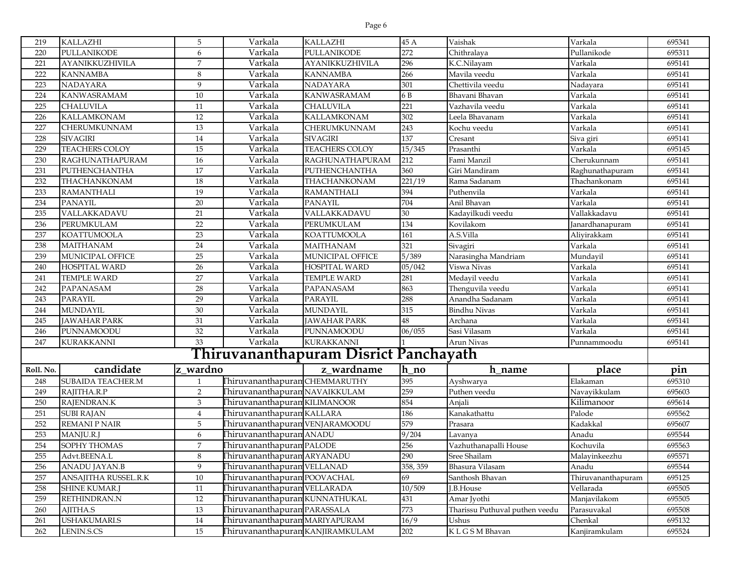| 219 | KALLAZHI | 5 | Varkala | KALLAZHI | 45 A | Vaishak | Varkala | 695341 |
|---|---|---|---|---|---|---|---|---|
| 220 | PULLANIKODE | 6 | Varkala | PULLANIKODE | 272 | Chithralaya | Pullanikode | 695311 |
| 221 | AYANIKKUZHIVILA | 7 | Varkala | AYANIKKUZHIVILA | 296 | K.C.Nilayam | Varkala | 695141 |
| 222 | KANNAMBA | 8 | Varkala | KANNAMBA | 266 | Mavila veedu | Varkala | 695141 |
| 223 | NADAYARA | 9 | Varkala | NADAYARA | 301 | Chettivila veedu | Nadayara | 695141 |
| 224 | KANWASRAMAM | 10 | Varkala | KANWASRAMAM | 6 B | Bhavani Bhavan | Varkala | 695141 |
| 225 | CHALUVILA | 11 | Varkala | CHALUVILA | 221 | Vazhavila veedu | Varkala | 695141 |
| 226 | KALLAMKONAM | 12 | Varkala | KALLAMKONAM | 302 | Leela Bhavanam | Varkala | 695141 |
| 227 | CHERUMKUNNAM | 13 | Varkala | CHERUMKUNNAM | 243 | Kochu veedu | Varkala | 695141 |
| 228 | SIVAGIRI | 14 | Varkala | SIVAGIRI | 137 | Cresant | Siva giri | 695141 |
| 229 | TEACHERS COLOY | 15 | Varkala | TEACHERS COLOY | 15/345 | Prasanthi | Varkala | 695145 |
| 230 | RAGHUNATHAPURAM | 16 | Varkala | RAGHUNATHAPURAM | 212 | Fami Manzil | Cherukunnam | 695141 |
| 231 | PUTHENCHANTHA | 17 | Varkala | PUTHENCHANTHA | 360 | Giri Mandiram | Raghunathapuram | 695141 |
| 232 | THACHANKONAM | 18 | Varkala | THACHANKONAM | 221/19 | Rama Sadanam | Thachankonam | 695141 |
| 233 | RAMANTHALI | 19 | Varkala | RAMANTHALI | 394 | Puthenvila | Varkala | 695141 |
| 234 | PANAYIL | 20 | Varkala | PANAYIL | 704 | Anil Bhavan | Varkala | 695141 |
| 235 | VALLAKKADAVU | 21 | Varkala | VALLAKKADAVU | 30 | Kadayilkudi veedu | Vallakkadavu | 695141 |
| 236 | PERUMKULAM | 22 | Varkala | PERUMKULAM | 134 | Kovilakom | Janardhanapuram | 695141 |
| 237 | KOATTUMOOLA | 23 | Varkala | KOATTUMOOLA | 161 | A.S.Villa | Aliyirakkam | 695141 |
| 238 | MAITHANAM | 24 | Varkala | MAITHANAM | 321 | Sivagiri | Varkala | 695141 |
| 239 | MUNICIPAL OFFICE | 25 | Varkala | MUNICIPAL OFFICE | 5/389 | Narasingha Mandriam | Mundayil | 695141 |
| 240 | HOSPITAL WARD | 26 | Varkala | HOSPITAL WARD | 05/042 | Viswa Nivas | Varkala | 695141 |
| 241 | TEMPLE WARD | 27 | Varkala | TEMPLE WARD | 281 | Medayil veedu | Varkala | 695141 |
| 242 | PAPANASAM | 28 | Varkala | PAPANASAM | 863 | Thenguvila veedu | Varkala | 695141 |
| 243 | PARAYIL | 29 | Varkala | PARAYIL | 288 | Anandha Sadanam | Varkala | 695141 |
| 244 | MUNDAYIL | 30 | Varkala | MUNDAYIL | 315 | Bindhu Nivas | Varkala | 695141 |
| 245 | JAWAHAR PARK | 31 | Varkala | JAWAHAR PARK | 48 | Archana | Varkala | 695141 |
| 246 | PUNNAMOODU | 32 | Varkala | PUNNAMOODU | 06/055 | Sasi Vilasam | Varkala | 695141 |
| 247 | KURAKKANNI | 33 | Varkala | KURAKKANNI | 1 | Arun Nivas | Punnammoodu | 695141 |

# Thiruvananthapuram Disrict Panchayath

| Roll. No. | candidate | z_wardno | | z_wardname | h_no | h_name | place | pin |
|---|---|---|---|---|---|---|---|---|
| 248 | SUBAIDA TEACHER.M | 1 | Thiruvananthapuram | CHEMMARUTHY | 395 | Ayshwarya | Elakaman | 695310 |
| 249 | RAJITHA.R.P | 2 | Thiruvananthapuram | NAVAIKKULAM | 259 | Puthen veedu | Navayikkulam | 695603 |
| 250 | RAJENDRAN.K | 3 | Thiruvananthapuram | KILIMANOOR | 854 | Anjali | Kilimanoor | 695614 |
| 251 | SUBI RAJAN | 4 | Thiruvananthapuram | KALLARA | 186 | Kanakathattu | Palode | 695562 |
| 252 | REMANI P NAIR | 5 | Thiruvananthapuram | VENJARAMOODU | 579 | Prasara | Kadakkal | 695607 |
| 253 | MANJU.R.J | 6 | Thiruvananthapuram | ANADU | 9/204 | Lavanya | Anadu | 695544 |
| 254 | SOPHY THOMAS | 7 | Thiruvananthapuram | PALODE | 256 | Vazhuthanapalli House | Kochuvila | 695563 |
| 255 | Advt.BEENA.L | 8 | Thiruvananthapuram | ARYANADU | 290 | Sree Shailam | Malayinkeezhu | 695571 |
| 256 | ANADU JAYAN.B | 9 | Thiruvananthapuram | VELLANAD | 358, 359 | Bhasura Vilasam | Anadu | 695544 |
| 257 | ANSAJITHA RUSSEL.R.K | 10 | Thiruvananthapuram | POOVACHAL | 69 | Santhosh Bhavan | Thiruvananthapuram | 695125 |
| 258 | SHINE KUMAR.J | 11 | Thiruvananthapuram | VELLARADA | 10/509 | J.B.House | Vellarada | 695505 |
| 259 | RETHINDRAN.N | 12 | Thiruvananthapuram | KUNNATHUKAL | 431 | Amar Jyothi | Manjavilakom | 695505 |
| 260 | AJITHA.S | 13 | Thiruvananthapuram | PARASSALA | 773 | Tharissu Puthuval puthen veedu | Parasuvakal | 695508 |
| 261 | USHAKUMARI.S | 14 | Thiruvananthapuram | MARIYAPURAM | 16/9 | Ushus | Chenkal | 695132 |
| 262 | LENIN.S.CS | 15 | Thiruvananthapuram | KANJIRAMKULAM | 202 | K L G S M Bhavan | Kanjiramkulam | 695524 |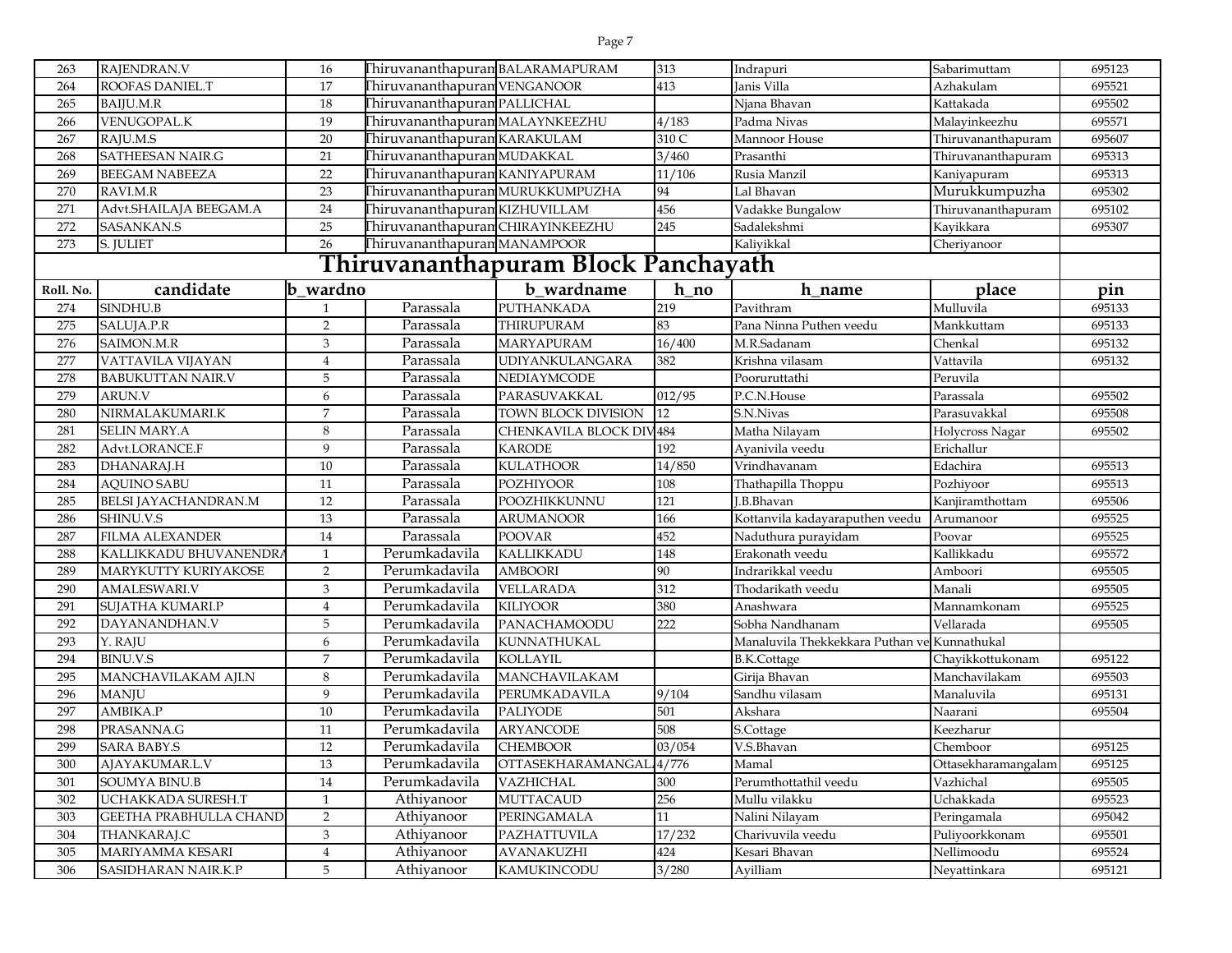| 263 | RAJENDRAN.V | 16 | Thiruvananthapuram | BALARAMAPURAM | 313 | Indrapuri | Sabarimuttam | 695123 |
|---|---|---|---|---|---|---|---|---|
| 264 | ROOFAS DANIEL.T | 17 | Thiruvananthapuram | VENGANOOR | 413 | Janis Villa | Azhakulam | 695521 |
| 265 | BAIJU.M.R | 18 | Thiruvananthapuram | PALLICHAL | | Njana Bhavan | Kattakada | 695502 |
| 266 | VENUGOPAL.K | 19 | Thiruvananthapuram | MALAYNKEEZHU | 4/183 | Padma Nivas | Malayinkeezhu | 695571 |
| 267 | RAJU.M.S | 20 | Thiruvananthapuram | KARAKULAM | 310 C | Mannoor House | Thiruvananthapuram | 695607 |
| 268 | SATHEESAN NAIR.G | 21 | Thiruvananthapuram | MUDAKKAL | 3/460 | Prasanthi | Thiruvananthapuram | 695313 |
| 269 | BEEGAM NABEEZA | 22 | Thiruvananthapuram | KANIYAPURAM | 11/106 | Rusia Manzil | Kaniyapuram | 695313 |
| 270 | RAVI.M.R | 23 | Thiruvananthapuram | MURUKKUMPUZHA | 94 | Lal Bhavan | Murukkumpuzha | 695302 |
| 271 | Advt.SHAILAJA BEEGAM.A | 24 | Thiruvananthapuram | KIZHUVILLAM | 456 | Vadakke Bungalow | Thiruvananthapuram | 695102 |
| 272 | SASANKAN.S | 25 | Thiruvananthapuram | CHIRAYINKEEZHU | 245 | Sadalekshmi | Kayikkara | 695307 |
| 273 | S. JULIET | 26 | Thiruvananthapuram | MANAMPOOR | | Kaliyikkal | Cheriyanoor | |

## Thiruvananthapuram Block Panchayath

| Roll. No. | candidate | b_wardno | | b_wardname | h_no | h_name | place | pin |
|---|---|---|---|---|---|---|---|---|
| 274 | SINDHU.B | 1 | Parassala | PUTHANKADA | 219 | Pavithram | Mulluvila | 695133 |
| 275 | SALUJA.P.R | 2 | Parassala | THIRUPURAM | 83 | Pana Ninna Puthen veedu | Mankkuttam | 695133 |
| 276 | SAIMON.M.R | 3 | Parassala | MARYAPURAM | 16/400 | M.R.Sadanam | Chenkal | 695132 |
| 277 | VATTAVILA VIJAYAN | 4 | Parassala | UDIYANKULANGARA | 382 | Krishna vilasam | Vattavila | 695132 |
| 278 | BABUKUTTAN NAIR.V | 5 | Parassala | NEDIAYMCODE | | Poorurutathi | Peruvila | |
| 279 | ARUN.V | 6 | Parassala | PARASUVAKKAL | 012/95 | P.C.N.House | Parassala | 695502 |
| 280 | NIRMALAKUMARI.K | 7 | Parassala | TOWN BLOCK DIVISION | 12 | S.N.Nivas | Parasuvakkal | 695508 |
| 281 | SELIN MARY.A | 8 | Parassala | CHENKAVILA BLOCK DIV | 484 | Matha Nilayam | Holycross Nagar | 695502 |
| 282 | Advt.LORANCE.F | 9 | Parassala | KARODE | 192 | Ayanivila veedu | Erichallur | |
| 283 | DHANARAJ.H | 10 | Parassala | KULATHOOR | 14/850 | Vrindhavanam | Edachira | 695513 |
| 284 | AQUINO SABU | 11 | Parassala | POZHIYOOR | 108 | Thathapilla Thoppu | Pozhiyoor | 695513 |
| 285 | BELSI JAYACHANDRAN.M | 12 | Parassala | POOZHIKKUNNU | 121 | J.B.Bhavan | Kanjiramthottam | 695506 |
| 286 | SHINU.V.S | 13 | Parassala | ARUMANOOR | 166 | Kottanvila kadayaraputhen veedu | Arumanoor | 695525 |
| 287 | FILMA ALEXANDER | 14 | Parassala | POOVAR | 452 | Naduthura purayidam | Poovar | 695525 |
| 288 | KALLIKKADU BHUVANENDRA | 1 | Perumkadavila | KALLIKKADU | 148 | Erakonath veedu | Kallikkadu | 695572 |
| 289 | MARYKUTTY KURIYAKOSE | 2 | Perumkadavila | AMBOORI | 90 | Indrarikkal veedu | Amboori | 695505 |
| 290 | AMALESWARI.V | 3 | Perumkadavila | VELLARADA | 312 | Thodarikath veedu | Manali | 695505 |
| 291 | SUJATHA KUMARI.P | 4 | Perumkadavila | KILIYOOR | 380 | Anashwara | Mannamkonam | 695525 |
| 292 | DAYANANDHAN.V | 5 | Perumkadavila | PANACHAMOODU | 222 | Sobha Nandhanam | Vellarada | 695505 |
| 293 | Y. RAJU | 6 | Perumkadavila | KUNNATHUKAL | | Manaluvila Thekkekkara Puthan ve | Kunnathukal | |
| 294 | BINU.V.S | 7 | Perumkadavila | KOLLAYIL | | B.K.Cottage | Chayikkottukonam | 695122 |
| 295 | MANCHAVILAKAM AJI.N | 8 | Perumkadavila | MANCHAVILAKAM | | Girija Bhavan | Manchavilakam | 695503 |
| 296 | MANJU | 9 | Perumkadavila | PERUMKADAVILA | 9/104 | Sandhu vilasam | Manaluvila | 695131 |
| 297 | AMBIKA.P | 10 | Perumkadavila | PALIYODE | 501 | Akshara | Naarani | 695504 |
| 298 | PRASANNA.G | 11 | Perumkadavila | ARYANCODE | 508 | S.Cottage | Keezharur | |
| 299 | SARA BABY.S | 12 | Perumkadavila | CHEMBOOR | 03/054 | V.S.Bhavan | Chemboor | 695125 |
| 300 | AJAYAKUMAR.L.V | 13 | Perumkadavila | OTTASEKHARAMANGAL | 4/776 | Mamal | Ottasekharamangalam | 695125 |
| 301 | SOUMYA BINU.B | 14 | Perumkadavila | VAZHICHAL | 300 | Perumthottathil veedu | Vazhichal | 695505 |
| 302 | UCHAKKADA SURESH.T | 1 | Athiyanoor | MUTTACAUD | 256 | Mullu vilakku | Uchakkada | 695523 |
| 303 | GEETHA PRABHULLA CHAND | 2 | Athiyanoor | PERINGAMALA | 11 | Nalini Nilayam | Peringamala | 695042 |
| 304 | THANKARAJ.C | 3 | Athiyanoor | PAZHATTUVILA | 17/232 | Charivuvila veedu | Puliyoorkkonam | 695501 |
| 305 | MARIYAMMA KESARI | 4 | Athiyanoor | AVANAKUZHI | 424 | Kesari Bhavan | Nellimoodu | 695524 |
| 306 | SASIDHARAN NAIR.K.P | 5 | Athiyanoor | KAMUKINCODU | 3/280 | Ayilliam | Neyattinkara | 695121 |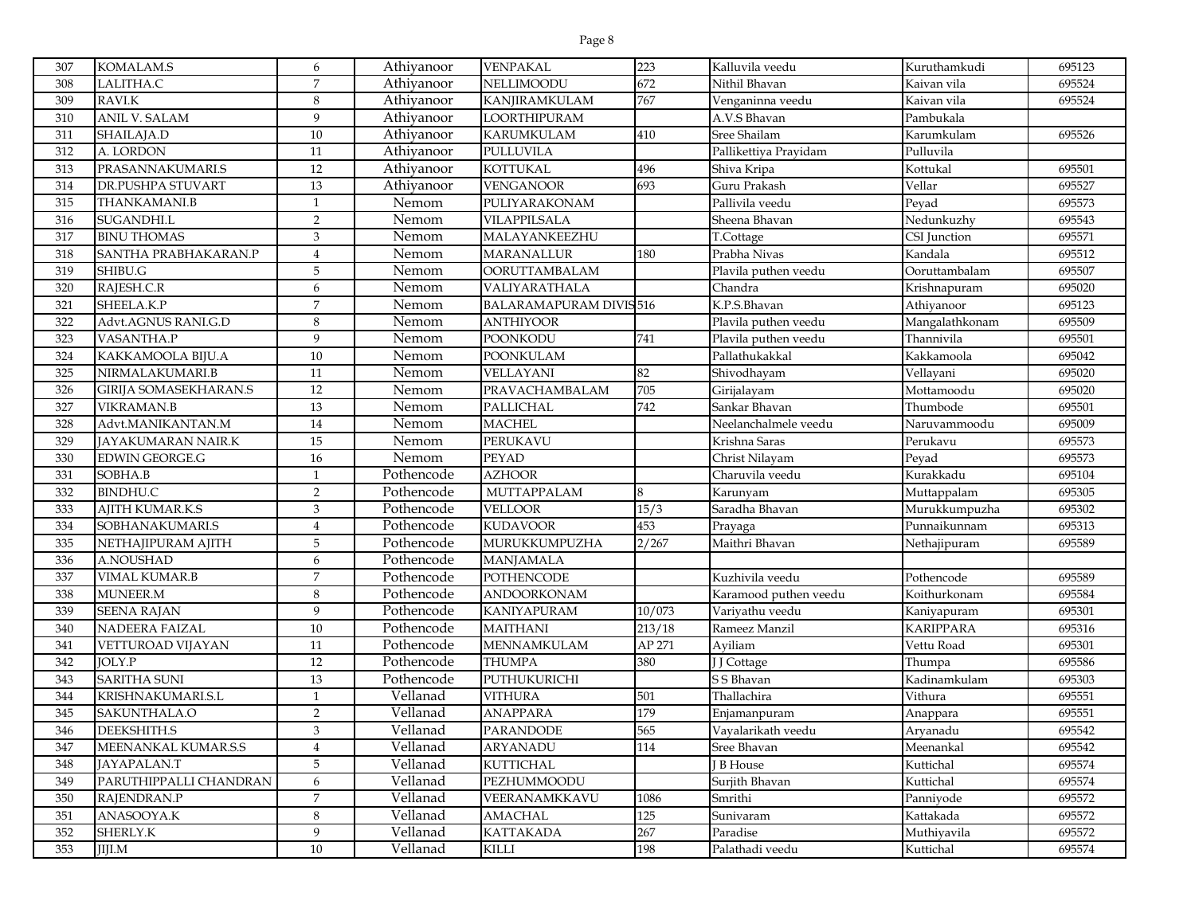| 307 | KOMALAM.S | 6 | Athiyanoor | VENPAKAL | 223 | Kalluvila veedu | Kuruthamkudi | 695123 |
|---|---|---|---|---|---|---|---|---|
| 308 | LALITHA.C | 7 | Athiyanoor | NELLIMOODU | 672 | Nithil Bhavan | Kaivan vila | 695524 |
| 309 | RAVI.K | 8 | Athiyanoor | KANJIRAMKULAM | 767 | Venganinna veedu | Kaivan vila | 695524 |
| 310 | ANIL V. SALAM | 9 | Athiyanoor | LOORTHIPURAM | | A.V.S Bhavan | Pambukala | |
| 311 | SHAILAJA.D | 10 | Athiyanoor | KARUMKULAM | 410 | Sree Shailam | Karumkulam | 695526 |
| 312 | A. LORDON | 11 | Athiyanoor | PULLUVILA | | Pallikettiya Prayidam | Pulluvila | |
| 313 | PRASANNAKUMARI.S | 12 | Athiyanoor | KOTTUKAL | 496 | Shiva Kripa | Kottukal | 695501 |
| 314 | DR.PUSHPA STUVART | 13 | Athiyanoor | VENGANOOR | 693 | Guru Prakash | Vellar | 695527 |
| 315 | THANKAMANI.B | 1 | Nemom | PULIYARAKONAM | | Pallivila veedu | Peyad | 695573 |
| 316 | SUGANDHI.L | 2 | Nemom | VILAPPILSALA | | Sheena Bhavan | Nedunkuzhy | 695543 |
| 317 | BINU THOMAS | 3 | Nemom | MALAYANKEEZHU | | T.Cottage | CSI Junction | 695571 |
| 318 | SANTHA PRABHAKARAN.P | 4 | Nemom | MARANALLUR | 180 | Prabha Nivas | Kandala | 695512 |
| 319 | SHIBU.G | 5 | Nemom | OORUTTAMBALAM | | Plavila puthen veedu | Ooruttambalam | 695507 |
| 320 | RAJESH.C.R | 6 | Nemom | VALIYARATHALA | | Chandra | Krishnapuram | 695020 |
| 321 | SHEELA.K.P | 7 | Nemom | BALARAMAPURAM DIVIS | 516 | K.P.S.Bhavan | Athiyanoor | 695123 |
| 322 | Advt.AGNUS RANI.G.D | 8 | Nemom | ANTHIYOOR | | Plavila puthen veedu | Mangalathkonam | 695509 |
| 323 | VASANTHA.P | 9 | Nemom | POONKODU | 741 | Plavila puthen veedu | Thannivila | 695501 |
| 324 | KAKKAMOOLA BIJU.A | 10 | Nemom | POONKULAM | | Pallathukakkal | Kakkamoola | 695042 |
| 325 | NIRMALAKUMARI.B | 11 | Nemom | VELLAYANI | 82 | Shivodhayam | Vellayani | 695020 |
| 326 | GIRIJA SOMASEKHARAN.S | 12 | Nemom | PRAVACHAMBALAM | 705 | Girijalayam | Mottamoodu | 695020 |
| 327 | VIKRAMAN.B | 13 | Nemom | PALLICHAL | 742 | Sankar Bhavan | Thumbode | 695501 |
| 328 | Advt.MANIKANTAN.M | 14 | Nemom | MACHEL | | Neelanchalmele veedu | Naruvammoodu | 695009 |
| 329 | JAYAKUMARAN NAIR.K | 15 | Nemom | PERUKAVU | | Krishna Saras | Perukavu | 695573 |
| 330 | EDWIN GEORGE.G | 16 | Nemom | PEYAD | | Christ Nilayam | Peyad | 695573 |
| 331 | SOBHA.B | 1 | Pothencode | AZHOOR | | Charuvila veedu | Kurakkadu | 695104 |
| 332 | BINDHU.C | 2 | Pothencode | MUTTAPPALAM | 8 | Karunyam | Muttappalam | 695305 |
| 333 | AJITH KUMAR.K.S | 3 | Pothencode | VELLOOR | 15/3 | Saradha Bhavan | Murukkumpuzha | 695302 |
| 334 | SOBHANAKUMARI.S | 4 | Pothencode | KUDAVOOR | 453 | Prayaga | Punnaikunnam | 695313 |
| 335 | NETHAJIPURAM AJITH | 5 | Pothencode | MURUKKUMPUZHA | 2/267 | Maithri Bhavan | Nethajipuram | 695589 |
| 336 | A.NOUSHAD | 6 | Pothencode | MANJAMALA | | | | |
| 337 | VIMAL KUMAR.B | 7 | Pothencode | POTHENCODE | | Kuzhivila veedu | Pothencode | 695589 |
| 338 | MUNEER.M | 8 | Pothencode | ANDOORKONAM | | Karamood puthen veedu | Koithurkonam | 695584 |
| 339 | SEENA RAJAN | 9 | Pothencode | KANIYAPURAM | 10/073 | Variyathu veedu | Kaniyapuram | 695301 |
| 340 | NADEERA FAIZAL | 10 | Pothencode | MAITHANI | 213/18 | Rameez Manzil | KARIPPARA | 695316 |
| 341 | VETTUROAD VIJAYAN | 11 | Pothencode | MENNAMKULAM | AP 271 | Ayiliam | Vettu Road | 695301 |
| 342 | JOLY.P | 12 | Pothencode | THUMPA | 380 | J J Cottage | Thumpa | 695586 |
| 343 | SARITHA SUNI | 13 | Pothencode | PUTHUKURICHI | | S S Bhavan | Kadinamkulam | 695303 |
| 344 | KRISHNAKUMARI.S.L | 1 | Vellanad | VITHURA | 501 | Thallachira | Vithura | 695551 |
| 345 | SAKUNTHALA.O | 2 | Vellanad | ANAPPARA | 179 | Enjamanpuram | Anappara | 695551 |
| 346 | DEEKSHITH.S | 3 | Vellanad | PARANDODE | 565 | Vayalarikath veedu | Aryanadu | 695542 |
| 347 | MEENANKAL KUMAR.S.S | 4 | Vellanad | ARYANADU | 114 | Sree Bhavan | Meenankal | 695542 |
| 348 | JAYAPALAN.T | 5 | Vellanad | KUTTICHAL | | J B House | Kuttichal | 695574 |
| 349 | PARUTHIPPALLI CHANDRAN | 6 | Vellanad | PEZHUMMOODU | | Surjith Bhavan | Kuttichal | 695574 |
| 350 | RAJENDRAN.P | 7 | Vellanad | VEERANAMKKAVU | 1086 | Smrithi | Panniyode | 695572 |
| 351 | ANASOOYA.K | 8 | Vellanad | AMACHAL | 125 | Sunivaram | Kattakada | 695572 |
| 352 | SHERLY.K | 9 | Vellanad | KATTAKADA | 267 | Paradise | Muthiyavila | 695572 |
| 353 | JIJI.M | 10 | Vellanad | KILLI | 198 | Palathadi veedu | Kuttichal | 695574 |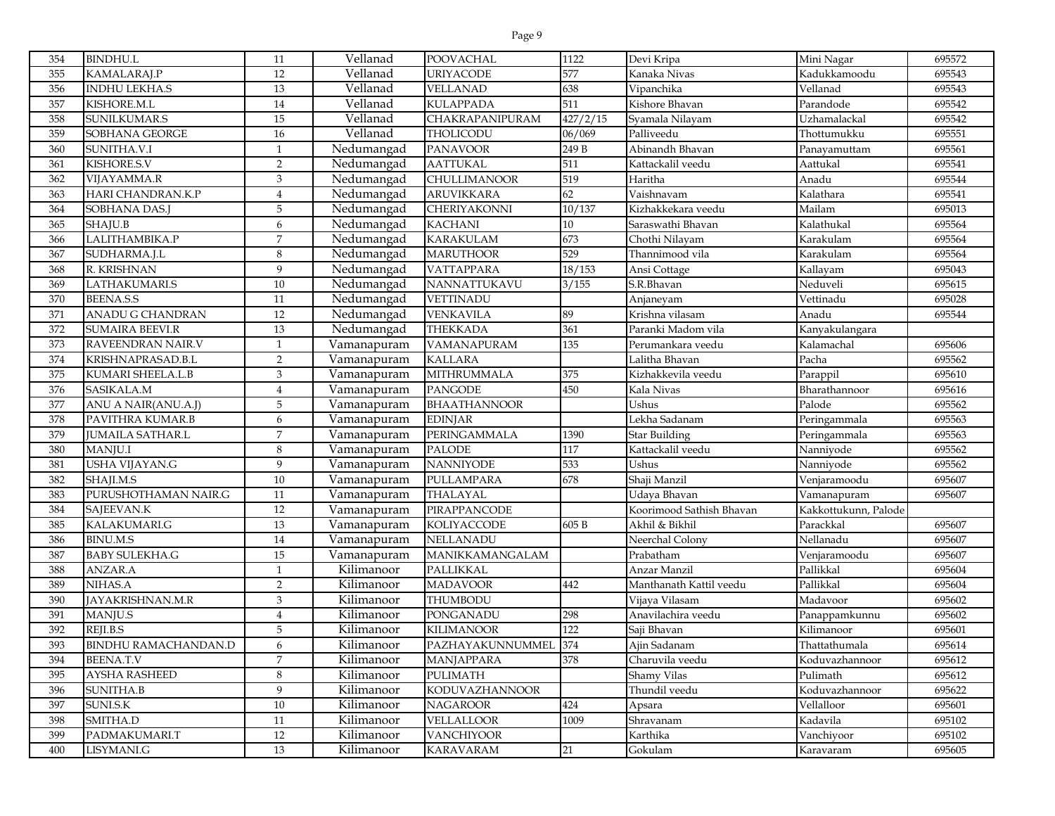| 354 | BINDHU.L | 11 | Vellanad | POOVACHAL | 1122 | Devi Kripa | Mini Nagar | 695572 |
|---|---|---|---|---|---|---|---|---|
| 355 | KAMALARAJ.P | 12 | Vellanad | URIYACODE | 577 | Kanaka Nivas | Kadukkamoodu | 695543 |
| 356 | INDHU LEKHA.S | 13 | Vellanad | VELLANAD | 638 | Vipanchika | Vellanad | 695543 |
| 357 | KISHORE.M.L | 14 | Vellanad | KULAPPADA | 511 | Kishore Bhavan | Parandode | 695542 |
| 358 | SUNILKUMAR.S | 15 | Vellanad | CHAKRAPANIPURAM | 427/2/15 | Syamala Nilayam | Uzhamalackal | 695542 |
| 359 | SOBHANA GEORGE | 16 | Vellanad | THOLICODU | 06/069 | Palliveedu | Thottumukku | 695551 |
| 360 | SUNITHA.V.I | 1 | Nedumangad | PANAVOOR | 249 B | Abinandh Bhavan | Panayamuttam | 695561 |
| 361 | KISHORE.S.V | 2 | Nedumangad | AATTUKAL | 511 | Kattackalil veedu | Aattukal | 695541 |
| 362 | VIJAYAMMA.R | 3 | Nedumangad | CHULLIMANOOR | 519 | Haritha | Anadu | 695544 |
| 363 | HARI CHANDRAN.K.P | 4 | Nedumangad | ARUVIKKARA | 62 | Vaishnavam | Kalathara | 695541 |
| 364 | SOBHANA DAS.J | 5 | Nedumangad | CHERIYAKONNI | 10/137 | Kizhakkekara veedu | Mailam | 695013 |
| 365 | SHAJU.B | 6 | Nedumangad | KACHANI | 10 | Saraswathi Bhavan | Kalathukal | 695564 |
| 366 | LALITHAMBIKA.P | 7 | Nedumangad | KARAKULAM | 673 | Chothi Nilayam | Karakulam | 695564 |
| 367 | SUDHARMA.J.L | 8 | Nedumangad | MARUTHOOR | 529 | Thannimood vila | Karakulam | 695564 |
| 368 | R. KRISHNAN | 9 | Nedumangad | VATTAPPARA | 18/153 | Ansi Cottage | Kallayam | 695043 |
| 369 | LATHAKUMARI.S | 10 | Nedumangad | NANNATTUKAVU | 3/155 | S.R.Bhavan | Neduveli | 695615 |
| 370 | BEENA.S.S | 11 | Nedumangad | VETTINADU | | Anjaneyam | Vettinadu | 695028 |
| 371 | ANADU G CHANDRAN | 12 | Nedumangad | VENKAVILA | 89 | Krishna vilasam | Anadu | 695544 |
| 372 | SUMAIRA BEEVI.R | 13 | Nedumangad | THEKKADA | 361 | Paranki Madom vila | Kanyakulangara | |
| 373 | RAVEENDRAN NAIR.V | 1 | Vamanapuram | VAMANAPURAM | 135 | Perumankara veedu | Kalamachal | 695606 |
| 374 | KRISHNAPRASAD.B.L | 2 | Vamanapuram | KALLARA | | Lalitha Bhavan | Pacha | 695562 |
| 375 | KUMARI SHEELA.L.B | 3 | Vamanapuram | MITHRUMMALA | 375 | Kizhakkevila veedu | Parappil | 695610 |
| 376 | SASIKALA.M | 4 | Vamanapuram | PANGODE | 450 | Kala Nivas | Bharathannoor | 695616 |
| 377 | ANU A NAIR(ANU.A.J) | 5 | Vamanapuram | BHAATHANNOOR | | Ushus | Palode | 695562 |
| 378 | PAVITHRA KUMAR.B | 6 | Vamanapuram | EDINJAR | | Lekha Sadanam | Peringammala | 695563 |
| 379 | JUMAILA SATHAR.L | 7 | Vamanapuram | PERINGAMMALA | 1390 | Star Building | Peringammala | 695563 |
| 380 | MANJU.I | 8 | Vamanapuram | PALODE | 117 | Kattackalil veedu | Nanniyode | 695562 |
| 381 | USHA VIJAYAN.G | 9 | Vamanapuram | NANNIYODE | 533 | Ushus | Nanniyode | 695562 |
| 382 | SHAJI.M.S | 10 | Vamanapuram | PULLAMPARA | 678 | Shaji Manzil | Venjaramoodu | 695607 |
| 383 | PURUSHOTHAMAN NAIR.G | 11 | Vamanapuram | THALAYAL | | Udaya Bhavan | Vamanapuram | 695607 |
| 384 | SAJEEVAN.K | 12 | Vamanapuram | PIRAPPANCODE | | Koorimood Sathish Bhavan | Kakkottukunn, Palode | |
| 385 | KALAKUMARI.G | 13 | Vamanapuram | KOLIYACCODE | 605 B | Akhil & Bikhil | Parackkal | 695607 |
| 386 | BINU.M.S | 14 | Vamanapuram | NELLANADU | | Neerchal Colony | Nellanadu | 695607 |
| 387 | BABY SULEKHA.G | 15 | Vamanapuram | MANIKKAMANGALAM | | Prabatham | Venjaramoodu | 695607 |
| 388 | ANZAR.A | 1 | Kilimanoor | PALLIKKAL | | Anzar Manzil | Pallikkal | 695604 |
| 389 | NIHAS.A | 2 | Kilimanoor | MADAVOOR | 442 | Manthanath Kattil veedu | Pallikkal | 695604 |
| 390 | JAYAKRISHNAN.M.R | 3 | Kilimanoor | THUMBODU | | Vijaya Vilasam | Madavoor | 695602 |
| 391 | MANJU.S | 4 | Kilimanoor | PONGANADU | 298 | Anavilachira veedu | Panappamkunnu | 695602 |
| 392 | REJI.B.S | 5 | Kilimanoor | KILIMANOOR | 122 | Saji Bhavan | Kilimanoor | 695601 |
| 393 | BINDHU RAMACHANDAN.D | 6 | Kilimanoor | PAZHAYAKUNNUMMEL | 374 | Ajin Sadanam | Thattathumala | 695614 |
| 394 | BEENA.T.V | 7 | Kilimanoor | MANJAPPARA | 378 | Charuvila veedu | Koduvazhannoor | 695612 |
| 395 | AYSHA RASHEED | 8 | Kilimanoor | PULIMATH | | Shamy Vilas | Pulimath | 695612 |
| 396 | SUNITHA.B | 9 | Kilimanoor | KODUVAZHANNOOR | | Thundil veedu | Koduvazhannoor | 695622 |
| 397 | SUNI.S.K | 10 | Kilimanoor | NAGAROOR | 424 | Apsara | Vellalloor | 695601 |
| 398 | SMITHA.D | 11 | Kilimanoor | VELLALLOOR | 1009 | Shravanam | Kadavila | 695102 |
| 399 | PADMAKUMARI.T | 12 | Kilimanoor | VANCHIYOOR | | Karthika | Vanchiyoor | 695102 |
| 400 | LISYMANI.G | 13 | Kilimanoor | KARAVARAM | 21 | Gokulam | Karavaram | 695605 |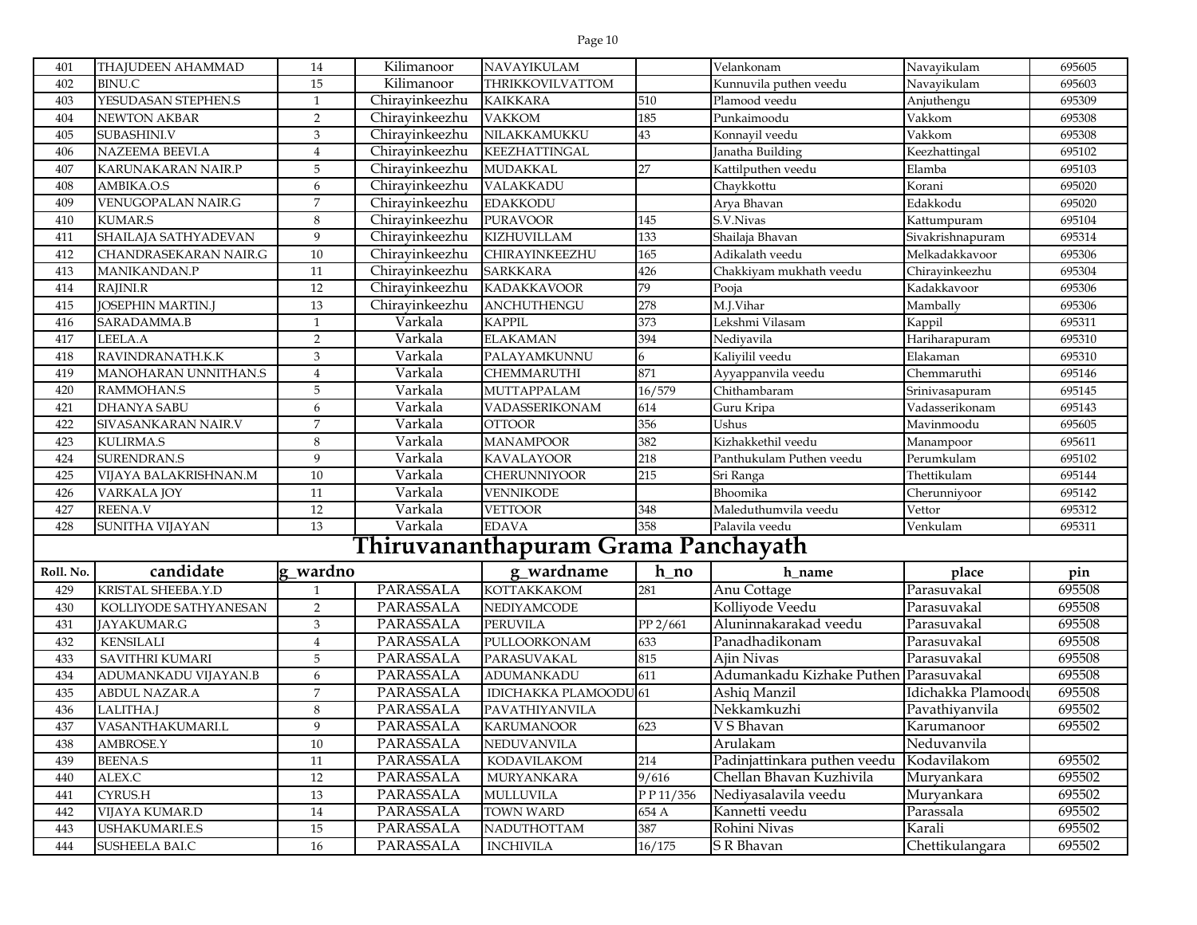| 401 | THAJUDEEN AHAMMAD | 14 | Kilimanoor | NAVAYIKULAM | | Velankonam | Navayikulam | 695605 |
|---|---|---|---|---|---|---|---|---|
| 402 | BINU.C | 15 | Kilimanoor | THRIKKOVILVATTOM | | Kunnuvila puthen veedu | Navayikulam | 695603 |
| 403 | YESUDASAN STEPHEN.S | 1 | Chirayinkeezhu | KAIKKARA | 510 | Plamood veedu | Anjuthengu | 695309 |
| 404 | NEWTON AKBAR | 2 | Chirayinkeezhu | VAKKOM | 185 | Punkaimoodu | Vakkom | 695308 |
| 405 | SUBASHINI.V | 3 | Chirayinkeezhu | NILAKKAMUKKU | 43 | Konnayil veedu | Vakkom | 695308 |
| 406 | NAZEEMA BEEVI.A | 4 | Chirayinkeezhu | KEEZHATTINGAL | | Janatha Building | Keezhattingal | 695102 |
| 407 | KARUNAKARAN NAIR.P | 5 | Chirayinkeezhu | MUDAKKAL | 27 | Kattilputhen veedu | Elamba | 695103 |
| 408 | AMBIKA.O.S | 6 | Chirayinkeezhu | VALAKKADU | | Chaykkottu | Korani | 695020 |
| 409 | VENUGOPALAN NAIR.G | 7 | Chirayinkeezhu | EDAKKODU | | Arya Bhavan | Edakkodu | 695020 |
| 410 | KUMAR.S | 8 | Chirayinkeezhu | PURAVOOR | 145 | S.V.Nivas | Kattumpuram | 695104 |
| 411 | SHAILAJA SATHYADEVAN | 9 | Chirayinkeezhu | KIZHUVILLAM | 133 | Shailaja Bhavan | Sivakrishnapuram | 695314 |
| 412 | CHANDRASEKARAN NAIR.G | 10 | Chirayinkeezhu | CHIRAYINKEEZHU | 165 | Adikalath veedu | Melkadakkavoor | 695306 |
| 413 | MANIKANDAN.P | 11 | Chirayinkeezhu | SARKKARA | 426 | Chakkiyam mukhath veedu | Chirayinkeezhu | 695304 |
| 414 | RAJINI.R | 12 | Chirayinkeezhu | KADAKKAVOOR | 79 | Pooja | Kadakkavoor | 695306 |
| 415 | JOSEPHIN MARTIN.J | 13 | Chirayinkeezhu | ANCHUTHENGU | 278 | M.J.Vihar | Mambally | 695306 |
| 416 | SARADAMMA.B | 1 | Varkala | KAPPIL | 373 | Lekshmi Vilasam | Kappil | 695311 |
| 417 | LEELA.A | 2 | Varkala | ELAKAMAN | 394 | Nediyavila | Hariharapuram | 695310 |
| 418 | RAVINDRANATH.K.K | 3 | Varkala | PALAYAMKUNNU | 6 | Kaliyilil veedu | Elakaman | 695310 |
| 419 | MANOHARAN UNNITHAN.S | 4 | Varkala | CHEMMARUTHI | 871 | Ayyappanvila veedu | Chemmaruthi | 695146 |
| 420 | RAMMOHAN.S | 5 | Varkala | MUTTAPPALAM | 16/579 | Chithambaram | Srinivasapuram | 695145 |
| 421 | DHANYA SABU | 6 | Varkala | VADASSERIKONAM | 614 | Guru Kripa | Vadasserikonam | 695143 |
| 422 | SIVASANKARAN NAIR.V | 7 | Varkala | OTTOOR | 356 | Ushus | Mavinmoodu | 695605 |
| 423 | KULIRMA.S | 8 | Varkala | MANAMPOOR | 382 | Kizhakkethil veedu | Manampoor | 695611 |
| 424 | SURENDRAN.S | 9 | Varkala | KAVALAYOOR | 218 | Panthukulam Puthen veedu | Perumkulam | 695102 |
| 425 | VIJAYA BALAKRISHNAN.M | 10 | Varkala | CHERUNNIYOOR | 215 | Sri Ranga | Thettikulam | 695144 |
| 426 | VARKALA JOY | 11 | Varkala | VENNIKODE | | Bhoomika | Cherunniyoor | 695142 |
| 427 | REENA.V | 12 | Varkala | VETTOOR | 348 | Maleduthumvila veedu | Vettor | 695312 |
| 428 | SUNITHA VIJAYAN | 13 | Varkala | EDAVA | 358 | Palavila veedu | Venkulam | 695311 |

## Thiruvananthapuram Grama Panchayath

| Roll. No. | candidate | g_wardno | | g_wardname | h_no | h_name | place | pin |
|---|---|---|---|---|---|---|---|---|
| 429 | KRISTAL SHEEBA.Y.D | 1 | PARASSALA | KOTTAKKAKOM | 281 | Anu Cottage | Parasuvakal | 695508 |
| 430 | KOLLIYODE SATHYANESAN | 2 | PARASSALA | NEDIYAMCODE | | Kolliyode Veedu | Parasuvakal | 695508 |
| 431 | JAYAKUMAR.G | 3 | PARASSALA | PERUVILA | PP 2/661 | Aluninnakarakad veedu | Parasuvakal | 695508 |
| 432 | KENSILALI | 4 | PARASSALA | PULLOORKONAM | 633 | Panadhadikonam | Parasuvakal | 695508 |
| 433 | SAVITHRI KUMARI | 5 | PARASSALA | PARASUVAKAL | 815 | Ajin Nivas | Parasuvakal | 695508 |
| 434 | ADUMANKADU VIJAYAN.B | 6 | PARASSALA | ADUMANKADU | 611 | Adumankadu Kizhake Puthen | Parasuvakal | 695508 |
| 435 | ABDUL NAZAR.A | 7 | PARASSALA | IDICHAKKA PLAMOODU | 61 | Ashiq Manzil | Idichakka Plamoodu | 695508 |
| 436 | LALITHA.J | 8 | PARASSALA | PAVATHIYANVILA | | Nekkamkuzhi | Pavathiyanvila | 695502 |
| 437 | VASANTHAKUMARI.L | 9 | PARASSALA | KARUMANOOR | 623 | V S Bhavan | Karumanoor | 695502 |
| 438 | AMBROSE.Y | 10 | PARASSALA | NEDUVANVILA | | Arulakam | Neduvanvila | |
| 439 | BEENA.S | 11 | PARASSALA | KODAVILAKOM | 214 | Padinjattinkara puthen veedu | Kodavilakom | 695502 |
| 440 | ALEX.C | 12 | PARASSALA | MURYANKARA | 9/616 | Chellan Bhavan Kuzhivila | Muryankara | 695502 |
| 441 | CYRUS.H | 13 | PARASSALA | MULLUVILA | P P 11/356 | Nediyasalavila veedu | Muryankara | 695502 |
| 442 | VIJAYA KUMAR.D | 14 | PARASSALA | TOWN WARD | 654 A | Kannetti veedu | Parassala | 695502 |
| 443 | USHAKUMARI.E.S | 15 | PARASSALA | NADUTHOTTAM | 387 | Rohini Nivas | Karali | 695502 |
| 444 | SUSHEELA BAI.C | 16 | PARASSALA | INCHIVILA | 16/175 | S R Bhavan | Chettikulangara | 695502 |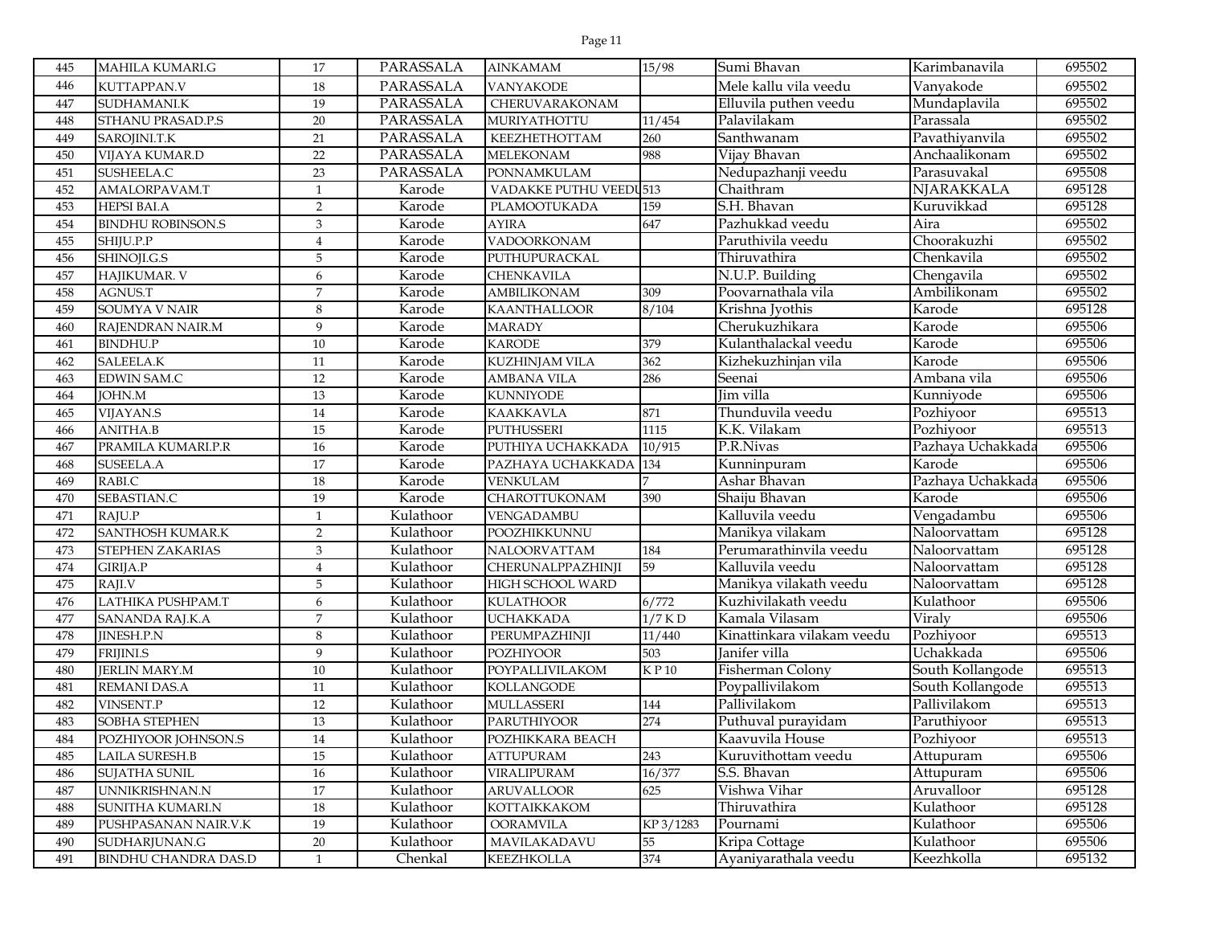| 445 | MAHILA KUMARI.G | 17 | PARASSALA | AINKAMAM | 15/98 | Sumi Bhavan | Karimbanavila | 695502 |
|---|---|---|---|---|---|---|---|---|
| 446 | KUTTAPPAN.V | 18 | PARASSALA | VANYAKODE | | Mele kallu vila veedu | Vanyakode | 695502 |
| 447 | SUDHAMANI.K | 19 | PARASSALA | CHERUVARAKONAM | | Elluvila puthen veedu | Mundaplavila | 695502 |
| 448 | STHANU PRASAD.P.S | 20 | PARASSALA | MURIYATHOTTU | 11/454 | Palavilakam | Parassala | 695502 |
| 449 | SAROJINI.T.K | 21 | PARASSALA | KEEZHETHOTTAM | 260 | Santhwanam | Pavathiyanvila | 695502 |
| 450 | VIJAYA KUMAR.D | 22 | PARASSALA | MELEKONAM | 988 | Vijay Bhavan | Anchaalikonam | 695502 |
| 451 | SUSHEELA.C | 23 | PARASSALA | PONNAMKULAM | | Nedupazhanji veedu | Parasuvakal | 695508 |
| 452 | AMALORPAVAM.T | 1 | Karode | VADAKKE PUTHU VEEDU | 513 | Chaithram | NJARAKKALA | 695128 |
| 453 | HEPSI BAI.A | 2 | Karode | PLAMOOTUKADA | 159 | S.H. Bhavan | Kuruvikkad | 695128 |
| 454 | BINDHU ROBINSON.S | 3 | Karode | AYIRA | 647 | Pazhukkad veedu | Aira | 695502 |
| 455 | SHIJU.P.P | 4 | Karode | VADOORKONAM | | Paruthivila veedu | Choorakuzhi | 695502 |
| 456 | SHINOJI.G.S | 5 | Karode | PUTHUPURACKAL | | Thiruvathira | Chenkavila | 695502 |
| 457 | HAJIKUMAR. V | 6 | Karode | CHENKAVILA | | N.U.P. Building | Chengavila | 695502 |
| 458 | AGNUS.T | 7 | Karode | AMBILIKONAM | 309 | Poovarnathala vila | Ambilikonam | 695502 |
| 459 | SOUMYA V NAIR | 8 | Karode | KAANTHALLOOR | 8/104 | Krishna Jyothis | Karode | 695128 |
| 460 | RAJENDRAN NAIR.M | 9 | Karode | MARADY | | Cherukuzhikara | Karode | 695506 |
| 461 | BINDHU.P | 10 | Karode | KARODE | 379 | Kulanthalackal veedu | Karode | 695506 |
| 462 | SALEELA.K | 11 | Karode | KUZHINJAM VILA | 362 | Kizhekuzhinjan vila | Karode | 695506 |
| 463 | EDWIN SAM.C | 12 | Karode | AMBANA VILA | 286 | Seenai | Ambana vila | 695506 |
| 464 | JOHN.M | 13 | Karode | KUNNIYODE | | Jim villa | Kunniyode | 695506 |
| 465 | VIJAYAN.S | 14 | Karode | KAAKKAVLA | 871 | Thunduvila veedu | Pozhiyoor | 695513 |
| 466 | ANITHA.B | 15 | Karode | PUTHUSSERI | 1115 | K.K. Vilakam | Pozhiyoor | 695513 |
| 467 | PRAMILA KUMARI.P.R | 16 | Karode | PUTHIYA UCHAKKADA | 10/915 | P.R.Nivas | Pazhaya Uchakkada | 695506 |
| 468 | SUSEELA.A | 17 | Karode | PAZHAYA UCHAKKADA | 134 | Kunninpuram | Karode | 695506 |
| 469 | RABI.C | 18 | Karode | VENKULAM | 7 | Ashar Bhavan | Pazhaya Uchakkada | 695506 |
| 470 | SEBASTIAN.C | 19 | Karode | CHAROTTUKONAM | 390 | Shaiju Bhavan | Karode | 695506 |
| 471 | RAJU.P | 1 | Kulathoor | VENGADAMBU | | Kalluvila veedu | Vengadambu | 695506 |
| 472 | SANTHOSH KUMAR.K | 2 | Kulathoor | POOZHIKKUNNU | | Manikya vilakam | Naloorvattam | 695128 |
| 473 | STEPHEN ZAKARIAS | 3 | Kulathoor | NALOORVATTAM | 184 | Perumarathinvila veedu | Naloorvattam | 695128 |
| 474 | GIRIJA.P | 4 | Kulathoor | CHERUNALPPAZHINJI | 59 | Kalluvila veedu | Naloorvattam | 695128 |
| 475 | RAJI.V | 5 | Kulathoor | HIGH SCHOOL WARD | | Manikya vilakath veedu | Naloorvattam | 695128 |
| 476 | LATHIKA PUSHPAM.T | 6 | Kulathoor | KULATHOOR | 6/772 | Kuzhivilakath veedu | Kulathoor | 695506 |
| 477 | SANANDA RAJ.K.A | 7 | Kulathoor | UCHAKKADA | 1/7 K D | Kamala Vilasam | Viraly | 695506 |
| 478 | JINESH.P.N | 8 | Kulathoor | PERUMPAZHINJI | 11/440 | Kinattinkara vilakam veedu | Pozhiyoor | 695513 |
| 479 | FRIJINI.S | 9 | Kulathoor | POZHIYOOR | 503 | Janifer villa | Uchakkada | 695506 |
| 480 | JERLIN MARY.M | 10 | Kulathoor | POYPALLIVILAKOM | K P 10 | Fisherman Colony | South Kollangode | 695513 |
| 481 | REMANI DAS.A | 11 | Kulathoor | KOLLANGODE | | Poypallivilakom | South Kollangode | 695513 |
| 482 | VINSENT.P | 12 | Kulathoor | MULLASSERI | 144 | Pallivilakom | Pallivilakom | 695513 |
| 483 | SOBHA STEPHEN | 13 | Kulathoor | PARUTHIYOOR | 274 | Puthuval purayidam | Paruthiyoor | 695513 |
| 484 | POZHIYOOR JOHNSON.S | 14 | Kulathoor | POZHIKKARA BEACH | | Kaavuvila House | Pozhiyoor | 695513 |
| 485 | LAILA SURESH.B | 15 | Kulathoor | ATTUPURAM | 243 | Kuruvithottam veedu | Attupuram | 695506 |
| 486 | SUJATHA SUNIL | 16 | Kulathoor | VIRALIPURAM | 16/377 | S.S. Bhavan | Attupuram | 695506 |
| 487 | UNNIKRISHNAN.N | 17 | Kulathoor | ARUVALLOOR | 625 | Vishwa Vihar | Aruvalloor | 695128 |
| 488 | SUNITHA KUMARI.N | 18 | Kulathoor | KOTTAIKKAKOM | | Thiruvathira | Kulathoor | 695128 |
| 489 | PUSHPASANAN NAIR.V.K | 19 | Kulathoor | OORAMVILA | KP 3/1283 | Pournami | Kulathoor | 695506 |
| 490 | SUDHARJUNAN.G | 20 | Kulathoor | MAVILAKADAVU | 55 | Kripa Cottage | Kulathoor | 695506 |
| 491 | BINDHU CHANDRA DAS.D | 1 | Chenkal | KEEZHKOLLA | 374 | Ayaniyarathala veedu | Keezhkolla | 695132 |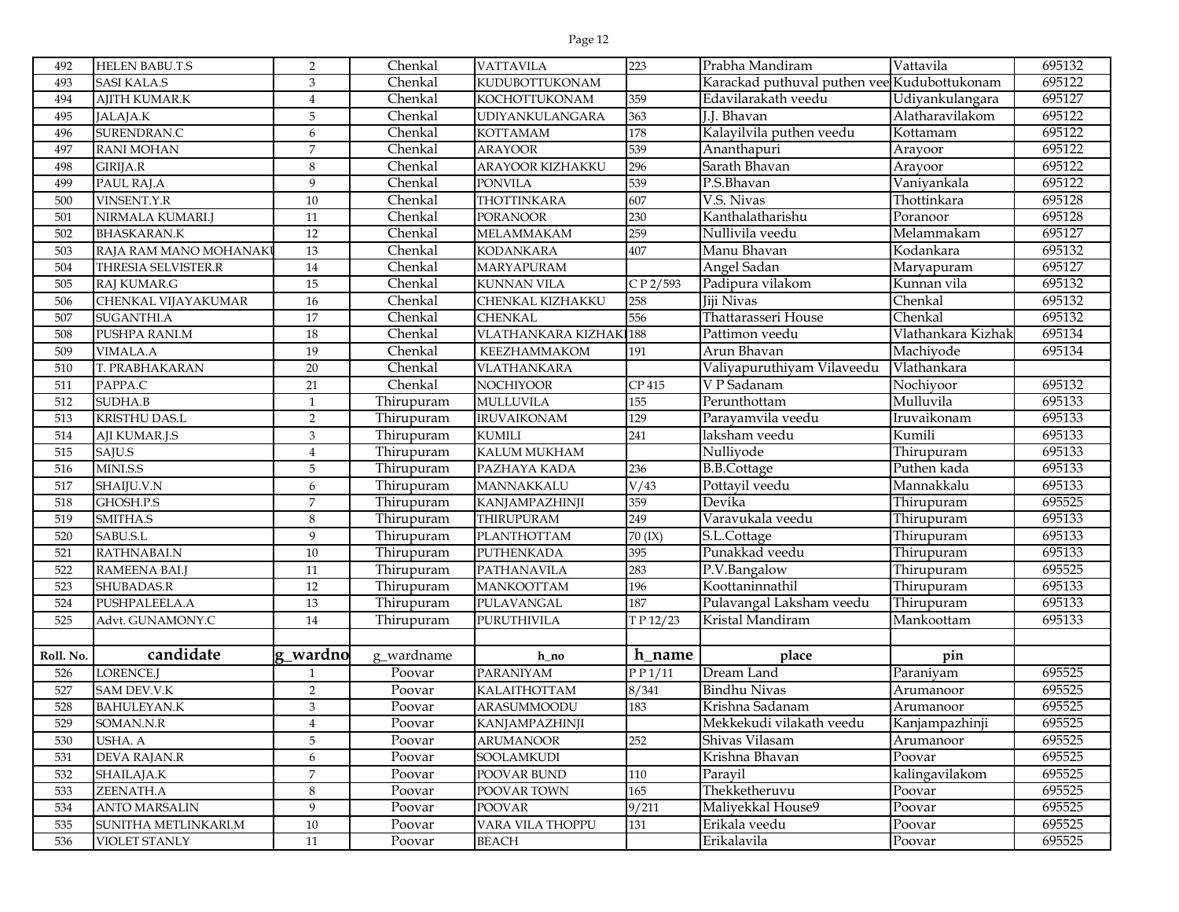| Roll. No. | candidate | g_wardno | g_wardname | h_no | h_name | place | pin | |
|---|---|---|---|---|---|---|---|---|
| 492 | HELEN BABU.T.S | 2 | Chenkal | VATTAVILA | 223 | Prabha Mandiram | Vattavila | 695132 |
| 493 | SASI KALA.S | 3 | Chenkal | KUDUBOTTUKONAM | | Karackad puthuval puthen vee | Kudubottukonam | 695122 |
| 494 | AJITH KUMAR.K | 4 | Chenkal | KOCHOTTUKONAM | 359 | Edavilarakath veedu | Udiyankulangara | 695127 |
| 495 | JALAJA.K | 5 | Chenkal | UDIYANKULANGARA | 363 | J.J. Bhavan | Alatharavilakom | 695122 |
| 496 | SURENDRAN.C | 6 | Chenkal | KOTTAMAM | 178 | Kalayilvila puthen veedu | Kottamam | 695122 |
| 497 | RANI MOHAN | 7 | Chenkal | ARAYOOR | 539 | Ananthapuri | Arayoor | 695122 |
| 498 | GIRIJA.R | 8 | Chenkal | ARAYOOR KIZHAKKU | 296 | Sarath Bhavan | Arayoor | 695122 |
| 499 | PAUL RAJ.A | 9 | Chenkal | PONVILA | 539 | P.S.Bhavan | Vaniyankala | 695122 |
| 500 | VINSENT.Y.R | 10 | Chenkal | THOTTINKARA | 607 | V.S. Nivas | Thottinkara | 695128 |
| 501 | NIRMALA KUMARI.J | 11 | Chenkal | PORANOOR | 230 | Kanthalatharishu | Poranoor | 695128 |
| 502 | BHASKARAN.K | 12 | Chenkal | MELAMMAKAM | 259 | Nullivila veedu | Melammakam | 695127 |
| 503 | RAJA RAM MANO MOHANAKU | 13 | Chenkal | KODANKARA | 407 | Manu Bhavan | Kodankara | 695132 |
| 504 | THRESIA SELVISTER.R | 14 | Chenkal | MARYAPURAM | | Angel Sadan | Maryapuram | 695127 |
| 505 | RAJ KUMAR.G | 15 | Chenkal | KUNNAN VILA | C P 2/593 | Padipura vilakom | Kunnan vila | 695132 |
| 506 | CHENKAL VIJAYAKUMAR | 16 | Chenkal | CHENKAL KIZHAKKU | 258 | Jiji Nivas | Chenkal | 695132 |
| 507 | SUGANTHI.A | 17 | Chenkal | CHENKAL | 556 | Thattarasseri House | Chenkal | 695132 |
| 508 | PUSHPA RANI.M | 18 | Chenkal | VLATHANKARA KIZHAKK | 188 | Pattimon veedu | Vlathankara Kizhak | 695134 |
| 509 | VIMALA.A | 19 | Chenkal | KEEZHAMMAKOM | 191 | Arun Bhavan | Machiyode | 695134 |
| 510 | T. PRABHAKARAN | 20 | Chenkal | VLATHANKARA | | Valiyapuruthiyam Vilaveedu | Vlathankara | |
| 511 | PAPPA.C | 21 | Chenkal | NOCHIYOOR | CP 415 | V P Sadanam | Nochiyoor | 695132 |
| 512 | SUDHA.B | 1 | Thirupuram | MULLUVILA | 155 | Perunthottam | Mulluvila | 695133 |
| 513 | KRISTHU DAS.L | 2 | Thirupuram | IRUVAIKONAM | 129 | Parayamvila veedu | Iruvaikonam | 695133 |
| 514 | AJI KUMAR.J.S | 3 | Thirupuram | KUMILI | 241 | laksham veedu | Kumili | 695133 |
| 515 | SAJU.S | 4 | Thirupuram | KALUM MUKHAM | | Nulliyode | Thirupuram | 695133 |
| 516 | MINI.S.S | 5 | Thirupuram | PAZHAYA KADA | 236 | B.B.Cottage | Puthen kada | 695133 |
| 517 | SHAIJU.V.N | 6 | Thirupuram | MANNAKKALU | V/43 | Pottayil veedu | Mannakkalu | 695133 |
| 518 | GHOSH.P.S | 7 | Thirupuram | KANJAMPAZHINJI | 359 | Devika | Thirupuram | 695525 |
| 519 | SMITHA.S | 8 | Thirupuram | THIRUPURAM | 249 | Varavukala veedu | Thirupuram | 695133 |
| 520 | SABU.S.L | 9 | Thirupuram | PLANTHOTTAM | 70 (IX) | S.L.Cottage | Thirupuram | 695133 |
| 521 | RATHNABAI.N | 10 | Thirupuram | PUTHENKADA | 395 | Punakkad veedu | Thirupuram | 695133 |
| 522 | RAMEENA BAI.J | 11 | Thirupuram | PATHANAVILA | 283 | P.V.Bangalow | Thirupuram | 695525 |
| 523 | SHUBADAS.R | 12 | Thirupuram | MANKOOTTAM | 196 | Koottaninnathil | Thirupuram | 695133 |
| 524 | PUSHPALEELA.A | 13 | Thirupuram | PULAVANGAL | 187 | Pulavangal Laksham veedu | Thirupuram | 695133 |
| 525 | Advt. GUNAMONY.C | 14 | Thirupuram | PURUTHIVILA | T P 12/23 | Kristal Mandiram | Mankoottam | 695133 |
| | | | | | | | | |
| **Roll. No.** | **candidate** | **g_wardno** | **g_wardname** | **h_no** | **h_name** | **place** | **pin** | |
| 526 | LORENCE.J | 1 | Poovar | PARANIYAM | P P 1/11 | Dream Land | Paraniyam | 695525 |
| 527 | SAM DEV.V.K | 2 | Poovar | KALAITHOTTAM | 8/341 | Bindhu Nivas | Arumanoor | 695525 |
| 528 | BAHULEYAN.K | 3 | Poovar | ARASUMMOODU | 183 | Krishna Sadanam | Arumanoor | 695525 |
| 529 | SOMAN.N.R | 4 | Poovar | KANJAMPAZHINJI | | Mekkekudi vilakath veedu | Kanjampazhinji | 695525 |
| 530 | USHA. A | 5 | Poovar | ARUMANOOR | 252 | Shivas Vilasam | Arumanoor | 695525 |
| 531 | DEVA RAJAN.R | 6 | Poovar | SOOLAMKUDI | | Krishna Bhavan | Poovar | 695525 |
| 532 | SHAILAJA.K | 7 | Poovar | POOVAR BUND | 110 | Parayil | kalingavilakom | 695525 |
| 533 | ZEENATH.A | 8 | Poovar | POOVAR TOWN | 165 | Thekketheruvu | Poovar | 695525 |
| 534 | ANTO MARSALIN | 9 | Poovar | POOVAR | 9/211 | Maliyekkal House9 | Poovar | 695525 |
| 535 | SUNITHA METLINKARI.M | 10 | Poovar | VARA VILA THOPPU | 131 | Erikala veedu | Poovar | 695525 |
| 536 | VIOLET STANLY | 11 | Poovar | BEACH | | Erikalavila | Poovar | 695525 |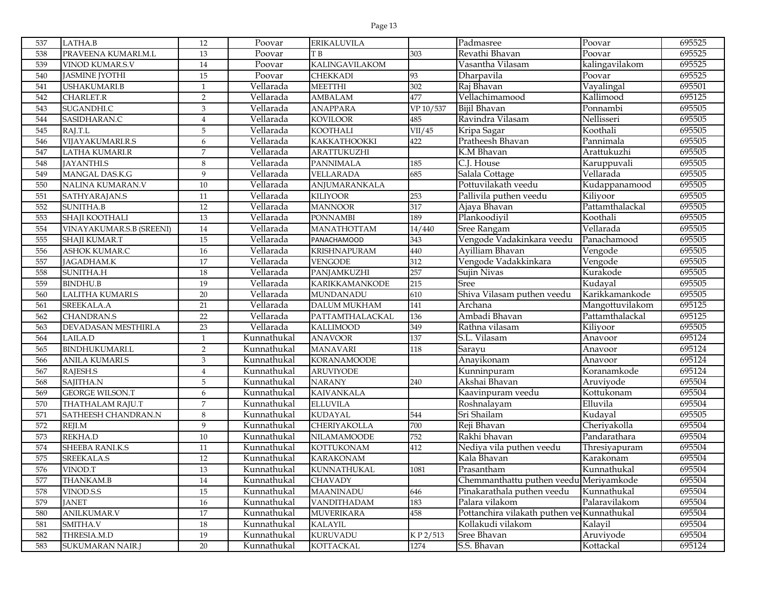| 537 | LATHA.B | 12 | Poovar | ERIKALUVILA | | Padmasree | Poovar | 695525 |
|---|---|---|---|---|---|---|---|---|
| 538 | PRAVEENA KUMARI.M.L | 13 | Poovar | T B | 303 | Revathi Bhavan | Poovar | 695525 |
| 539 | VINOD KUMAR.S.V | 14 | Poovar | KALINGAVILAKOM | | Vasantha Vilasam | kalingavilakom | 695525 |
| 540 | JASMINE JYOTHI | 15 | Poovar | CHEKKADI | 93 | Dharpavila | Poovar | 695525 |
| 541 | USHAKUMARI.B | 1 | Vellarada | MEETTHI | 302 | Raj Bhavan | Vayalingal | 695501 |
| 542 | CHARLET.R | 2 | Vellarada | AMBALAM | 477 | Vellachimamood | Kallimood | 695125 |
| 543 | SUGANDHI.C | 3 | Vellarada | ANAPPARA | VP 10/537 | Bijil Bhavan | Ponnambi | 695505 |
| 544 | SASIDHARAN.C | 4 | Vellarada | KOVILOOR | 485 | Ravindra Vilasam | Nellisseri | 695505 |
| 545 | RAJ.T.L | 5 | Vellarada | KOOTHALI | VII/45 | Kripa Sagar | Koothali | 695505 |
| 546 | VIJAYAKUMARI.R.S | 6 | Vellarada | KAKKATHOOKKI | 422 | Pratheesh Bhavan | Pannimala | 695505 |
| 547 | LATHA KUMARI.R | 7 | Vellarada | ARATTUKUZHI | | K.M Bhavan | Arattukuzhi | 695505 |
| 548 | JAYANTHI.S | 8 | Vellarada | PANNIMALA | 185 | C.J. House | Karuppuvali | 695505 |
| 549 | MANGAL DAS.K.G | 9 | Vellarada | VELLARADA | 685 | Salala Cottage | Vellarada | 695505 |
| 550 | NALINA KUMARAN.V | 10 | Vellarada | ANJUMARANKALA | | Pottuvilakath veedu | Kudappanamood | 695505 |
| 551 | SATHYARAJAN.S | 11 | Vellarada | KILIYOOR | 253 | Pallivila puthen veedu | Kiliyoor | 695505 |
| 552 | SUNITHA.B | 12 | Vellarada | MANNOOR | 317 | Ajaya Bhavan | Pattamthalackal | 695505 |
| 553 | SHAJI KOOTHALI | 13 | Vellarada | PONNAMBI | 189 | Plankoodiyil | Koothali | 695505 |
| 554 | VINAYAKUMAR.S.B (SREENI) | 14 | Vellarada | MANATHOTTAM | 14/440 | Sree Rangam | Vellarada | 695505 |
| 555 | SHAJI KUMAR.T | 15 | Vellarada | PANACHAMOOD | 343 | Vengode Vadakinkara veedu | Panachamood | 695505 |
| 556 | ASHOK KUMAR.C | 16 | Vellarada | KRISHNAPURAM | 440 | Ayilliam Bhavan | Vengode | 695505 |
| 557 | JAGADHAM.K | 17 | Vellarada | VENGODE | 312 | Vengode Vadakkinkara | Vengode | 695505 |
| 558 | SUNITHA.H | 18 | Vellarada | PANJAMKUZHI | 257 | Sujin Nivas | Kurakode | 695505 |
| 559 | BINDHU.B | 19 | Vellarada | KARIKKAMANKODE | 215 | Sree | Kudayal | 695505 |
| 560 | LALITHA KUMARI.S | 20 | Vellarada | MUNDANADU | 610 | Shiva Vilasam puthen veedu | Karikkamankode | 695505 |
| 561 | SREEKALA.A | 21 | Vellarada | DALUM MUKHAM | 141 | Archana | Mangottuvilakom | 695125 |
| 562 | CHANDRAN.S | 22 | Vellarada | PATTAMTHALACKAL | 136 | Ambadi Bhavan | Pattamthalackal | 695125 |
| 563 | DEVADASAN MESTHIRI.A | 23 | Vellarada | KALLIMOOD | 349 | Rathna vilasam | Kiliyoor | 695505 |
| 564 | LAILA.D | 1 | Kunnathukal | ANAVOOR | 137 | S.L. Vilasam | Anavoor | 695124 |
| 565 | BINDHUKUMARI.L | 2 | Kunnathukal | MANAVARI | 118 | Sarayu | Anavoor | 695124 |
| 566 | ANILA KUMARI.S | 3 | Kunnathukal | KORANAMOODE | | Anayikonam | Anavoor | 695124 |
| 567 | RAJESH.S | 4 | Kunnathukal | ARUVIYODE | | Kunninpuram | Koranamkode | 695124 |
| 568 | SAJITHA.N | 5 | Kunnathukal | NARANY | 240 | Akshai Bhavan | Aruviyode | 695504 |
| 569 | GEORGE WILSON.T | 6 | Kunnathukal | KAIVANKALA | | Kaavinpuram veedu | Kottukonam | 695504 |
| 570 | THATHALAM RAJU.T | 7 | Kunnathukal | ELLUVILA | | Roshnalayam | Elluvila | 695504 |
| 571 | SATHEESH CHANDRAN.N | 8 | Kunnathukal | KUDAYAL | 544 | Sri Shailam | Kudayal | 695505 |
| 572 | REJI.M | 9 | Kunnathukal | CHERIYAKOLLA | 700 | Reji Bhavan | Cheriyakolla | 695504 |
| 573 | REKHA.D | 10 | Kunnathukal | NILAMAMOODE | 752 | Rakhi bhavan | Pandarathara | 695504 |
| 574 | SHEEBA RANI.K.S | 11 | Kunnathukal | KOTTUKONAM | 412 | Nediya vila puthen veedu | Thresiyapuram | 695504 |
| 575 | SREEKALA.S | 12 | Kunnathukal | KARAKONAM | | Kala Bhavan | Karakonam | 695504 |
| 576 | VINOD.T | 13 | Kunnathukal | KUNNATHUKAL | 1081 | Prasantham | Kunnathukal | 695504 |
| 577 | THANKAM.B | 14 | Kunnathukal | CHAVADY | | Chemmanthattu puthen veedu | Meriyamkode | 695504 |
| 578 | VINOD.S.S | 15 | Kunnathukal | MAANINADU | 646 | Pinakarathala puthen veedu | Kunnathukal | 695504 |
| 579 | JANET | 16 | Kunnathukal | VANDITHADAM | 183 | Palara vilakom | Palaravilakom | 695504 |
| 580 | ANILKUMAR.V | 17 | Kunnathukal | MUVERIKARA | 458 | Pottanchira vilakath puthen ve | Kunnathukal | 695504 |
| 581 | SMITHA.V | 18 | Kunnathukal | KALAYIL | | Kollakudi vilakom | Kalayil | 695504 |
| 582 | THRESIA.M.D | 19 | Kunnathukal | KURUVADU | K P 2/513 | Sree Bhavan | Aruviyode | 695504 |
| 583 | SUKUMARAN NAIR.J | 20 | Kunnathukal | KOTTACKAL | 1274 | S.S. Bhavan | Kottackal | 695124 |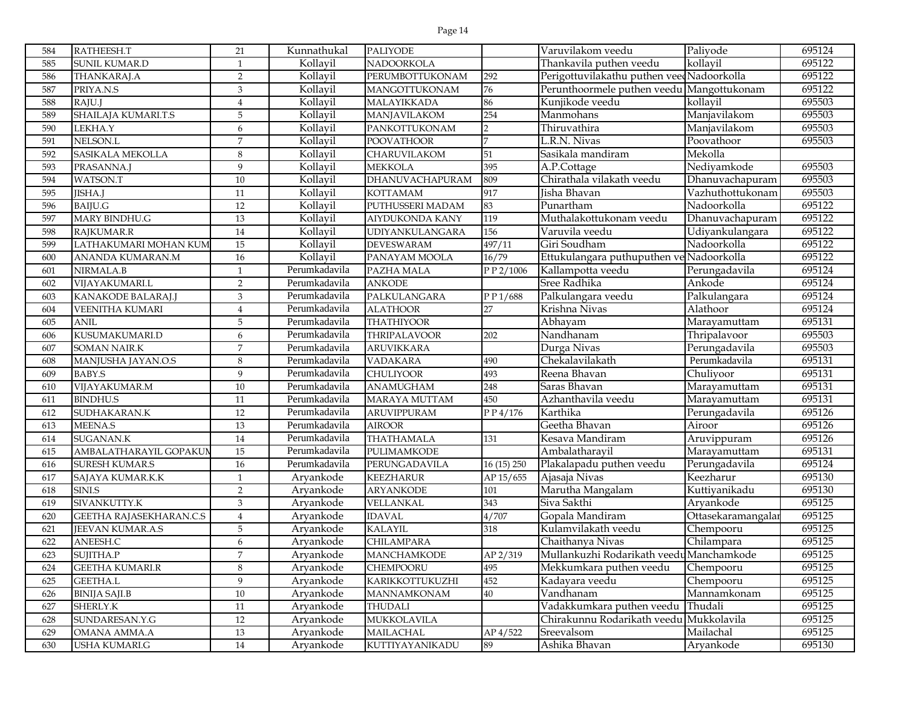| 584 | RATHEESH.T | 21 | Kunnathukal | PALIYODE | | Varuvilakom veedu | Paliyode | 695124 |
|---|---|---|---|---|---|---|---|---|
| 585 | SUNIL KUMAR.D | 1 | Kollayil | NADOORKOLA | | Thankavila puthen veedu | kollayil | 695122 |
| 586 | THANKARAJ.A | 2 | Kollayil | PERUMBOTTUKONAM | 292 | Perigottuvilakathu puthen veed | Nadoorkolla | 695122 |
| 587 | PRIYA.N.S | 3 | Kollayil | MANGOTTUKONAM | 76 | Perunthoormele puthen veedu | Mangottukonam | 695122 |
| 588 | RAJU.J | 4 | Kollayil | MALAYIKKADA | 86 | Kunjikode veedu | kollayil | 695503 |
| 589 | SHAILAJA KUMARI.T.S | 5 | Kollayil | MANJAVILAKOM | 254 | Manmohans | Manjavilakom | 695503 |
| 590 | LEKHA.Y | 6 | Kollayil | PANKOTTUKONAM | 2 | Thiruvathira | Manjavilakom | 695503 |
| 591 | NELSON.L | 7 | Kollayil | POOVATHOOR | 7 | L.R.N. Nivas | Poovathoor | 695503 |
| 592 | SASIKALA MEKOLLA | 8 | Kollayil | CHARUVILAKOM | 51 | Sasikala mandiram | Mekolla | |
| 593 | PRASANNA.J | 9 | Kollayil | MEKKOLA | 395 | A.P.Cottage | Nediyamkode | 695503 |
| 594 | WATSON.T | 10 | Kollayil | DHANUVACHAPURAM | 809 | Chirathala vilakath veedu | Dhanuvachapuram | 695503 |
| 595 | JISHA.J | 11 | Kollayil | KOTTAMAM | 917 | Jisha Bhavan | Vazhuthottukonam | 695503 |
| 596 | BAIJU.G | 12 | Kollayil | PUTHUSSERI MADAM | 83 | Punartham | Nadoorkolla | 695122 |
| 597 | MARY BINDHU.G | 13 | Kollayil | AIYDUKONDA KANY | 119 | Muthalakottukonam veedu | Dhanuvachapuram | 695122 |
| 598 | RAJKUMAR.R | 14 | Kollayil | UDIYANKULANGARA | 156 | Varuvila veedu | Udiyankulangara | 695122 |
| 599 | LATHAKUMARI MOHAN KUM | 15 | Kollayil | DEVESWARAM | 497/11 | Giri Soudham | Nadoorkolla | 695122 |
| 600 | ANANDA KUMARAN.M | 16 | Kollayil | PANAYAM MOOLA | 16/79 | Ettukulangara puthuputhen ve | Nadoorkolla | 695122 |
| 601 | NIRMALA.B | 1 | Perumkadavila | PAZHA MALA | P P 2/1006 | Kallampotta veedu | Perungadavila | 695124 |
| 602 | VIJAYAKUMARI.L | 2 | Perumkadavila | ANKODE | | Sree Radhika | Ankode | 695124 |
| 603 | KANAKODE BALARAJ.J | 3 | Perumkadavila | PALKULANGARA | P P 1/688 | Palkulangara veedu | Palkulangara | 695124 |
| 604 | VEENITHA KUMARI | 4 | Perumkadavila | ALATHOOR | 27 | Krishna Nivas | Alathoor | 695124 |
| 605 | ANIL | 5 | Perumkadavila | THATHIYOOR | | Abhayam | Marayamuttam | 695131 |
| 606 | KUSUMAKUMARI.D | 6 | Perumkadavila | THRIPALAVOOR | 202 | Nandhanam | Thripalavoor | 695503 |
| 607 | SOMAN NAIR.K | 7 | Perumkadavila | ARUVIKKARA | | Durga Nivas | Perungadavila | 695503 |
| 608 | MANJUSHA JAYAN.O.S | 8 | Perumkadavila | VADAKARA | 490 | Chekalavilakath | Perumkadavila | 695131 |
| 609 | BABY.S | 9 | Perumkadavila | CHULIYOOR | 493 | Reena Bhavan | Chuliyoor | 695131 |
| 610 | VIJAYAKUMAR.M | 10 | Perumkadavila | ANAMUGHAM | 248 | Saras Bhavan | Marayamuttam | 695131 |
| 611 | BINDHU.S | 11 | Perumkadavila | MARAYA MUTTAM | 450 | Azhanthavila veedu | Marayamuttam | 695131 |
| 612 | SUDHAKARAN.K | 12 | Perumkadavila | ARUVIPPURAM | P P 4/176 | Karthika | Perungadavila | 695126 |
| 613 | MEENA.S | 13 | Perumkadavila | AIROOR | | Geetha Bhavan | Airoor | 695126 |
| 614 | SUGANAN.K | 14 | Perumkadavila | THATHAMALA | 131 | Kesava Mandiram | Aruvippuram | 695126 |
| 615 | AMBALATHARAYIL GOPAKUM | 15 | Perumkadavila | PULIMAMKODE | | Ambalatharayil | Marayamuttam | 695131 |
| 616 | SURESH KUMAR.S | 16 | Perumkadavila | PERUNGADAVILA | 16 (15) 250 | Plakalapadu puthen veedu | Perungadavila | 695124 |
| 617 | SAJAYA KUMAR.K.K | 1 | Aryankode | KEEZHARUR | AP 15/655 | Ajasaja Nivas | Keezharur | 695130 |
| 618 | SINI.S | 2 | Aryankode | ARYANKODE | 101 | Marutha Mangalam | Kuttiyanikadu | 695130 |
| 619 | SIVANKUTTY.K | 3 | Aryankode | VELLANKAL | 343 | Siva Sakthi | Aryankode | 695125 |
| 620 | GEETHA RAJASEKHARAN.C.S | 4 | Aryankode | IDAVAL | 4/707 | Gopala Mandiram | Ottasekaramangalar | 695125 |
| 621 | JEEVAN KUMAR.A.S | 5 | Aryankode | KALAYIL | 318 | Kulamvilakath veedu | Chempooru | 695125 |
| 622 | ANEESH.C | 6 | Aryankode | CHILAMPARA | | Chaithanya Nivas | Chilampara | 695125 |
| 623 | SUJITHA.P | 7 | Aryankode | MANCHAMKODE | AP 2/319 | Mullankuzhi Rodarikath veedu | Manchamkode | 695125 |
| 624 | GEETHA KUMARI.R | 8 | Aryankode | CHEMPOORU | 495 | Mekkumkara puthen veedu | Chempooru | 695125 |
| 625 | GEETHA.L | 9 | Aryankode | KARIKKOTTUKUZHI | 452 | Kadayara veedu | Chempooru | 695125 |
| 626 | BINIJA SAJI.B | 10 | Aryankode | MANNAMKONAM | 40 | Vandhanam | Mannamkonam | 695125 |
| 627 | SHERLY.K | 11 | Aryankode | THUDALI | | Vadakkumkara puthen veedu | Thudali | 695125 |
| 628 | SUNDARESAN.Y.G | 12 | Aryankode | MUKKOLAVILA | | Chirakunnu Rodarikath veedu | Mukkolavila | 695125 |
| 629 | OMANA AMMA.A | 13 | Aryankode | MAILACHAL | AP 4/522 | Sreevalsom | Mailachal | 695125 |
| 630 | USHA KUMARI.G | 14 | Aryankode | KUTTIYAYANIKADU | 89 | Ashika Bhavan | Aryankode | 695130 |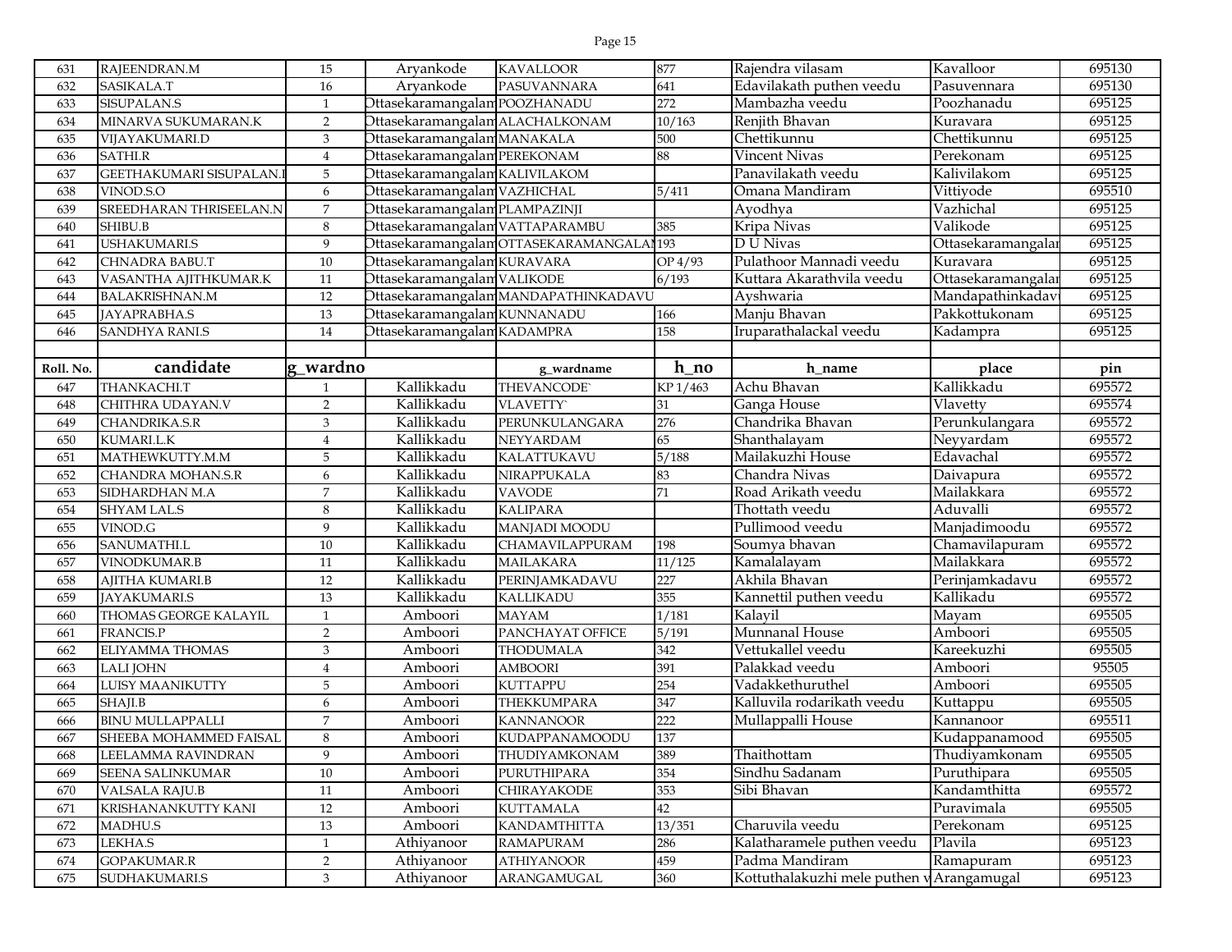| 631 | RAJEENDRAN.M | 15 | Aryankode | KAVALLOOR | 877 | Rajendra vilasam | Kavalloor | 695130 |
|---|---|---|---|---|---|---|---|---|
| 632 | SASIKALA.T | 16 | Aryankode | PASUVANNARA | 641 | Edavilakath puthen veedu | Pasuvennara | 695130 |
| 633 | SISUPALAN.S | 1 | Ottasekaramangalam | POOZHANADU | 272 | Mambazha veedu | Poozhanadu | 695125 |
| 634 | MINARVA SUKUMARAN.K | 2 | Ottasekaramangalam | ALACHALKONAM | 10/163 | Renjith Bhavan | Kuravara | 695125 |
| 635 | VIJAYAKUMARI.D | 3 | Ottasekaramangalam | MANAKALA | 500 | Chettikunnu | Chettikunnu | 695125 |
| 636 | SATHI.R | 4 | Ottasekaramangalam | PEREKONAM | 88 | Vincent Nivas | Perekonam | 695125 |
| 637 | GEETHAKUMARI SISUPALAN.I | 5 | Ottasekaramangalam | KALIVILAKOM | | Panavilakath veedu | Kalivilakom | 695125 |
| 638 | VINOD.S.O | 6 | Ottasekaramangalam | VAZHICHAL | 5/411 | Omana Mandiram | Vittiyode | 695510 |
| 639 | SREEDHARAN THRISEELAN.N | 7 | Ottasekaramangalam | PLAMPAZINJI | | Ayodhya | Vazhichal | 695125 |
| 640 | SHIBU.B | 8 | Ottasekaramangalam | VATTAPARAMBU | 385 | Kripa Nivas | Valikode | 695125 |
| 641 | USHAKUMARI.S | 9 | Ottasekaramangalam | OTTASEKARAMANGALAM | 193 | D U Nivas | Ottasekaramangalam | 695125 |
| 642 | CHNADRA BABU.T | 10 | Ottasekaramangalam | KURAVARA | OP 4/93 | Pulathoor Mannadi veedu | Kuravara | 695125 |
| 643 | VASANTHA AJITHKUMAR.K | 11 | Ottasekaramangalam | VALIKODE | 6/193 | Kuttara Akarathvila veedu | Ottasekaramangalam | 695125 |
| 644 | BALAKRISHNAN.M | 12 | Ottasekaramangalam | MANDAPATHINKADAVU | | Ayshwaria | Mandapathinkadavu | 695125 |
| 645 | JAYAPRABHA.S | 13 | Ottasekaramangalam | KUNNANADU | 166 | Manju Bhavan | Pakkottukonam | 695125 |
| 646 | SANDHYA RANI.S | 14 | Ottasekaramangalam | KADAMPRA | 158 | Iruparathalackal veedu | Kadampra | 695125 |
| | | | | | | | | |
| **Roll. No.** | **candidate** | **g_wardno** | | **g_wardname** | **h_no** | **h_name** | **place** | **pin** |
| 647 | THANKACHI.T | 1 | Kallikkadu | THEVANCODE` | KP 1/463 | Achu Bhavan | Kallikkadu | 695572 |
| 648 | CHITHRA UDAYAN.V | 2 | Kallikkadu | VLAVETTY` | 31 | Ganga House | Vlavetty | 695574 |
| 649 | CHANDRIKA.S.R | 3 | Kallikkadu | PERUNKULANGARA | 276 | Chandrika Bhavan | Perunkulangara | 695572 |
| 650 | KUMARI.L.K | 4 | Kallikkadu | NEYYARDAM | 65 | Shanthalayam | Neyyardam | 695572 |
| 651 | MATHEWKUTTY.M.M | 5 | Kallikkadu | KALATTUKAVU | 5/188 | Mailakuzhi House | Edavachal | 695572 |
| 652 | CHANDRA MOHAN.S.R | 6 | Kallikkadu | NIRAPPUKALA | 83 | Chandra Nivas | Daivapura | 695572 |
| 653 | SIDHARDHAN M.A | 7 | Kallikkadu | VAVODE | 71 | Road Arikath veedu | Mailakkara | 695572 |
| 654 | SHYAM LAL.S | 8 | Kallikkadu | KALIPARA | | Thottath veedu | Aduvalli | 695572 |
| 655 | VINOD.G | 9 | Kallikkadu | MANJADI MOODU | | Pullimood veedu | Manjadimoodu | 695572 |
| 656 | SANUMATHI.L | 10 | Kallikkadu | CHAMAVILAPPURAM | 198 | Soumya bhavan | Chamavilapuram | 695572 |
| 657 | VINODKUMAR.B | 11 | Kallikkadu | MAILAKARA | 11/125 | Kamalalayam | Mailakkara | 695572 |
| 658 | AJITHA KUMARI.B | 12 | Kallikkadu | PERINJAMKADAVU | 227 | Akhila Bhavan | Perinjamkadavu | 695572 |
| 659 | JAYAKUMARI.S | 13 | Kallikkadu | KALLIKADU | 355 | Kannettil puthen veedu | Kallikadu | 695572 |
| 660 | THOMAS GEORGE KALAYIL | 1 | Amboori | MAYAM | 1/181 | Kalayil | Mayam | 695505 |
| 661 | FRANCIS.P | 2 | Amboori | PANCHAYAT OFFICE | 5/191 | Munnanal House | Amboori | 695505 |
| 662 | ELIYAMMA THOMAS | 3 | Amboori | THODUMALA | 342 | Vettukallel veedu | Kareekuzhi | 695505 |
| 663 | LALI JOHN | 4 | Amboori | AMBOORI | 391 | Palakkad veedu | Amboori | 95505 |
| 664 | LUISY MAANIKUTTY | 5 | Amboori | KUTTAPPU | 254 | Vadakkethuruthel | Amboori | 695505 |
| 665 | SHAJI.B | 6 | Amboori | THEKKUMPARA | 347 | Kalluvila rodarikath veedu | Kuttappu | 695505 |
| 666 | BINU MULLAPPALLI | 7 | Amboori | KANNANOOR | 222 | Mullappalli House | Kannanoor | 695511 |
| 667 | SHEEBA MOHAMMED FAISAL | 8 | Amboori | KUDAPPANAMOODU | 137 | | Kudappanamood | 695505 |
| 668 | LEELAMMA RAVINDRAN | 9 | Amboori | THUDIYAMKONAM | 389 | Thaithottam | Thudiyamkonam | 695505 |
| 669 | SEENA SALINKUMAR | 10 | Amboori | PURUTHIPARA | 354 | Sindhu Sadanam | Puruthipara | 695505 |
| 670 | VALSALA RAJU.B | 11 | Amboori | CHIRAYAKODE | 353 | Sibi Bhavan | Kandamthitta | 695572 |
| 671 | KRISHANANKUTTY KANI | 12 | Amboori | KUTTAMALA | 42 | | Puravimala | 695505 |
| 672 | MADHU.S | 13 | Amboori | KANDAMTHITTA | 13/351 | Charuvila veedu | Perekonam | 695125 |
| 673 | LEKHA.S | 1 | Athiyanoor | RAMAPURAM | 286 | Kalatharamele puthen veedu | Plavila | 695123 |
| 674 | GOPAKUMAR.R | 2 | Athiyanoor | ATHIYANOOR | 459 | Padma Mandiram | Ramapuram | 695123 |
| 675 | SUDHAKUMARI.S | 3 | Athiyanoor | ARANGAMUGAL | 360 | Kottuthalakuzhi mele puthen v | Arangamugal | 695123 |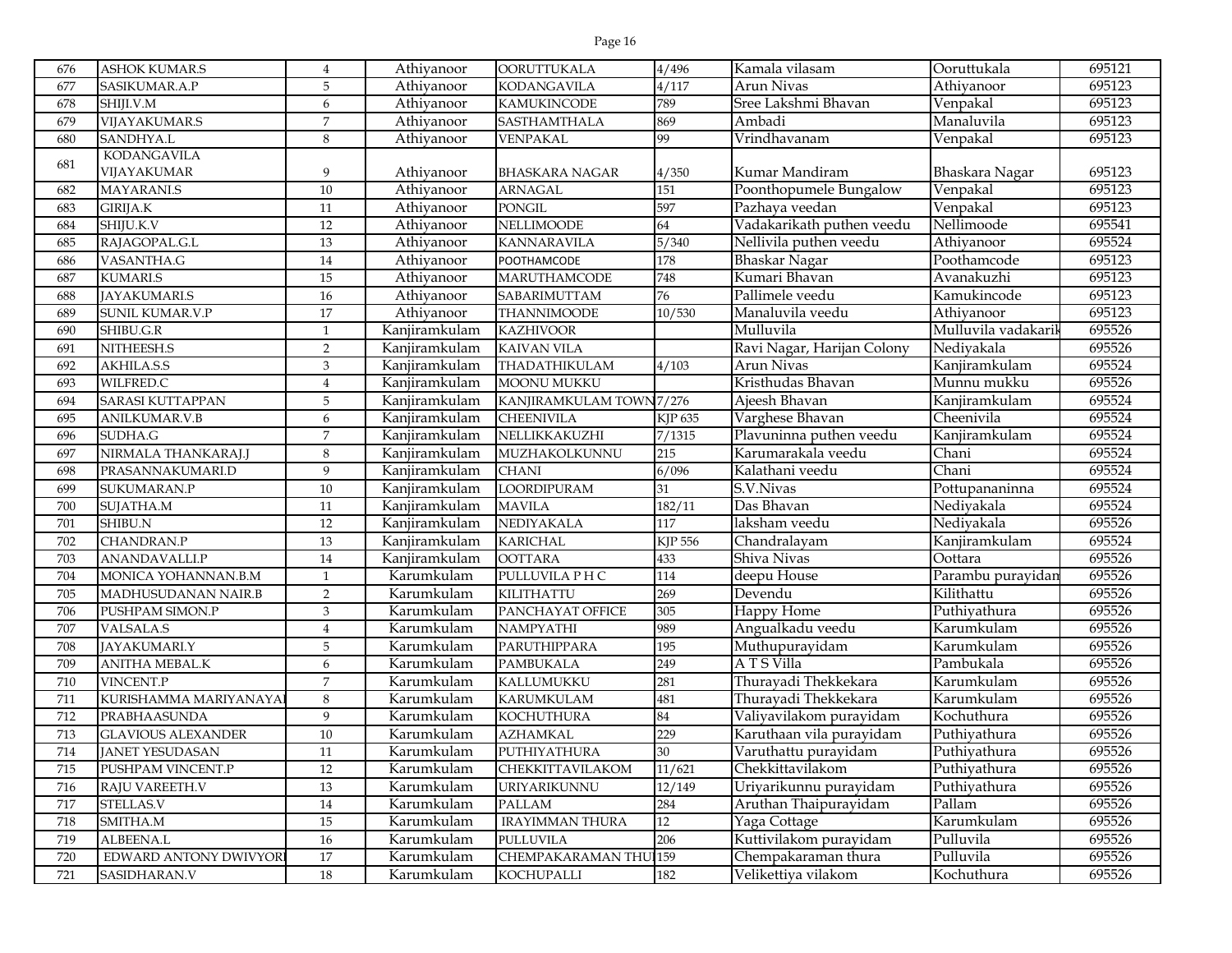| 676 | ASHOK KUMAR.S | 4 | Athiyanoor | OORUTTUKALA | 4/496 | Kamala vilasam | Ooruttukala | 695121 |
|---|---|---|---|---|---|---|---|---|
| 677 | SASIKUMAR.A.P | 5 | Athiyanoor | KODANGAVILA | 4/117 | Arun Nivas | Athiyanoor | 695123 |
| 678 | SHIJI.V.M | 6 | Athiyanoor | KAMUKINCODE | 789 | Sree Lakshmi Bhavan | Venpakal | 695123 |
| 679 | VIJAYAKUMAR.S | 7 | Athiyanoor | SASTHAMTHALA | 869 | Ambadi | Manaluvila | 695123 |
| 680 | SANDHYA.L | 8 | Athiyanoor | VENPAKAL | 99 | Vrindhavanam | Venpakal | 695123 |
| 681 | KODANGAVILA VIJAYAKUMAR | 9 | Athiyanoor | BHASKARA NAGAR | 4/350 | Kumar Mandiram | Bhaskara Nagar | 695123 |
| 682 | MAYARANI.S | 10 | Athiyanoor | ARNAGAL | 151 | Poonthopumele Bungalow | Venpakal | 695123 |
| 683 | GIRIJA.K | 11 | Athiyanoor | PONGIL | 597 | Pazhaya veedan | Venpakal | 695123 |
| 684 | SHIJU.K.V | 12 | Athiyanoor | NELLIMOODE | 64 | Vadakarikath puthen veedu | Nellimoode | 695541 |
| 685 | RAJAGOPAL.G.L | 13 | Athiyanoor | KANNARAVILA | 5/340 | Nellivila puthen veedu | Athiyanoor | 695524 |
| 686 | VASANTHA.G | 14 | Athiyanoor | POOTHAMCODE | 178 | Bhaskar Nagar | Poothamcode | 695123 |
| 687 | KUMARI.S | 15 | Athiyanoor | MARUTHAMCODE | 748 | Kumari Bhavan | Avanakuzhi | 695123 |
| 688 | JAYAKUMARI.S | 16 | Athiyanoor | SABARIMUTTAM | 76 | Pallimele veedu | Kamukincode | 695123 |
| 689 | SUNIL KUMAR.V.P | 17 | Athiyanoor | THANNIMOODE | 10/530 | Manaluvila veedu | Athiyanoor | 695123 |
| 690 | SHIBU.G.R | 1 | Kanjiramkulam | KAZHIVOOR | | Mulluvila | Mulluvila vadakarik | 695526 |
| 691 | NITHEESH.S | 2 | Kanjiramkulam | KAIVAN VILA | | Ravi Nagar, Harijan Colony | Nediyakala | 695526 |
| 692 | AKHILA.S.S | 3 | Kanjiramkulam | THADATHIKULAM | 4/103 | Arun Nivas | Kanjiramkulam | 695524 |
| 693 | WILFRED.C | 4 | Kanjiramkulam | MOONU MUKKU | | Kristhudas Bhavan | Munnu mukku | 695526 |
| 694 | SARASI KUTTAPPAN | 5 | Kanjiramkulam | KANJIRAMKULAM TOWN | 7/276 | Ajeesh Bhavan | Kanjiramkulam | 695524 |
| 695 | ANILKUMAR.V.B | 6 | Kanjiramkulam | CHEENIVILA | KJP 635 | Varghese Bhavan | Cheenivila | 695524 |
| 696 | SUDHA.G | 7 | Kanjiramkulam | NELLIKKAKUZHI | 7/1315 | Plavuninna puthen veedu | Kanjiramkulam | 695524 |
| 697 | NIRMALA THANKARAJ.J | 8 | Kanjiramkulam | MUZHAKOLKUNNU | 215 | Karumarakala veedu | Chani | 695524 |
| 698 | PRASANNAKUMARI.D | 9 | Kanjiramkulam | CHANI | 6/096 | Kalathani veedu | Chani | 695524 |
| 699 | SUKUMARAN.P | 10 | Kanjiramkulam | LOORDIPURAM | 31 | S.V.Nivas | Pottupananinna | 695524 |
| 700 | SUJATHA.M | 11 | Kanjiramkulam | MAVILA | 182/11 | Das Bhavan | Nediyakala | 695524 |
| 701 | SHIBU.N | 12 | Kanjiramkulam | NEDIYAKALA | 117 | laksham veedu | Nediyakala | 695526 |
| 702 | CHANDRAN.P | 13 | Kanjiramkulam | KARICHAL | KJP 556 | Chandralayam | Kanjiramkulam | 695524 |
| 703 | ANANDAVALLI.P | 14 | Kanjiramkulam | OOTTARA | 433 | Shiva Nivas | Oottara | 695526 |
| 704 | MONICA YOHANNAN.B.M | 1 | Karumkulam | PULLUVILA P H C | 114 | deepu House | Parambu purayidan | 695526 |
| 705 | MADHUSUDANAN NAIR.B | 2 | Karumkulam | KILITHATTU | 269 | Devendu | Kilithattu | 695526 |
| 706 | PUSHPAM SIMON.P | 3 | Karumkulam | PANCHAYAT OFFICE | 305 | Happy Home | Puthiyathura | 695526 |
| 707 | VALSALA.S | 4 | Karumkulam | NAMPYATHI | 989 | Angualkadu veedu | Karumkulam | 695526 |
| 708 | JAYAKUMARI.Y | 5 | Karumkulam | PARUTHIPPARA | 195 | Muthupurayidam | Karumkulam | 695526 |
| 709 | ANITHA MEBAL.K | 6 | Karumkulam | PAMBUKALA | 249 | A T S Villa | Pambukala | 695526 |
| 710 | VINCENT.P | 7 | Karumkulam | KALLUMUKKU | 281 | Thurayadi Thekkekara | Karumkulam | 695526 |
| 711 | KURISHAMMA MARIYANAYA | 8 | Karumkulam | KARUMKULAM | 481 | Thurayadi Thekkekara | Karumkulam | 695526 |
| 712 | PRABHAASUNDA | 9 | Karumkulam | KOCHUTHURA | 84 | Valiyavilakom purayidam | Kochuthura | 695526 |
| 713 | GLAVIOUS ALEXANDER | 10 | Karumkulam | AZHAMKAL | 229 | Karuthaan vila purayidam | Puthiyathura | 695526 |
| 714 | JANET YESUDASAN | 11 | Karumkulam | PUTHIYATHURA | 30 | Varuthattu purayidam | Puthiyathura | 695526 |
| 715 | PUSHPAM VINCENT.P | 12 | Karumkulam | CHEKKITTAVILAKOM | 11/621 | Chekkittavilakom | Puthiyathura | 695526 |
| 716 | RAJU VAREETH.V | 13 | Karumkulam | URIYARIKUNNU | 12/149 | Uriyarikunnu purayidam | Puthiyathura | 695526 |
| 717 | STELLAS.V | 14 | Karumkulam | PALLAM | 284 | Aruthan Thaipurayidam | Pallam | 695526 |
| 718 | SMITHA.M | 15 | Karumkulam | IRAYIMMAN THURA | 12 | Yaga Cottage | Karumkulam | 695526 |
| 719 | ALBEENA.L | 16 | Karumkulam | PULLUVILA | 206 | Kuttivilakom purayidam | Pulluvila | 695526 |
| 720 | EDWARD ANTONY DWIVYORI | 17 | Karumkulam | CHEMPAKARAMAN THU | 159 | Chempakaraman thura | Pulluvila | 695526 |
| 721 | SASIDHARAN.V | 18 | Karumkulam | KOCHUPALLI | 182 | Velikettiya vilakom | Kochuthura | 695526 |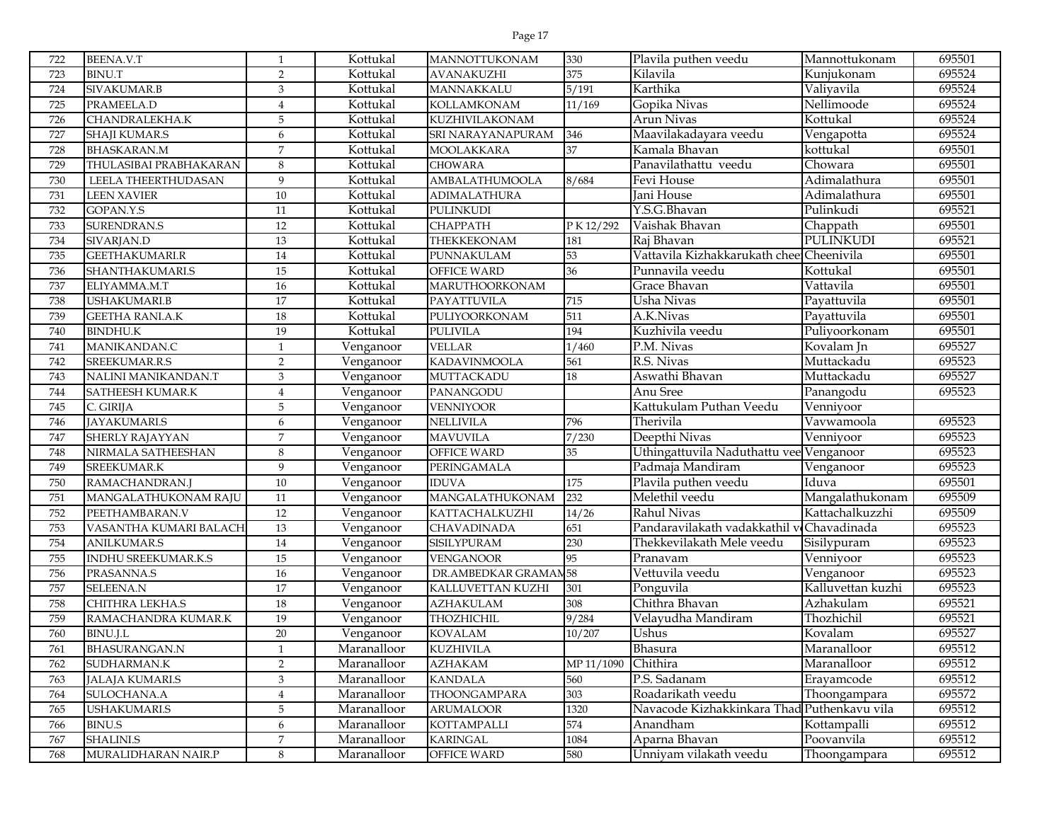| 722 | BEENA.V.T | 1 | Kottukal | MANNOTTUKONAM | 330 | Plavila puthen veedu | Mannottukonam | 695501 |
|---|---|---|---|---|---|---|---|---|
| 723 | BINU.T | 2 | Kottukal | AVANAKUZHI | 375 | Kilavila | Kunjukonam | 695524 |
| 724 | SIVAKUMAR.B | 3 | Kottukal | MANNAKKALU | 5/191 | Karthika | Valiyavila | 695524 |
| 725 | PRAMEELA.D | 4 | Kottukal | KOLLAMKONAM | 11/169 | Gopika Nivas | Nellimoode | 695524 |
| 726 | CHANDRALEKHA.K | 5 | Kottukal | KUZHIVILAKONAM | | Arun Nivas | Kottukal | 695524 |
| 727 | SHAJI KUMAR.S | 6 | Kottukal | SRI NARAYANAPURAM | 346 | Maavilakadayara veedu | Vengapotta | 695524 |
| 728 | BHASKARAN.M | 7 | Kottukal | MOOLAKKARA | 37 | Kamala Bhavan | kottukal | 695501 |
| 729 | THULASIBAI PRABHAKARAN | 8 | Kottukal | CHOWARA | | Panavilathattu veedu | Chowara | 695501 |
| 730 | LEELA THEERTHUDASAN | 9 | Kottukal | AMBALATHUMOOLA | 8/684 | Fevi House | Adimalathura | 695501 |
| 731 | LEEN XAVIER | 10 | Kottukal | ADIMALATHURA | | Jani House | Adimalathura | 695501 |
| 732 | GOPAN.Y.S | 11 | Kottukal | PULINKUDI | | Y.S.G.Bhavan | Pulinkudi | 695521 |
| 733 | SURENDRAN.S | 12 | Kottukal | CHAPPATH | P K 12/292 | Vaishak Bhavan | Chappath | 695501 |
| 734 | SIVARJAN.D | 13 | Kottukal | THEKKEKONAM | 181 | Raj Bhavan | PULINKUDI | 695521 |
| 735 | GEETHAKUMARI.R | 14 | Kottukal | PUNNAKULAM | 53 | Vattavila Kizhakkarukath chee | Cheenivila | 695501 |
| 736 | SHANTHAKUMARI.S | 15 | Kottukal | OFFICE WARD | 36 | Punnavila veedu | Kottukal | 695501 |
| 737 | ELIYAMMA.M.T | 16 | Kottukal | MARUTHOORKONAM | | Grace Bhavan | Vattavila | 695501 |
| 738 | USHAKUMARI.B | 17 | Kottukal | PAYATTUVILA | 715 | Usha Nivas | Payattuvila | 695501 |
| 739 | GEETHA RANI.A.K | 18 | Kottukal | PULIYOORKONAM | 511 | A.K.Nivas | Payattuvila | 695501 |
| 740 | BINDHU.K | 19 | Kottukal | PULIVILA | 194 | Kuzhivila veedu | Puliyoorkonam | 695501 |
| 741 | MANIKANDAN.C | 1 | Venganoor | VELLAR | 1/460 | P.M. Nivas | Kovalam Jn | 695527 |
| 742 | SREEKUMAR.R.S | 2 | Venganoor | KADAVINMOOLA | 561 | R.S. Nivas | Muttackadu | 695523 |
| 743 | NALINI MANIKANDAN.T | 3 | Venganoor | MUTTACKADU | 18 | Aswathi Bhavan | Muttackadu | 695527 |
| 744 | SATHEESH KUMAR.K | 4 | Venganoor | PANANGODU | | Anu Sree | Panangodu | 695523 |
| 745 | C. GIRIJA | 5 | Venganoor | VENNIYOOR | | Kattukulam Puthan Veedu | Venniyoor | |
| 746 | JAYAKUMARI.S | 6 | Venganoor | NELLIVILA | 796 | Therivila | Vavwamoola | 695523 |
| 747 | SHERLY RAJAYYAN | 7 | Venganoor | MAVUVILA | 7/230 | Deepthi Nivas | Venniyoor | 695523 |
| 748 | NIRMALA SATHEESHAN | 8 | Venganoor | OFFICE WARD | 35 | Uthingattuvila Naduthattu vee | Venganoor | 695523 |
| 749 | SREEKUMAR.K | 9 | Venganoor | PERINGAMALA | | Padmaja Mandiram | Venganoor | 695523 |
| 750 | RAMACHANDRAN.J | 10 | Venganoor | IDUVA | 175 | Plavila puthen veedu | Iduva | 695501 |
| 751 | MANGALATHUKONAM RAJU | 11 | Venganoor | MANGALATHUKONAM | 232 | Melethil veedu | Mangalathukonam | 695509 |
| 752 | PEETHAMBARAN.V | 12 | Venganoor | KATTACHALKUZHI | 14/26 | Rahul Nivas | Kattachalkuzzhi | 695509 |
| 753 | VASANTHA KUMARI BALACH | 13 | Venganoor | CHAVADINADA | 651 | Pandaravilakath vadakkathil v | Chavadinada | 695523 |
| 754 | ANILKUMAR.S | 14 | Venganoor | SISILYPURAM | 230 | Thekkevilakath Mele veedu | Sisilypuram | 695523 |
| 755 | INDHU SREEKUMAR.K.S | 15 | Venganoor | VENGANOOR | 95 | Pranavam | Venniyoor | 695523 |
| 756 | PRASANNA.S | 16 | Venganoor | DR.AMBEDKAR GRAMAM | 58 | Vettuvila veedu | Venganoor | 695523 |
| 757 | SELEENA.N | 17 | Venganoor | KALLUVETTAN KUZHI | 301 | Ponguvila | Kalluvettan kuzhi | 695523 |
| 758 | CHITHRA LEKHA.S | 18 | Venganoor | AZHAKULAM | 308 | Chithra Bhavan | Azhakulam | 695521 |
| 759 | RAMACHANDRA KUMAR.K | 19 | Venganoor | THOZHICHIL | 9/284 | Velayudha Mandiram | Thozhichil | 695521 |
| 760 | BINU.J.L | 20 | Venganoor | KOVALAM | 10/207 | Ushus | Kovalam | 695527 |
| 761 | BHASURANGAN.N | 1 | Maranalloor | KUZHIVILA | | Bhasura | Maranalloor | 695512 |
| 762 | SUDHARMAN.K | 2 | Maranalloor | AZHAKAM | MP 11/1090 | Chithira | Maranalloor | 695512 |
| 763 | JALAJA KUMARI.S | 3 | Maranalloor | KANDALA | 560 | P.S. Sadanam | Erayamcode | 695512 |
| 764 | SULOCHANA.A | 4 | Maranalloor | THOONGAMPARA | 303 | Roadarikath veedu | Thoongampara | 695572 |
| 765 | USHAKUMARI.S | 5 | Maranalloor | ARUMALOOR | 1320 | Navacode Kizhakkinkara Thad | Puthenkavu vila | 695512 |
| 766 | BINU.S | 6 | Maranalloor | KOTTAMPALLI | 574 | Anandham | Kottampalli | 695512 |
| 767 | SHALINI.S | 7 | Maranalloor | KARINGAL | 1084 | Aparna Bhavan | Poovanvila | 695512 |
| 768 | MURALIDHARAN NAIR.P | 8 | Maranalloor | OFFICE WARD | 580 | Unniyam vilakath veedu | Thoongampara | 695512 |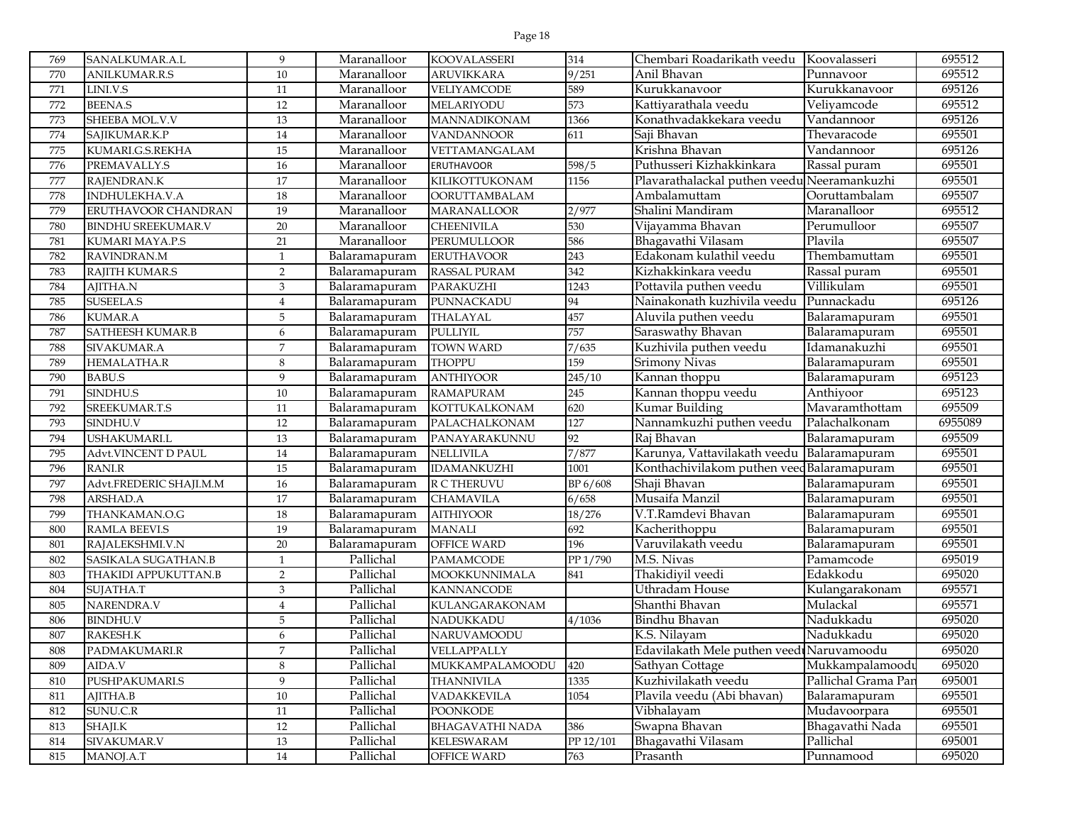| | | | | | | | | |
|---|---|---|---|---|---|---|---|---|
| 769 | SANALKUMAR.A.L | 9 | Maranalloor | KOOVALASSERI | 314 | Chembari Roadarikath veedu | Koovalasseri | 695512 |
| 770 | ANILKUMAR.R.S | 10 | Maranalloor | ARUVIKKARA | 9/251 | Anil Bhavan | Punnavoor | 695512 |
| 771 | LINI.V.S | 11 | Maranalloor | VELIYAMCODE | 589 | Kurukkanavoor | Kurukkanavoor | 695126 |
| 772 | BEENA.S | 12 | Maranalloor | MELARIYODU | 573 | Kattiyarathala veedu | Veliyamcode | 695512 |
| 773 | SHEEBA MOL.V.V | 13 | Maranalloor | MANNADIKONAM | 1366 | Konathvadakkekara veedu | Vandannoor | 695126 |
| 774 | SAJIKUMAR.K.P | 14 | Maranalloor | VANDANNOOR | 611 | Saji Bhavan | Thevaracode | 695501 |
| 775 | KUMARI.G.S.REKHA | 15 | Maranalloor | VETTAMANGALAM | | Krishna Bhavan | Vandannoor | 695126 |
| 776 | PREMAVALLY.S | 16 | Maranalloor | ERUTHAVOOR | 598/5 | Puthusseri Kizhakkinkara | Rassal puram | 695501 |
| 777 | RAJENDRAN.K | 17 | Maranalloor | KILIKOTTUKONAM | 1156 | Plavarathalackal puthen veedu | Neeramankuzhi | 695501 |
| 778 | INDHULEKHA.V.A | 18 | Maranalloor | OORUTTAMBALAM | | Ambalamuttam | Ooruttambalam | 695507 |
| 779 | ERUTHAVOOR CHANDRAN | 19 | Maranalloor | MARANALLOOR | 2/977 | Shalini Mandiram | Maranalloor | 695512 |
| 780 | BINDHU SREEKUMAR.V | 20 | Maranalloor | CHEENIVILA | 530 | Vijayamma Bhavan | Perumulloor | 695507 |
| 781 | KUMARI MAYA.P.S | 21 | Maranalloor | PERUMULLOOR | 586 | Bhagavathi Vilasam | Plavila | 695507 |
| 782 | RAVINDRAN.M | 1 | Balaramapuram | ERUTHAVOOR | 243 | Edakonam kulathil veedu | Thembamuttam | 695501 |
| 783 | RAJITH KUMAR.S | 2 | Balaramapuram | RASSAL PURAM | 342 | Kizhakkinkara veedu | Rassal puram | 695501 |
| 784 | AJITHA.N | 3 | Balaramapuram | PARAKUZHI | 1243 | Pottavila puthen veedu | Villikulam | 695501 |
| 785 | SUSEELA.S | 4 | Balaramapuram | PUNNACKADU | 94 | Nainakonath kuzhivila veedu | Punnackadu | 695126 |
| 786 | KUMAR.A | 5 | Balaramapuram | THALAYAL | 457 | Aluvila puthen veedu | Balaramapuram | 695501 |
| 787 | SATHEESH KUMAR.B | 6 | Balaramapuram | PULLIYIL | 757 | Saraswathy Bhavan | Balaramapuram | 695501 |
| 788 | SIVAKUMAR.A | 7 | Balaramapuram | TOWN WARD | 7/635 | Kuzhivila puthen veedu | Idamanakuzhi | 695501 |
| 789 | HEMALATHA.R | 8 | Balaramapuram | THOPPU | 159 | Srimony Nivas | Balaramapuram | 695501 |
| 790 | BABU.S | 9 | Balaramapuram | ANTHIYOOR | 245/10 | Kannan thoppu | Balaramapuram | 695123 |
| 791 | SINDHU.S | 10 | Balaramapuram | RAMAPURAM | 245 | Kannan thoppu veedu | Anthiyoor | 695123 |
| 792 | SREEKUMAR.T.S | 11 | Balaramapuram | KOTTUKALKONAM | 620 | Kumar Building | Mavaramthottam | 695509 |
| 793 | SINDHU.V | 12 | Balaramapuram | PALACHALKONAM | 127 | Nannamkuzhi puthen veedu | Palachalkonam | 6955089 |
| 794 | USHAKUMARI.L | 13 | Balaramapuram | PANAYARAKUNNU | 92 | Raj Bhavan | Balaramapuram | 695509 |
| 795 | Advt.VINCENT D PAUL | 14 | Balaramapuram | NELLIVILA | 7/877 | Karunya, Vattavilakath veedu | Balaramapuram | 695501 |
| 796 | RANI.R | 15 | Balaramapuram | IDAMANKUZHI | 1001 | Konthachivilakom puthen veed | Balaramapuram | 695501 |
| 797 | Advt.FREDERIC SHAJI.M.M | 16 | Balaramapuram | R C THERUVU | BP 6/608 | Shaji Bhavan | Balaramapuram | 695501 |
| 798 | ARSHAD.A | 17 | Balaramapuram | CHAMAVILA | 6/658 | Musaifa Manzil | Balaramapuram | 695501 |
| 799 | THANKAMAN.O.G | 18 | Balaramapuram | AITHIYOOR | 18/276 | V.T.Ramdevi Bhavan | Balaramapuram | 695501 |
| 800 | RAMLA BEEVI.S | 19 | Balaramapuram | MANALI | 692 | Kacherithoppu | Balaramapuram | 695501 |
| 801 | RAJALEKSHMI.V.N | 20 | Balaramapuram | OFFICE WARD | 196 | Varuvilakath veedu | Balaramapuram | 695501 |
| 802 | SASIKALA SUGATHAN.B | 1 | Pallichal | PAMAMCODE | PP 1/790 | M.S. Nivas | Pamamcode | 695019 |
| 803 | THAKIDI APPUKUTTAN.B | 2 | Pallichal | MOOKKUNNIMALA | 841 | Thakidiyil veedi | Edakkodu | 695020 |
| 804 | SUJATHA.T | 3 | Pallichal | KANNANCODE | | Uthradam House | Kulangarakonam | 695571 |
| 805 | NARENDRA.V | 4 | Pallichal | KULANGARAKONAM | | Shanthi Bhavan | Mulackal | 695571 |
| 806 | BINDHU.V | 5 | Pallichal | NADUKKADU | 4/1036 | Bindhu Bhavan | Nadukkadu | 695020 |
| 807 | RAKESH.K | 6 | Pallichal | NARUVAMOODU | | K.S. Nilayam | Nadukkadu | 695020 |
| 808 | PADMAKUMARI.R | 7 | Pallichal | VELLAPPALLY | | Edavilakath Mele puthen veed | Naruvamoodu | 695020 |
| 809 | AIDA.V | 8 | Pallichal | MUKKAMPALAMOODU | 420 | Sathyan Cottage | Mukkampalamoodu | 695020 |
| 810 | PUSHPAKUMARI.S | 9 | Pallichal | THANNIVILA | 1335 | Kuzhivilakath veedu | Pallichal Grama Pan | 695001 |
| 811 | AJITHA.B | 10 | Pallichal | VADAKKEVILA | 1054 | Plavila veedu (Abi bhavan) | Balaramapuram | 695501 |
| 812 | SUNU.C.R | 11 | Pallichal | POONKODE | | Vibhalayam | Mudavoorpara | 695501 |
| 813 | SHAJI.K | 12 | Pallichal | BHAGAVATHI NADA | 386 | Swapna Bhavan | Bhagavathi Nada | 695501 |
| 814 | SIVAKUMAR.V | 13 | Pallichal | KELESWARAM | PP 12/101 | Bhagavathi Vilasam | Pallichal | 695001 |
| 815 | MANOJ.A.T | 14 | Pallichal | OFFICE WARD | 763 | Prasanth | Punnamood | 695020 |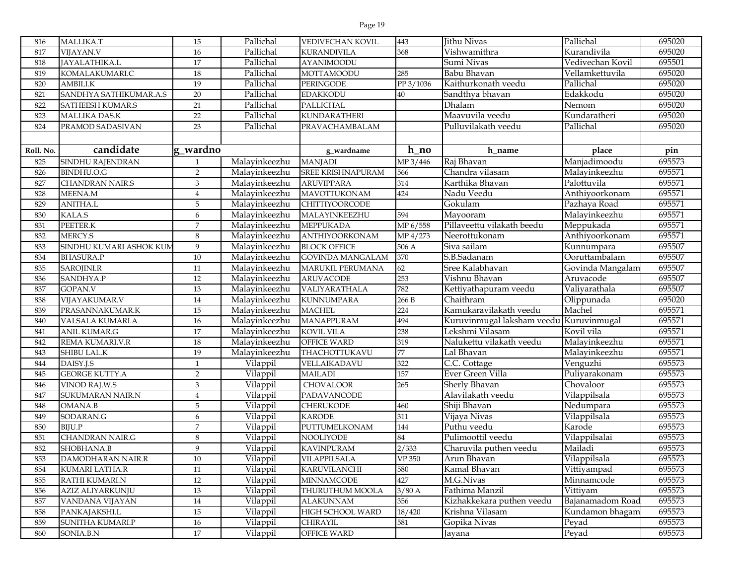| 816 | MALLIKA.T | 15 | Pallichal | VEDIVECHAN KOVIL | 443 | Jithu Nivas | Pallichal | 695020 |
|---|---|---|---|---|---|---|---|---|
| 817 | VIJAYAN.V | 16 | Pallichal | KURANDIVILA | 368 | Vishwamithra | Kurandivila | 695020 |
| 818 | JAYALATHIKA.L | 17 | Pallichal | AYANIMOODU | | Sumi Nivas | Vedivechan Kovil | 695501 |
| 819 | KOMALAKUMARI.C | 18 | Pallichal | MOTTAMOODU | 285 | Babu Bhavan | Vellamkettuvila | 695020 |
| 820 | AMBILI.K | 19 | Pallichal | PERINGODE | PP 3/1036 | Kaithurkonath veedu | Pallichal | 695020 |
| 821 | SANDHYA SATHIKUMAR.A.S | 20 | Pallichal | EDAKKODU | 40 | Sandthya bhavan | Edakkodu | 695020 |
| 822 | SATHEESH KUMAR.S | 21 | Pallichal | PALLICHAL | | Dhalam | Nemom | 695020 |
| 823 | MALLIKA DAS.K | 22 | Pallichal | KUNDARATHERI | | Maavuvila veedu | Kundaratheri | 695020 |
| 824 | PRAMOD SADASIVAN | 23 | Pallichal | PRAVACHAMBALAM | | Pulluvilakath veedu | Pallichal | 695020 |
| | | | | | | | | |
| **Roll. No.** | **candidate** | **g_wardno** | | **g_wardname** | **h_no** | **h_name** | **place** | **pin** |
| 825 | SINDHU RAJENDRAN | 1 | Malayinkeezhu | MANJADI | MP 3/446 | Raj Bhavan | Manjadimoodu | 695573 |
| 826 | BINDHU.O.G | 2 | Malayinkeezhu | SREE KRISHNAPURAM | 566 | Chandra vilasam | Malayinkeezhu | 695571 |
| 827 | CHANDRAN NAIR.S | 3 | Malayinkeezhu | ARUVIPPARA | 314 | Karthika Bhavan | Palottuvila | 695571 |
| 828 | MEENA.M | 4 | Malayinkeezhu | MAVOTTUKONAM | 424 | Nadu Veedu | Anthiyoorkonam | 695571 |
| 829 | ANITHA.L | 5 | Malayinkeezhu | CHITTIYOORCODE | | Gokulam | Pazhaya Road | 695571 |
| 830 | KALA.S | 6 | Malayinkeezhu | MALAYINKEEZHU | 594 | Mayooram | Malayinkeezhu | 695571 |
| 831 | PEETER.K | 7 | Malayinkeezhu | MEPPUKADA | MP 6/558 | Pillaveettu vilakath beedu | Meppukada | 695571 |
| 832 | MERCY.S | 8 | Malayinkeezhu | ANTHIYOORKONAM | MP 4/273 | Neerottukonam | Anthiyoorkonam | 695571 |
| 833 | SINDHU KUMARI ASHOK KUM | 9 | Malayinkeezhu | BLOCK OFFICE | 506 A | Siva sailam | Kunnumpara | 695507 |
| 834 | BHASURA.P | 10 | Malayinkeezhu | GOVINDA MANGALAM | 370 | S.B.Sadanam | Ooruttambalam | 695507 |
| 835 | SAROJINI.R | 11 | Malayinkeezhu | MARUKIL PERUMANA | 62 | Sree Kalabhavan | Govinda Mangalam | 695507 |
| 836 | SANDHYA.P | 12 | Malayinkeezhu | ARUVACODE | 253 | Vishnu Bhavan | Aruvacode | 695507 |
| 837 | GOPAN.V | 13 | Malayinkeezhu | VALIYARATHALA | 782 | Kettiyathapuram veedu | Valiyarathala | 695507 |
| 838 | VIJAYAKUMAR.V | 14 | Malayinkeezhu | KUNNUMPARA | 266 B | Chaithram | Olippunada | 695020 |
| 839 | PRASANNAKUMAR.K | 15 | Malayinkeezhu | MACHEL | 224 | Kamukaravilakath veedu | Machel | 695571 |
| 840 | VALSALA KUMARI.A | 16 | Malayinkeezhu | MANAPPURAM | 494 | Kuruvinmugal laksham veedu | Kuruvinmugal | 695571 |
| 841 | ANIL KUMAR.G | 17 | Malayinkeezhu | KOVIL VILA | 238 | Lekshmi Vilasam | Kovil vila | 695571 |
| 842 | REMA KUMARI.V.R | 18 | Malayinkeezhu | OFFICE WARD | 319 | Nalukettu vilakath veedu | Malayinkeezhu | 695571 |
| 843 | SHIBU LAL.K | 19 | Malayinkeezhu | THACHOTTUKAVU | 77 | Lal Bhavan | Malayinkeezhu | 695571 |
| 844 | DAISY.J.S | 1 | Vilappil | VELLAIKADAVU | 322 | C.C. Cottage | Venguzhi | 695573 |
| 845 | GEORGE KUTTY.A | 2 | Vilappil | MAILADI | 157 | Ever Green Villa | Puliyarakonam | 695573 |
| 846 | VINOD RAJ.W.S | 3 | Vilappil | CHOVALOOR | 265 | Sherly Bhavan | Chovaloor | 695573 |
| 847 | SUKUMARAN NAIR.N | 4 | Vilappil | PADAVANCODE | | Alavilakath veedu | Vilappilsala | 695573 |
| 848 | OMANA.B | 5 | Vilappil | CHERUKODE | 460 | Shiji Bhavan | Nedumpara | 695573 |
| 849 | SODARAN.G | 6 | Vilappil | KARODE | 311 | Vijaya Nivas | Vilappilsala | 695573 |
| 850 | BIJU.P | 7 | Vilappil | PUTTUMELKONAM | 144 | Puthu veedu | Karode | 695573 |
| 851 | CHANDRAN NAIR.G | 8 | Vilappil | NOOLIYODE | 84 | Pulimoottil veedu | Vilappilsalai | 695573 |
| 852 | SHOBHANA.B | 9 | Vilappil | KAVINPURAM | 2/333 | Charuvila puthen veedu | Mailadi | 695573 |
| 853 | DAMODHARAN NAIR.R | 10 | Vilappil | VILAPPILSALA | VP 350 | Arun Bhavan | Vilappilsala | 695573 |
| 854 | KUMARI LATHA.R | 11 | Vilappil | KARUVILANCHI | 580 | Kamal Bhavan | Vittiyampad | 695573 |
| 855 | RATHI KUMARI.N | 12 | Vilappil | MINNAMCODE | 427 | M.G.Nivas | Minnamcode | 695573 |
| 856 | AZIZ ALIYARKUNJU | 13 | Vilappil | THURUTHUM MOOLA | 3/80 A | Fathima Manzil | Vittiyam | 695573 |
| 857 | VANDANA VIJAYAN | 14 | Vilappil | ALAKUNNAM | 356 | Kizhakkekara puthen veedu | Bajanamadom Road | 695573 |
| 858 | PANKAJAKSHI.L | 15 | Vilappil | HIGH SCHOOL WARD | 18/420 | Krishna Vilasam | Kundamon bhagam | 695573 |
| 859 | SUNITHA KUMARI.P | 16 | Vilappil | CHIRAYIL | 581 | Gopika Nivas | Peyad | 695573 |
| 860 | SONIA.B.N | 17 | Vilappil | OFFICE WARD | | Jayana | Peyad | 695573 |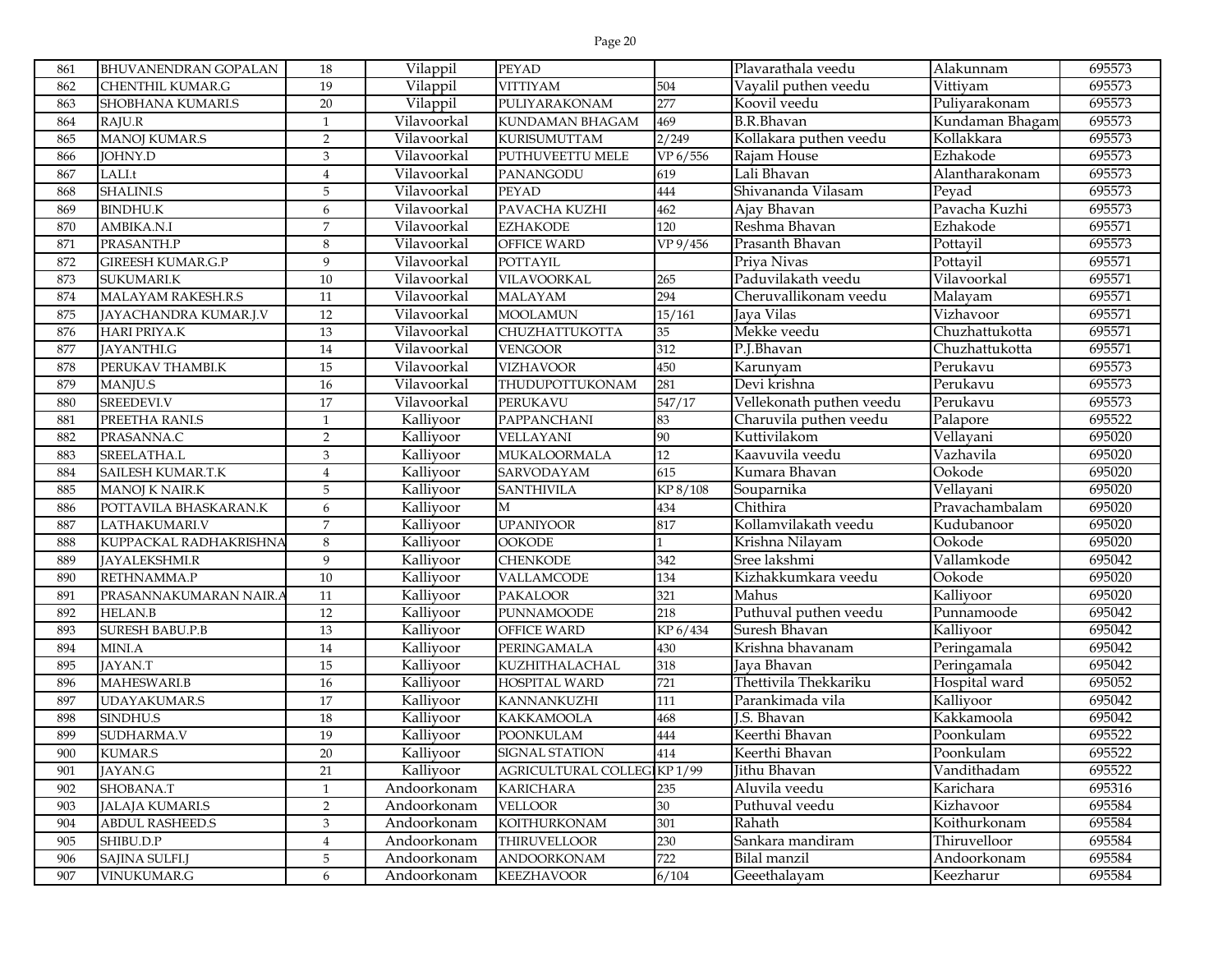| 861 | BHUVANENDRAN GOPALAN | 18 | Vilappil | PEYAD | | Plavarathala veedu | Alakunnam | 695573 |
|---|---|---|---|---|---|---|---|---|
| 862 | CHENTHIL KUMAR.G | 19 | Vilappil | VITTIYAM | 504 | Vayalil puthen veedu | Vittiyam | 695573 |
| 863 | SHOBHANA KUMARI.S | 20 | Vilappil | PULIYARAKONAM | 277 | Koovil veedu | Puliyarakonam | 695573 |
| 864 | RAJU.R | 1 | Vilavoorkal | KUNDAMAN BHAGAM | 469 | B.R.Bhavan | Kundaman Bhagam | 695573 |
| 865 | MANOJ KUMAR.S | 2 | Vilavoorkal | KURISUMUTTAM | 2/249 | Kollakara puthen veedu | Kollakkara | 695573 |
| 866 | JOHNY.D | 3 | Vilavoorkal | PUTHUVEETTU MELE | VP 6/556 | Rajam House | Ezhakode | 695573 |
| 867 | LALI.t | 4 | Vilavoorkal | PANANGODU | 619 | Lali Bhavan | Alantharakonam | 695573 |
| 868 | SHALINI.S | 5 | Vilavoorkal | PEYAD | 444 | Shivananda Vilasam | Peyad | 695573 |
| 869 | BINDHU.K | 6 | Vilavoorkal | PAVACHA KUZHI | 462 | Ajay Bhavan | Pavacha Kuzhi | 695573 |
| 870 | AMBIKA.N.I | 7 | Vilavoorkal | EZHAKODE | 120 | Reshma Bhavan | Ezhakode | 695571 |
| 871 | PRASANTH.P | 8 | Vilavoorkal | OFFICE WARD | VP 9/456 | Prasanth Bhavan | Pottayil | 695573 |
| 872 | GIREESH KUMAR.G.P | 9 | Vilavoorkal | POTTAYIL | | Priya Nivas | Pottayil | 695571 |
| 873 | SUKUMARI.K | 10 | Vilavoorkal | VILAVOORKAL | 265 | Paduvilakath veedu | Vilavoorkal | 695571 |
| 874 | MALAYAM RAKESH.R.S | 11 | Vilavoorkal | MALAYAM | 294 | Cheruvallikonam veedu | Malayam | 695571 |
| 875 | JAYACHANDRA KUMAR.J.V | 12 | Vilavoorkal | MOOLAMUN | 15/161 | Jaya Vilas | Vizhavoor | 695571 |
| 876 | HARI PRIYA.K | 13 | Vilavoorkal | CHUZHATTUKOTTA | 35 | Mekke veedu | Chuzhattukotta | 695571 |
| 877 | JAYANTHI.G | 14 | Vilavoorkal | VENGOOR | 312 | P.J.Bhavan | Chuzhattukotta | 695571 |
| 878 | PERUKAV THAMBI.K | 15 | Vilavoorkal | VIZHAVOOR | 450 | Karunyam | Perukavu | 695573 |
| 879 | MANJU.S | 16 | Vilavoorkal | THUDUPOTTUKONAM | 281 | Devi krishna | Perukavu | 695573 |
| 880 | SREEDEVI.V | 17 | Vilavoorkal | PERUKAVU | 547/17 | Vellekonath puthen veedu | Perukavu | 695573 |
| 881 | PREETHA RANI.S | 1 | Kalliyoor | PAPPANCHANI | 83 | Charuvila puthen veedu | Palapore | 695522 |
| 882 | PRASANNA.C | 2 | Kalliyoor | VELLAYANI | 90 | Kuttivilakom | Vellayani | 695020 |
| 883 | SREELATHA.L | 3 | Kalliyoor | MUKALOORMALA | 12 | Kaavuvila veedu | Vazhavila | 695020 |
| 884 | SAILESH KUMAR.T.K | 4 | Kalliyoor | SARVODAYAM | 615 | Kumara Bhavan | Ookode | 695020 |
| 885 | MANOJ K NAIR.K | 5 | Kalliyoor | SANTHIVILA | KP 8/108 | Souparnika | Vellayani | 695020 |
| 886 | POTTAVILA BHASKARAN.K | 6 | Kalliyoor | M | 434 | Chithira | Pravachambalam | 695020 |
| 887 | LATHAKUMARI.V | 7 | Kalliyoor | UPANIYOOR | 817 | Kollamvilakath veedu | Kudubanoor | 695020 |
| 888 | KUPPACKAL RADHAKRISHNA | 8 | Kalliyoor | OOKODE | 1 | Krishna Nilayam | Ookode | 695020 |
| 889 | JAYALEKSHMI.R | 9 | Kalliyoor | CHENKODE | 342 | Sree lakshmi | Vallamkode | 695042 |
| 890 | RETHNAMMA.P | 10 | Kalliyoor | VALLAMCODE | 134 | Kizhakkumkara veedu | Ookode | 695020 |
| 891 | PRASANNAKUMARAN NAIR.A | 11 | Kalliyoor | PAKALOOR | 321 | Mahus | Kalliyoor | 695020 |
| 892 | HELAN.B | 12 | Kalliyoor | PUNNAMOODE | 218 | Puthuval puthen veedu | Punnamoode | 695042 |
| 893 | SURESH BABU.P.B | 13 | Kalliyoor | OFFICE WARD | KP 6/434 | Suresh Bhavan | Kalliyoor | 695042 |
| 894 | MINI.A | 14 | Kalliyoor | PERINGAMALA | 430 | Krishna bhavanam | Peringamala | 695042 |
| 895 | JAYAN.T | 15 | Kalliyoor | KUZHITHALACHAL | 318 | Jaya Bhavan | Peringamala | 695042 |
| 896 | MAHESWARI.B | 16 | Kalliyoor | HOSPITAL WARD | 721 | Thettivila Thekkariku | Hospital ward | 695052 |
| 897 | UDAYAKUMAR.S | 17 | Kalliyoor | KANNANKUZHI | 111 | Parankimada vila | Kalliyoor | 695042 |
| 898 | SINDHU.S | 18 | Kalliyoor | KAKKAMOOLA | 468 | J.S. Bhavan | Kakkamoola | 695042 |
| 899 | SUDHARMA.V | 19 | Kalliyoor | POONKULAM | 444 | Keerthi Bhavan | Poonkulam | 695522 |
| 900 | KUMAR.S | 20 | Kalliyoor | SIGNAL STATION | 414 | Keerthi Bhavan | Poonkulam | 695522 |
| 901 | JAYAN.G | 21 | Kalliyoor | AGRICULTURAL COLLEG | KP 1/99 | Jithu Bhavan | Vandithadam | 695522 |
| 902 | SHOBANA.T | 1 | Andoorkonam | KARICHARA | 235 | Aluvila veedu | Karichara | 695316 |
| 903 | JALAJA KUMARI.S | 2 | Andoorkonam | VELLOOR | 30 | Puthuval veedu | Kizhavoor | 695584 |
| 904 | ABDUL RASHEED.S | 3 | Andoorkonam | KOITHURKONAM | 301 | Rahath | Koithurkonam | 695584 |
| 905 | SHIBU.D.P | 4 | Andoorkonam | THIRUVELLOOR | 230 | Sankara mandiram | Thiruvelloor | 695584 |
| 906 | SAJINA SULFI.J | 5 | Andoorkonam | ANDOORKONAM | 722 | Bilal manzil | Andoorkonam | 695584 |
| 907 | VINUKUMAR.G | 6 | Andoorkonam | KEEZHAVOOR | 6/104 | Geeethalayam | Keezharur | 695584 |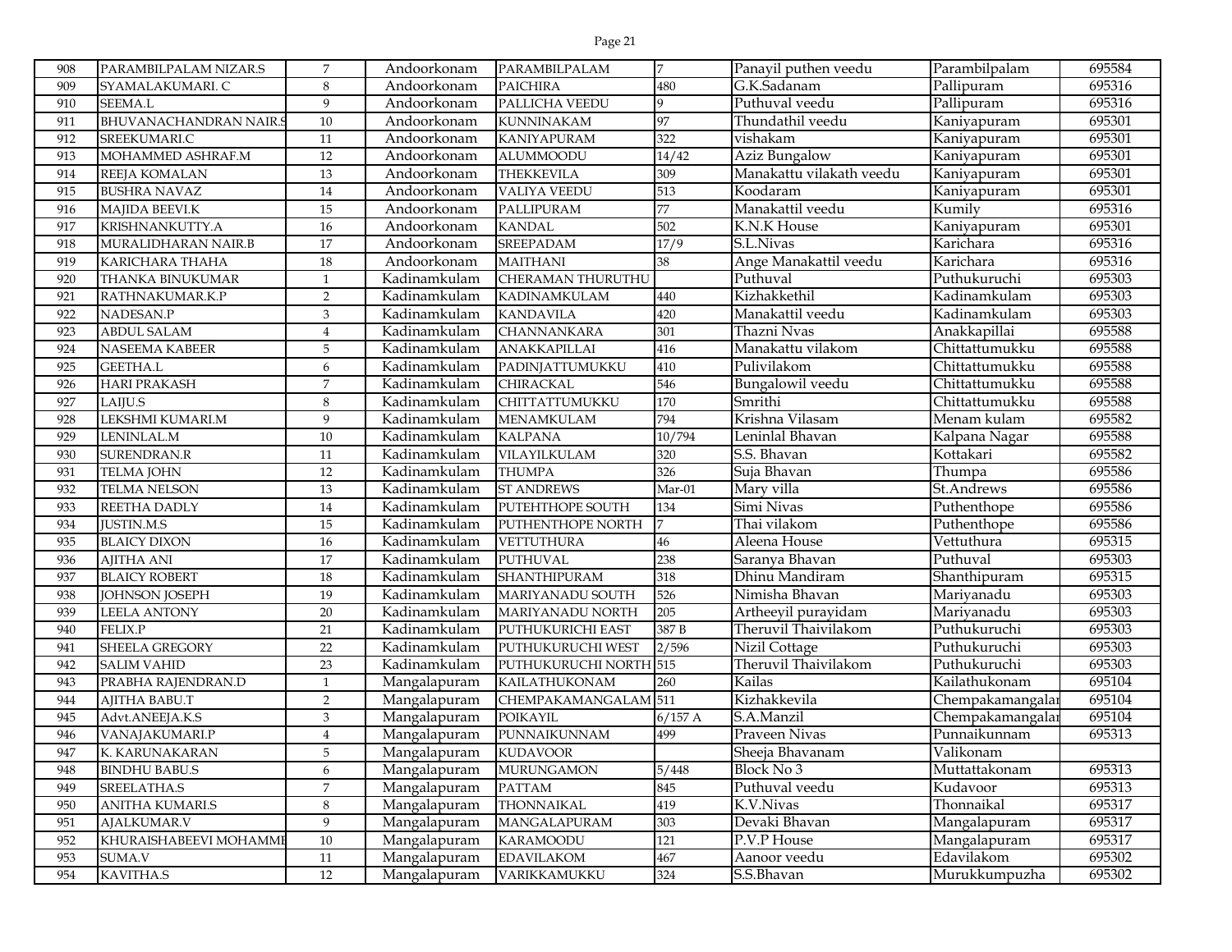| 908 | PARAMBILPALAM NIZAR.S | 7 | Andoorkonam | PARAMBILPALAM | 7 | Panayil puthen veedu | Parambilpalam | 695584 |
|---|---|---|---|---|---|---|---|---|
| 909 | SYAMALAKUMARI. C | 8 | Andoorkonam | PAICHIRA | 480 | G.K.Sadanam | Pallipuram | 695316 |
| 910 | SEEMA.L | 9 | Andoorkonam | PALLICHA VEEDU | 9 | Puthuval veedu | Pallipuram | 695316 |
| 911 | BHUVANACHANDRAN NAIR.S | 10 | Andoorkonam | KUNNINAKAM | 97 | Thundathil veedu | Kaniyapuram | 695301 |
| 912 | SREEKUMARI.C | 11 | Andoorkonam | KANIYAPURAM | 322 | vishakam | Kaniyapuram | 695301 |
| 913 | MOHAMMED ASHRAF.M | 12 | Andoorkonam | ALUMMOODU | 14/42 | Aziz Bungalow | Kaniyapuram | 695301 |
| 914 | REEJA KOMALAN | 13 | Andoorkonam | THEKKEVILA | 309 | Manakattu vilakath veedu | Kaniyapuram | 695301 |
| 915 | BUSHRA NAVAZ | 14 | Andoorkonam | VALIYA VEEDU | 513 | Koodaram | Kaniyapuram | 695301 |
| 916 | MAJIDA BEEVI.K | 15 | Andoorkonam | PALLIPURAM | 77 | Manakattil veedu | Kumily | 695316 |
| 917 | KRISHNANKUTTY.A | 16 | Andoorkonam | KANDAL | 502 | K.N.K House | Kaniyapuram | 695301 |
| 918 | MURALIDHARAN NAIR.B | 17 | Andoorkonam | SREEPADAM | 17/9 | S.L.Nivas | Karichara | 695316 |
| 919 | KARICHARA THAHA | 18 | Andoorkonam | MAITHANI | 38 | Ange Manakattil veedu | Karichara | 695316 |
| 920 | THANKA BINUKUMAR | 1 | Kadinamkulam | CHERAMAN THURUTHU | | Puthuval | Puthukuruchi | 695303 |
| 921 | RATHNAKUMAR.K.P | 2 | Kadinamkulam | KADINAMKULAM | 440 | Kizhakkethil | Kadinamkulam | 695303 |
| 922 | NADESAN.P | 3 | Kadinamkulam | KANDAVILA | 420 | Manakattil veedu | Kadinamkulam | 695303 |
| 923 | ABDUL SALAM | 4 | Kadinamkulam | CHANNANKARA | 301 | Thazni Nvas | Anakkapillai | 695588 |
| 924 | NASEEMA KABEER | 5 | Kadinamkulam | ANAKKAPILLAI | 416 | Manakattu vilakom | Chittattumukku | 695588 |
| 925 | GEETHA.L | 6 | Kadinamkulam | PADINJATTUMUKKU | 410 | Pulivilakom | Chittattumukku | 695588 |
| 926 | HARI PRAKASH | 7 | Kadinamkulam | CHIRACKAL | 546 | Bungalowil veedu | Chittattumukku | 695588 |
| 927 | LAIJU.S | 8 | Kadinamkulam | CHITTATTUMUKKU | 170 | Smrithi | Chittattumukku | 695588 |
| 928 | LEKSHMI KUMARI.M | 9 | Kadinamkulam | MENAMKULAM | 794 | Krishna Vilasam | Menam kulam | 695582 |
| 929 | LENINLAL.M | 10 | Kadinamkulam | KALPANA | 10/794 | Leninlal Bhavan | Kalpana Nagar | 695588 |
| 930 | SURENDRAN.R | 11 | Kadinamkulam | VILAYILKULAM | 320 | S.S. Bhavan | Kottakari | 695582 |
| 931 | TELMA JOHN | 12 | Kadinamkulam | THUMPA | 326 | Suja Bhavan | Thumpa | 695586 |
| 932 | TELMA NELSON | 13 | Kadinamkulam | ST ANDREWS | Mar-01 | Mary villa | St.Andrews | 695586 |
| 933 | REETHA DADLY | 14 | Kadinamkulam | PUTEHTHOPE SOUTH | 134 | Simi Nivas | Puthenthope | 695586 |
| 934 | JUSTIN.M.S | 15 | Kadinamkulam | PUTHENTHOPE NORTH | 7 | Thai vilakom | Puthenthope | 695586 |
| 935 | BLAICY DIXON | 16 | Kadinamkulam | VETTUTHURA | 46 | Aleena House | Vettuthura | 695315 |
| 936 | AJITHA ANI | 17 | Kadinamkulam | PUTHUVAL | 238 | Saranya Bhavan | Puthuval | 695303 |
| 937 | BLAICY ROBERT | 18 | Kadinamkulam | SHANTHIPURAM | 318 | Dhinu Mandiram | Shanthipuram | 695315 |
| 938 | JOHNSON JOSEPH | 19 | Kadinamkulam | MARIYANADU SOUTH | 526 | Nimisha Bhavan | Mariyanadu | 695303 |
| 939 | LEELA ANTONY | 20 | Kadinamkulam | MARIYANADU NORTH | 205 | Artheeyil purayidam | Mariyanadu | 695303 |
| 940 | FELIX.P | 21 | Kadinamkulam | PUTHUKURICHI EAST | 387 B | Theruvil Thaivilakom | Puthukuruchi | 695303 |
| 941 | SHEELA GREGORY | 22 | Kadinamkulam | PUTHUKURUCHI WEST | 2/596 | Nizil Cottage | Puthukuruchi | 695303 |
| 942 | SALIM VAHID | 23 | Kadinamkulam | PUTHUKURUCHI NORTH | 515 | Theruvil Thaivilakom | Puthukuruchi | 695303 |
| 943 | PRABHA RAJENDRAN.D | 1 | Mangalapuram | KAILATHUKONAM | 260 | Kailas | Kailathukonam | 695104 |
| 944 | AJITHA BABU.T | 2 | Mangalapuram | CHEMPAKAMANGALAM | 511 | Kizhakkevila | Chempakamangalam | 695104 |
| 945 | Advt.ANEEJA.K.S | 3 | Mangalapuram | POIKAYIL | 6/157 A | S.A.Manzil | Chempakamangalam | 695104 |
| 946 | VANAJAKUMARI.P | 4 | Mangalapuram | PUNNAIKUNNAM | 499 | Praveen Nivas | Punnaikunnam | 695313 |
| 947 | K. KARUNAKARAN | 5 | Mangalapuram | KUDAVOOR | | Sheeja Bhavanam | Valikonam | |
| 948 | BINDHU BABU.S | 6 | Mangalapuram | MURUNGAMON | 5/448 | Block No 3 | Muttattakonam | 695313 |
| 949 | SREELATHA.S | 7 | Mangalapuram | PATTAM | 845 | Puthuval veedu | Kudavoor | 695313 |
| 950 | ANITHA KUMARI.S | 8 | Mangalapuram | THONNAIKAL | 419 | K.V.Nivas | Thonnaikal | 695317 |
| 951 | AJALKUMAR.V | 9 | Mangalapuram | MANGALAPURAM | 303 | Devaki Bhavan | Mangalapuram | 695317 |
| 952 | KHURAISHABEEVI MOHAMMED | 10 | Mangalapuram | KARAMOODU | 121 | P.V.P House | Mangalapuram | 695317 |
| 953 | SUMA.V | 11 | Mangalapuram | EDAVILAKOM | 467 | Aanoor veedu | Edavilakom | 695302 |
| 954 | KAVITHA.S | 12 | Mangalapuram | VARIKKAMUKKU | 324 | S.S.Bhavan | Murukkumpuzha | 695302 |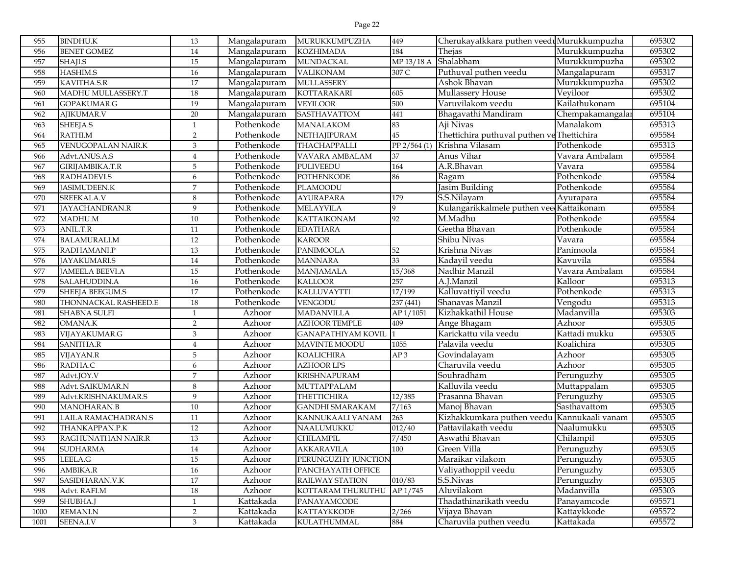| | | | | | | | | |
|---|---|---|---|---|---|---|---|---|
| 955 | BINDHU.K | 13 | Mangalapuram | MURUKKUMPUZHA | 449 | Cherukayalkkara puthen veedu | Murukkumpuzha | 695302 |
| 956 | BENET GOMEZ | 14 | Mangalapuram | KOZHIMADA | 184 | Thejas | Murukkumpuzha | 695302 |
| 957 | SHAJI.S | 15 | Mangalapuram | MUNDACKAL | MP 13/18 A | Shalabham | Murukkumpuzha | 695302 |
| 958 | HASHIM.S | 16 | Mangalapuram | VALIKONAM | 307 C | Puthuval puthen veedu | Mangalapuram | 695317 |
| 959 | KAVITHA.S.R | 17 | Mangalapuram | MULLASSERY | | Ashok Bhavan | Murukkumpuzha | 695302 |
| 960 | MADHU MULLASSERY.T | 18 | Mangalapuram | KOTTARAKARI | 605 | Mullassery House | Veyiloor | 695302 |
| 961 | GOPAKUMAR.G | 19 | Mangalapuram | VEYILOOR | 500 | Varuvilakom veedu | Kailathukonam | 695104 |
| 962 | AJIKUMAR.V | 20 | Mangalapuram | SASTHAVATTOM | 441 | Bhagavathi Mandiram | Chempakamangalam | 695104 |
| 963 | SHEEJA.S | 1 | Pothenkode | MANALAKOM | 83 | Aji Nivas | Manalakom | 695313 |
| 964 | RATHI.M | 2 | Pothenkode | NETHAJIPURAM | 45 | Thettichira puthuval puthen veedu | Thettichira | 695584 |
| 965 | VENUGOPALAN NAIR.K | 3 | Pothenkode | THACHAPPALLI | PP 2/564 (1) | Krishna Vilasam | Pothenkode | 695313 |
| 966 | Advt.ANUS.A.S | 4 | Pothenkode | VAVARA AMBALAM | 37 | Anus Vihar | Vavara Ambalam | 695584 |
| 967 | GIRIJAMBIKA.T.R | 5 | Pothenkode | PULIVEEDU | 164 | A.R.Bhavan | Vavara | 695584 |
| 968 | RADHADEVI.S | 6 | Pothenkode | POTHENKODE | 86 | Ragam | Pothenkode | 695584 |
| 969 | JASIMUDEEN.K | 7 | Pothenkode | PLAMOODU | | Jasim Building | Pothenkode | 695584 |
| 970 | SREEKALA.V | 8 | Pothenkode | AYURAPARA | 179 | S.S.Nilayam | Ayurapara | 695584 |
| 971 | JAYACHANDRAN.R | 9 | Pothenkode | MELAYVILA | 9 | Kulangarikkalmele puthen veedu | Kattaikonam | 695584 |
| 972 | MADHU.M | 10 | Pothenkode | KATTAIKONAM | 92 | M.Madhu | Pothenkode | 695584 |
| 973 | ANIL.T.R | 11 | Pothenkode | EDATHARA | | Geetha Bhavan | Pothenkode | 695584 |
| 974 | BALAMURALI.M | 12 | Pothenkode | KAROOR | | Shibu Nivas | Vavara | 695584 |
| 975 | RADHAMANI.P | 13 | Pothenkode | PANIMOOLA | 52 | Krishna Nivas | Panimoola | 695584 |
| 976 | JAYAKUMARI.S | 14 | Pothenkode | MANNARA | 33 | Kadayil veedu | Kavuvila | 695584 |
| 977 | JAMEELA BEEVI.A | 15 | Pothenkode | MANJAMALA | 15/368 | Nadhir Manzil | Vavara Ambalam | 695584 |
| 978 | SALAHUDDIN.A | 16 | Pothenkode | KALLOOR | 257 | A.J.Manzil | Kalloor | 695313 |
| 979 | SHEEJA BEEGUM.S | 17 | Pothenkode | KALLUVAYTTI | 17/199 | Kalluvattiyil veedu | Pothenkode | 695313 |
| 980 | THONNACKAL RASHEED.E | 18 | Pothenkode | VENGODU | 237 (441) | Shanavas Manzil | Vengodu | 695313 |
| 981 | SHABNA SULFI | 1 | Azhoor | MADANVILLA | AP 1/1051 | Kizhakkathil House | Madanvilla | 695303 |
| 982 | OMANA.K | 2 | Azhoor | AZHOOR TEMPLE | 409 | Ange Bhagam | Azhoor | 695305 |
| 983 | VIJAYAKUMAR.G | 3 | Azhoor | GANAPATHIYAM KOVIL | 1 | Karickattu vila veedu | Kattadi mukku | 695305 |
| 984 | SANITHA.R | 4 | Azhoor | MAVINTE MOODU | 1055 | Palavila veedu | Koalichira | 695305 |
| 985 | VIJAYAN.R | 5 | Azhoor | KOALICHIRA | AP 3 | Govindalayam | Azhoor | 695305 |
| 986 | RADHA.C | 6 | Azhoor | AZHOOR LPS | | Charuvila veedu | Azhoor | 695305 |
| 987 | Advt.JOY.V | 7 | Azhoor | KRISHNAPURAM | | Souhradham | Perunguzhy | 695305 |
| 988 | Advt. SAIKUMAR.N | 8 | Azhoor | MUTTAPPALAM | | Kalluvila veedu | Muttappalam | 695305 |
| 989 | Advt.KRISHNAKUMAR.S | 9 | Azhoor | THETTICHIRA | 12/385 | Prasanna Bhavan | Perunguzhy | 695305 |
| 990 | MANOHARAN.B | 10 | Azhoor | GANDHI SMARAKAM | 7/163 | Manoj Bhavan | Sasthavattom | 695305 |
| 991 | LAILA RAMACHADRAN.S | 11 | Azhoor | KANNUKAALI VANAM | 263 | Kizhakkumkara puthen veedu | Kannukaali vanam | 695305 |
| 992 | THANKAPPAN.P.K | 12 | Azhoor | NAALUMUKKU | 012/40 | Pattavilakath veedu | Naalumukku | 695305 |
| 993 | RAGHUNATHAN NAIR.R | 13 | Azhoor | CHILAMPIL | 7/450 | Aswathi Bhavan | Chilampil | 695305 |
| 994 | SUDHARMA | 14 | Azhoor | AKKARAVILA | 100 | Green Villa | Perunguzhy | 695305 |
| 995 | LEELA.G | 15 | Azhoor | PERUNGUZHY JUNCTION | | Maraikar vilakom | Perunguzhy | 695305 |
| 996 | AMBIKA.R | 16 | Azhoor | PANCHAYATH OFFICE | | Valiyathoppil veedu | Perunguzhy | 695305 |
| 997 | SASIDHARAN.V.K | 17 | Azhoor | RAILWAY STATION | 010/83 | S.S.Nivas | Perunguzhy | 695305 |
| 998 | Advt. RAFI.M | 18 | Azhoor | KOTTARAM THURUTHU | AP 1/745 | Aluvilakom | Madanvilla | 695303 |
| 999 | SHUBHA.J | 1 | Kattakada | PANAYAMCODE | | Thadathinarikath veedu | Panayamcode | 695571 |
| 1000 | REMANI.N | 2 | Kattakada | KATTAYKKODE | 2/266 | Vijaya Bhavan | Kattaykkode | 695572 |
| 1001 | SEENA.I.V | 3 | Kattakada | KULATHUMMAL | 884 | Charuvila puthen veedu | Kattakada | 695572 |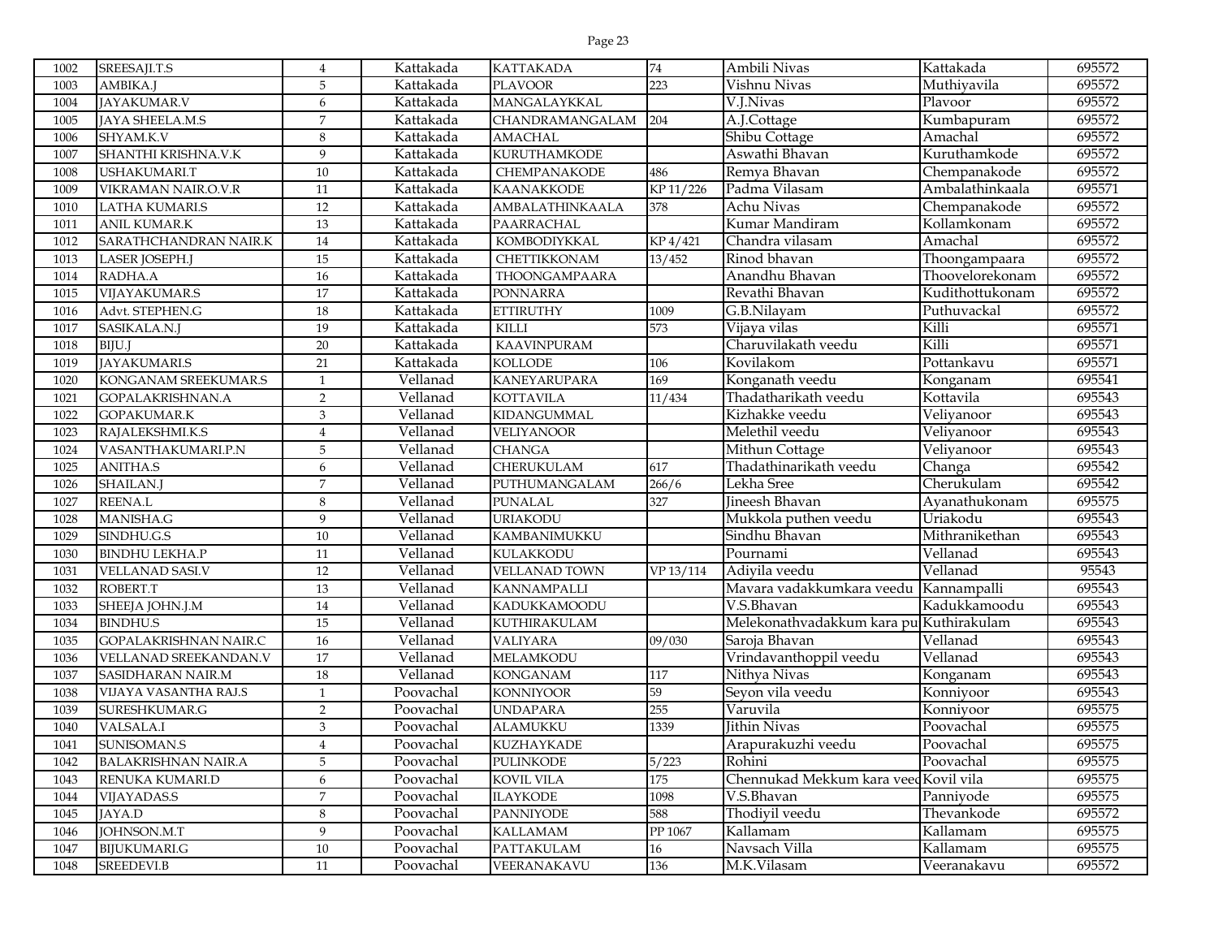| | | | | | | | | |
|---|---|---|---|---|---|---|---|---|
| 1002 | SREESAJI.T.S | 4 | Kattakada | KATTAKADA | 74 | Ambili Nivas | Kattakada | 695572 |
| 1003 | AMBIKA.J | 5 | Kattakada | PLAVOOR | 223 | Vishnu Nivas | Muthiyavila | 695572 |
| 1004 | JAYAKUMAR.V | 6 | Kattakada | MANGALAYKKAL | | V.J.Nivas | Plavoor | 695572 |
| 1005 | JAYA SHEELA.M.S | 7 | Kattakada | CHANDRAMANGALAM | 204 | A.J.Cottage | Kumbapuram | 695572 |
| 1006 | SHYAM.K.V | 8 | Kattakada | AMACHAL | | Shibu Cottage | Amachal | 695572 |
| 1007 | SHANTHI KRISHNA.V.K | 9 | Kattakada | KURUTHAMKODE | | Aswathi Bhavan | Kuruthamkode | 695572 |
| 1008 | USHAKUMARI.T | 10 | Kattakada | CHEMPANAKODE | 486 | Remya Bhavan | Chempanakode | 695572 |
| 1009 | VIKRAMAN NAIR.O.V.R | 11 | Kattakada | KAANAKKODE | KP 11/226 | Padma Vilasam | Ambalathinkaala | 695571 |
| 1010 | LATHA KUMARI.S | 12 | Kattakada | AMBALATHINKAALA | 378 | Achu Nivas | Chempanakode | 695572 |
| 1011 | ANIL KUMAR.K | 13 | Kattakada | PAARRACHAL | | Kumar Mandiram | Kollamkonam | 695572 |
| 1012 | SARATHCHANDRAN NAIR.K | 14 | Kattakada | KOMBODIYKKAL | KP 4/421 | Chandra vilasam | Amachal | 695572 |
| 1013 | LASER JOSEPH.J | 15 | Kattakada | CHETTIKKONAM | 13/452 | Rinod bhavan | Thoongampaara | 695572 |
| 1014 | RADHA.A | 16 | Kattakada | THOONGAMPAARA | | Anandhu Bhavan | Thoovelorekonam | 695572 |
| 1015 | VIJAYAKUMAR.S | 17 | Kattakada | PONNARRA | | Revathi Bhavan | Kudithottukonam | 695572 |
| 1016 | Advt. STEPHEN.G | 18 | Kattakada | ETTIRUTHY | 1009 | G.B.Nilayam | Puthuvackal | 695572 |
| 1017 | SASIKALA.N.J | 19 | Kattakada | KILLI | 573 | Vijaya vilas | Killi | 695571 |
| 1018 | BIJU.J | 20 | Kattakada | KAAVINPURAM | | Charuvilakath veedu | Killi | 695571 |
| 1019 | JAYAKUMARI.S | 21 | Kattakada | KOLLODE | 106 | Kovilakom | Pottankavu | 695571 |
| 1020 | KONGANAM SREEKUMAR.S | 1 | Vellanad | KANEYARUPARA | 169 | Konganath veedu | Konganam | 695541 |
| 1021 | GOPALAKRISHNAN.A | 2 | Vellanad | KOTTAVILA | 11/434 | Thadatharikath veedu | Kottavila | 695543 |
| 1022 | GOPAKUMAR.K | 3 | Vellanad | KIDANGUMMAL | | Kizhakke veedu | Veliyanoor | 695543 |
| 1023 | RAJALEKSHMI.K.S | 4 | Vellanad | VELIYANOOR | | Melethil veedu | Veliyanoor | 695543 |
| 1024 | VASANTHAKUMARI.P.N | 5 | Vellanad | CHANGA | | Mithun Cottage | Veliyanoor | 695543 |
| 1025 | ANITHA.S | 6 | Vellanad | CHERUKULAM | 617 | Thadathinarikath veedu | Changa | 695542 |
| 1026 | SHAILAN.J | 7 | Vellanad | PUTHUMANGALAM | 266/6 | Lekha Sree | Cherukulam | 695542 |
| 1027 | REENA.L | 8 | Vellanad | PUNALAL | 327 | Jineesh Bhavan | Ayanathukonam | 695575 |
| 1028 | MANISHA.G | 9 | Vellanad | URIAKODU | | Mukkola puthen veedu | Uriakodu | 695543 |
| 1029 | SINDHU.G.S | 10 | Vellanad | KAMBANIMUKKU | | Sindhu Bhavan | Mithranikethan | 695543 |
| 1030 | BINDHU LEKHA.P | 11 | Vellanad | KULAKKODU | | Pournami | Vellanad | 695543 |
| 1031 | VELLANAD SASI.V | 12 | Vellanad | VELLANAD TOWN | VP 13/114 | Adiyila veedu | Vellanad | 95543 |
| 1032 | ROBERT.T | 13 | Vellanad | KANNAMPALLI | | Mavara vadakkumkara veedu | Kannampalli | 695543 |
| 1033 | SHEEJA JOHN.J.M | 14 | Vellanad | KADUKKAMOODU | | V.S.Bhavan | Kadukkamoodu | 695543 |
| 1034 | BINDHU.S | 15 | Vellanad | KUTHIRAKULAM | | Melekonathvadakkum kara pu | Kuthirakulam | 695543 |
| 1035 | GOPALAKRISHNAN NAIR.C | 16 | Vellanad | VALIYARA | 09/030 | Saroja Bhavan | Vellanad | 695543 |
| 1036 | VELLANAD SREEKANDAN.V | 17 | Vellanad | MELAMKODU | | Vrindavanthoppil veedu | Vellanad | 695543 |
| 1037 | SASIDHARAN NAIR.M | 18 | Vellanad | KONGANAM | 117 | Nithya Nivas | Konganam | 695543 |
| 1038 | VIJAYA VASANTHA RAJ.S | 1 | Poovachal | KONNIYOOR | 59 | Seyon vila veedu | Konniyoor | 695543 |
| 1039 | SURESHKUMAR.G | 2 | Poovachal | UNDAPARA | 255 | Varuvila | Konniyoor | 695575 |
| 1040 | VALSALA.I | 3 | Poovachal | ALAMUKKU | 1339 | Jithin Nivas | Poovachal | 695575 |
| 1041 | SUNISOMAN.S | 4 | Poovachal | KUZHAYKADE | | Arapurakuzhi veedu | Poovachal | 695575 |
| 1042 | BALAKRISHNAN NAIR.A | 5 | Poovachal | PULINKODE | 5/223 | Rohini | Poovachal | 695575 |
| 1043 | RENUKA KUMARI.D | 6 | Poovachal | KOVIL VILA | 175 | Chennukad Mekkum kara veed | Kovil vila | 695575 |
| 1044 | VIJAYADAS.S | 7 | Poovachal | ILAYKODE | 1098 | V.S.Bhavan | Panniyode | 695575 |
| 1045 | JAYA.D | 8 | Poovachal | PANNIYODE | 588 | Thodiyil veedu | Thevankode | 695572 |
| 1046 | JOHNSON.M.T | 9 | Poovachal | KALLAMAM | PP 1067 | Kallamam | Kallamam | 695575 |
| 1047 | BIJUKUMARI.G | 10 | Poovachal | PATTAKULAM | 16 | Navsach Villa | Kallamam | 695575 |
| 1048 | SREEDEVI.B | 11 | Poovachal | VEERANAKAVU | 136 | M.K.Vilasam | Veeranakavu | 695572 |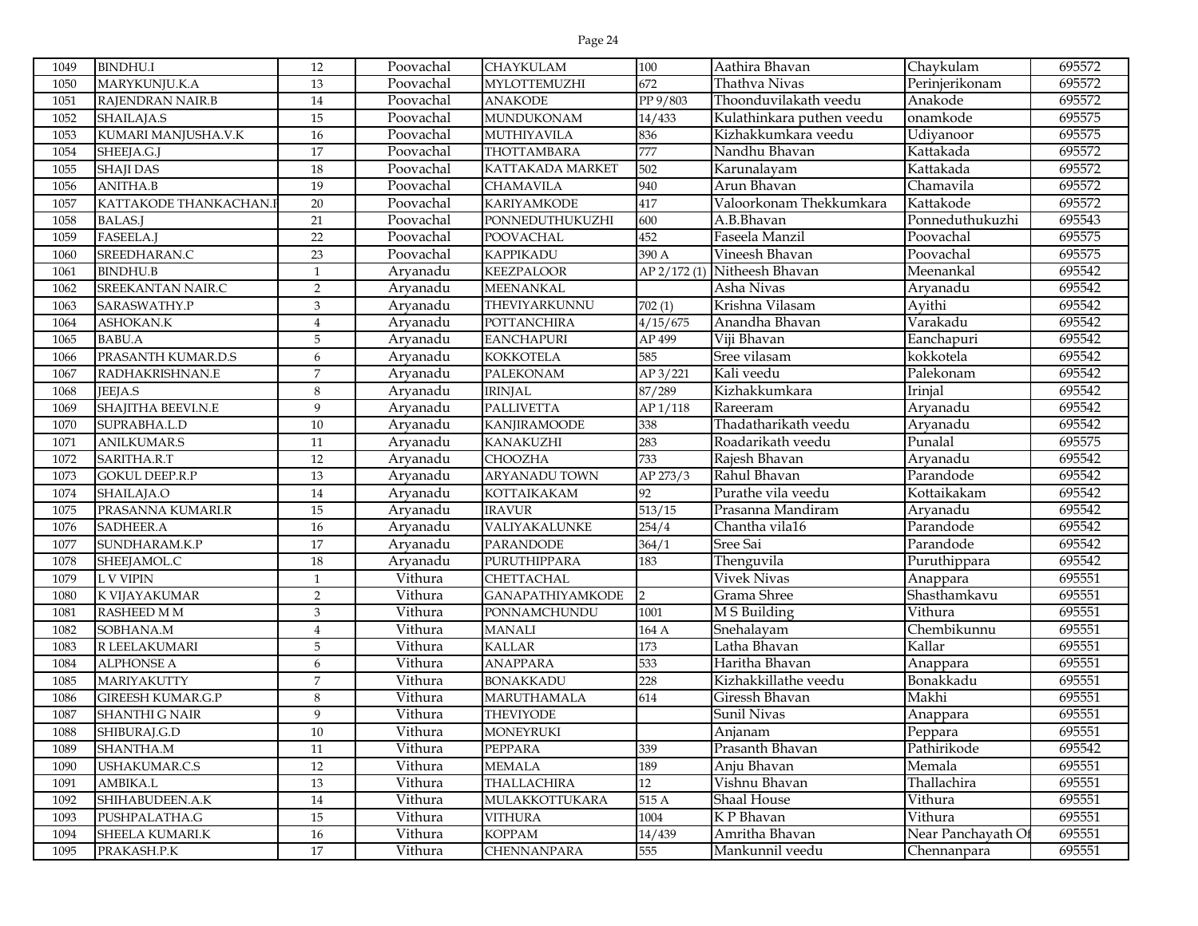| 1049 | BINDHU.I | 12 | Poovachal | CHAYKULAM | 100 | Aathira Bhavan | Chaykulam | 695572 |
|---|---|---|---|---|---|---|---|---|
| 1050 | MARYKUNJU.K.A | 13 | Poovachal | MYLOTTEMUZHI | 672 | Thathva Nivas | Perinjerikonam | 695572 |
| 1051 | RAJENDRAN NAIR.B | 14 | Poovachal | ANAKODE | PP 9/803 | Thoonduvilakath veedu | Anakode | 695572 |
| 1052 | SHAILAJA.S | 15 | Poovachal | MUNDUKONAM | 14/433 | Kulathinkara puthen veedu | onamkode | 695575 |
| 1053 | KUMARI MANJUSHA.V.K | 16 | Poovachal | MUTHIYAVILA | 836 | Kizhakkumkara veedu | Udiyanoor | 695575 |
| 1054 | SHEEJA.G.J | 17 | Poovachal | THOTTAMBARA | 777 | Nandhu Bhavan | Kattakada | 695572 |
| 1055 | SHAJI DAS | 18 | Poovachal | KATTAKADA MARKET | 502 | Karunalayam | Kattakada | 695572 |
| 1056 | ANITHA.B | 19 | Poovachal | CHAMAVILA | 940 | Arun Bhavan | Chamavila | 695572 |
| 1057 | KATTAKODE THANKACHAN.I | 20 | Poovachal | KARIYAMKODE | 417 | Valoorkonam Thekkumkara | Kattakode | 695572 |
| 1058 | BALAS.J | 21 | Poovachal | PONNEDUTHUKUZHI | 600 | A.B.Bhavan | Ponneduthukuzhi | 695543 |
| 1059 | FASEELA.J | 22 | Poovachal | POOVACHAL | 452 | Faseela Manzil | Poovachal | 695575 |
| 1060 | SREEDHARAN.C | 23 | Poovachal | KAPPIKADU | 390 A | Vineesh Bhavan | Poovachal | 695575 |
| 1061 | BINDHU.B | 1 | Aryanadu | KEEZPALOOR | AP 2/172 (1) | Nitheesh Bhavan | Meenankal | 695542 |
| 1062 | SREEKANTAN NAIR.C | 2 | Aryanadu | MEENANKAL | | Asha Nivas | Aryanadu | 695542 |
| 1063 | SARASWATHY.P | 3 | Aryanadu | THEVIYARKUNNU | 702 (1) | Krishna Vilasam | Ayithi | 695542 |
| 1064 | ASHOKAN.K | 4 | Aryanadu | POTTANCHIRA | 4/15/675 | Anandha Bhavan | Varakadu | 695542 |
| 1065 | BABU.A | 5 | Aryanadu | EANCHAPURI | AP 499 | Viji Bhavan | Eanchapuri | 695542 |
| 1066 | PRASANTH KUMAR.D.S | 6 | Aryanadu | KOKKOTELA | 585 | Sree vilasam | kokkotela | 695542 |
| 1067 | RADHAKRISHNAN.E | 7 | Aryanadu | PALEKONAM | AP 3/221 | Kali veedu | Palekonam | 695542 |
| 1068 | JEEJA.S | 8 | Aryanadu | IRINJAL | 87/289 | Kizhakkumkara | Irinjal | 695542 |
| 1069 | SHAJITHA BEEVI.N.E | 9 | Aryanadu | PALLIVETTA | AP 1/118 | Rareeram | Aryanadu | 695542 |
| 1070 | SUPRABHA.L.D | 10 | Aryanadu | KANJIRAMOODE | 338 | Thadatharikath veedu | Aryanadu | 695542 |
| 1071 | ANILKUMAR.S | 11 | Aryanadu | KANAKUZHI | 283 | Roadarikath veedu | Punalal | 695575 |
| 1072 | SARITHA.R.T | 12 | Aryanadu | CHOOZHA | 733 | Rajesh Bhavan | Aryanadu | 695542 |
| 1073 | GOKUL DEEP.R.P | 13 | Aryanadu | ARYANADU TOWN | AP 273/3 | Rahul Bhavan | Parandode | 695542 |
| 1074 | SHAILAJA.O | 14 | Aryanadu | KOTTAIKAKAM | 92 | Purathe vila veedu | Kottaikakam | 695542 |
| 1075 | PRASANNA KUMARI.R | 15 | Aryanadu | IRAVUR | 513/15 | Prasanna Mandiram | Aryanadu | 695542 |
| 1076 | SADHEER.A | 16 | Aryanadu | VALIYAKALUNKE | 254/4 | Chantha vila16 | Parandode | 695542 |
| 1077 | SUNDHARAM.K.P | 17 | Aryanadu | PARANDODE | 364/1 | Sree Sai | Parandode | 695542 |
| 1078 | SHEEJAMOL.C | 18 | Aryanadu | PURUTHIPPARA | 183 | Thenguvila | Puruthippara | 695542 |
| 1079 | L V VIPIN | 1 | Vithura | CHETTACHAL | | Vivek Nivas | Anappara | 695551 |
| 1080 | K VIJAYAKUMAR | 2 | Vithura | GANAPATHIYAMKODE | 2 | Grama Shree | Shasthamkavu | 695551 |
| 1081 | RASHEED M M | 3 | Vithura | PONNAMCHUNDU | 1001 | M S Building | Vithura | 695551 |
| 1082 | SOBHANA.M | 4 | Vithura | MANALI | 164 A | Snehalayam | Chembikunnu | 695551 |
| 1083 | R LEELAKUMARI | 5 | Vithura | KALLAR | 173 | Latha Bhavan | Kallar | 695551 |
| 1084 | ALPHONSE A | 6 | Vithura | ANAPPARA | 533 | Haritha Bhavan | Anappara | 695551 |
| 1085 | MARIYAKUTTY | 7 | Vithura | BONAKKADU | 228 | Kizhakkillathe veedu | Bonakkadu | 695551 |
| 1086 | GIREESH KUMAR.G.P | 8 | Vithura | MARUTHAMALA | 614 | Giressh Bhavan | Makhi | 695551 |
| 1087 | SHANTHI G NAIR | 9 | Vithura | THEVIYODE | | Sunil Nivas | Anappara | 695551 |
| 1088 | SHIBURAJ.G.D | 10 | Vithura | MONEYRUKI | | Anjanam | Peppara | 695551 |
| 1089 | SHANTHA.M | 11 | Vithura | PEPPARA | 339 | Prasanth Bhavan | Pathirikode | 695542 |
| 1090 | USHAKUMAR.C.S | 12 | Vithura | MEMALA | 189 | Anju Bhavan | Memala | 695551 |
| 1091 | AMBIKA.L | 13 | Vithura | THALLACHIRA | 12 | Vishnu Bhavan | Thallachira | 695551 |
| 1092 | SHIHABUDEEN.A.K | 14 | Vithura | MULAKKOTTUKARA | 515 A | Shaal House | Vithura | 695551 |
| 1093 | PUSHPALATHA.G | 15 | Vithura | VITHURA | 1004 | K P Bhavan | Vithura | 695551 |
| 1094 | SHEELA KUMARI.K | 16 | Vithura | KOPPAM | 14/439 | Amritha Bhavan | Near Panchayath Of | 695551 |
| 1095 | PRAKASH.P.K | 17 | Vithura | CHENNANPARA | 555 | Mankunnil veedu | Chennanpara | 695551 |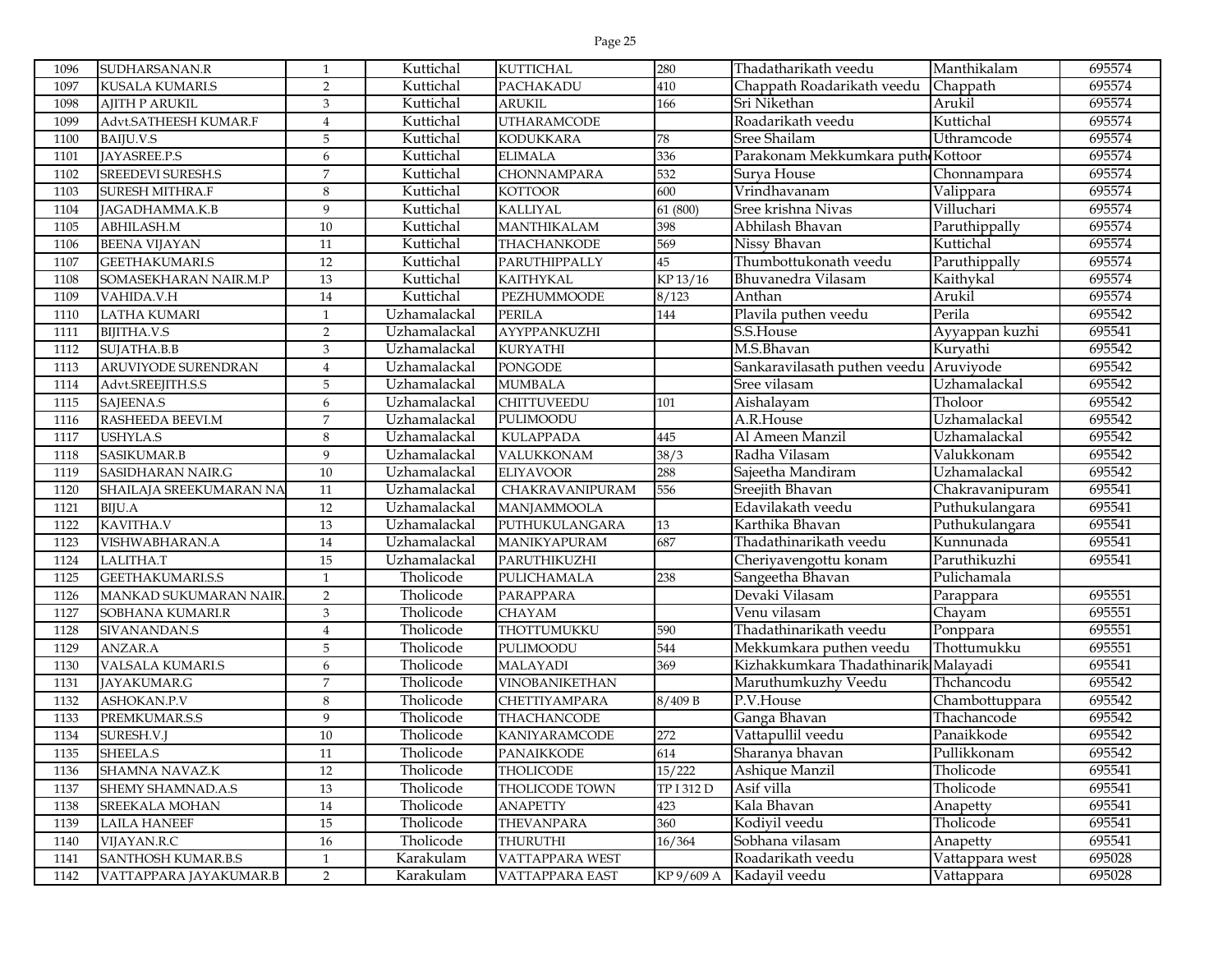| 1096 | SUDHARSANAN.R | 1 | Kuttichal | KUTTICHAL | 280 | Thadatharikath veedu | Manthikalam | 695574 |
|---|---|---|---|---|---|---|---|---|
| 1097 | KUSALA KUMARI.S | 2 | Kuttichal | PACHAKADU | 410 | Chappath Roadarikath veedu | Chappath | 695574 |
| 1098 | AJITH P ARUKIL | 3 | Kuttichal | ARUKIL | 166 | Sri Nikethan | Arukil | 695574 |
| 1099 | Advt.SATHEESH KUMAR.F | 4 | Kuttichal | UTHARAMCODE | | Roadarikath veedu | Kuttichal | 695574 |
| 1100 | BAIJU.V.S | 5 | Kuttichal | KODUKKARA | 78 | Sree Shailam | Uthramcode | 695574 |
| 1101 | JAYASREE.P.S | 6 | Kuttichal | ELIMALA | 336 | Parakonam Mekkumkara puth | Kottoor | 695574 |
| 1102 | SREEDEVI SURESH.S | 7 | Kuttichal | CHONNAMPARA | 532 | Surya House | Chonnampara | 695574 |
| 1103 | SURESH MITHRA.F | 8 | Kuttichal | KOTTOOR | 600 | Vrindhavanam | Valippara | 695574 |
| 1104 | JAGADHAMMA.K.B | 9 | Kuttichal | KALLIYAL | 61 (800) | Sree krishna Nivas | Villuchari | 695574 |
| 1105 | ABHILASH.M | 10 | Kuttichal | MANTHIKALAM | 398 | Abhilash Bhavan | Paruthippally | 695574 |
| 1106 | BEENA VIJAYAN | 11 | Kuttichal | THACHANKODE | 569 | Nissy Bhavan | Kuttichal | 695574 |
| 1107 | GEETHAKUMARI.S | 12 | Kuttichal | PARUTHIPPALLY | 45 | Thumbottukonath veedu | Paruthippally | 695574 |
| 1108 | SOMASEKHARAN NAIR.M.P | 13 | Kuttichal | KAITHYKAL | KP 13/16 | Bhuvanedra Vilasam | Kaithykal | 695574 |
| 1109 | VAHIDA.V.H | 14 | Kuttichal | PEZHUMMOODE | 8/123 | Anthan | Arukil | 695574 |
| 1110 | LATHA KUMARI | 1 | Uzhamalackal | PERILA | 144 | Plavila puthen veedu | Perila | 695542 |
| 1111 | BIJITHA.V.S | 2 | Uzhamalackal | AYYPPANKUZHI | | S.S.House | Ayyappan kuzhi | 695541 |
| 1112 | SUJATHA.B.B | 3 | Uzhamalackal | KURYATHI | | M.S.Bhavan | Kuryathi | 695542 |
| 1113 | ARUVIYODE SURENDRAN | 4 | Uzhamalackal | PONGODE | | Sankaravilasath puthen veedu | Aruviyode | 695542 |
| 1114 | Advt.SREEJITH.S.S | 5 | Uzhamalackal | MUMBALA | | Sree vilasam | Uzhamalackal | 695542 |
| 1115 | SAJEENA.S | 6 | Uzhamalackal | CHITTUVEEDU | 101 | Aishalayam | Tholoor | 695542 |
| 1116 | RASHEEDA BEEVI.M | 7 | Uzhamalackal | PULIMOODU | | A.R.House | Uzhamalackal | 695542 |
| 1117 | USHYLA.S | 8 | Uzhamalackal | KULAPPADA | 445 | Al Ameen Manzil | Uzhamalackal | 695542 |
| 1118 | SASIKUMAR.B | 9 | Uzhamalackal | VALUKKONAM | 38/3 | Radha Vilasam | Valukkonam | 695542 |
| 1119 | SASIDHARAN NAIR.G | 10 | Uzhamalackal | ELIYAVOOR | 288 | Sajeetha Mandiram | Uzhamalackal | 695542 |
| 1120 | SHAILAJA SREEKUMARAN NA | 11 | Uzhamalackal | CHAKRAVANIPURAM | 556 | Sreejith Bhavan | Chakravanipuram | 695541 |
| 1121 | BIJU.A | 12 | Uzhamalackal | MANJAMMOOLA | | Edavilakath veedu | Puthukulangara | 695541 |
| 1122 | KAVITHA.V | 13 | Uzhamalackal | PUTHUKULANGARA | 13 | Karthika Bhavan | Puthukulangara | 695541 |
| 1123 | VISHWABHARAN.A | 14 | Uzhamalackal | MANIKYAPURAM | 687 | Thadathinarikath veedu | Kunnunada | 695541 |
| 1124 | LALITHA.T | 15 | Uzhamalackal | PARUTHIKUZHI | | Cheriyavengottu konam | Paruthikuzhi | 695541 |
| 1125 | GEETHAKUMARI.S.S | 1 | Tholicode | PULICHAMALA | 238 | Sangeetha Bhavan | Pulichamala | |
| 1126 | MANKAD SUKUMARAN NAIR. | 2 | Tholicode | PARAPPARA | | Devaki Vilasam | Parappara | 695551 |
| 1127 | SOBHANA KUMARI.R | 3 | Tholicode | CHAYAM | | Venu vilasam | Chayam | 695551 |
| 1128 | SIVANANDAN.S | 4 | Tholicode | THOTTUMUKKU | 590 | Thadathinarikath veedu | Ponppara | 695551 |
| 1129 | ANZAR.A | 5 | Tholicode | PULIMOODU | 544 | Mekkumkara puthen veedu | Thottumukku | 695551 |
| 1130 | VALSALA KUMARI.S | 6 | Tholicode | MALAYADI | 369 | Kizhakkumkara Thadathinarik | Malayadi | 695541 |
| 1131 | JAYAKUMAR.G | 7 | Tholicode | VINOBANIKETHAN | | Maruthumkuzhy Veedu | Thchancodu | 695542 |
| 1132 | ASHOKAN.P.V | 8 | Tholicode | CHETTIYAMPARA | 8/409 B | P.V.House | Chambottuppara | 695542 |
| 1133 | PREMKUMAR.S.S | 9 | Tholicode | THACHANCODE | | Ganga Bhavan | Thachancode | 695542 |
| 1134 | SURESH.V.J | 10 | Tholicode | KANIYARAMCODE | 272 | Vattapullil veedu | Panaikkode | 695542 |
| 1135 | SHEELA.S | 11 | Tholicode | PANAIKKODE | 614 | Sharanya bhavan | Pullikkonam | 695542 |
| 1136 | SHAMNA NAVAZ.K | 12 | Tholicode | THOLICODE | 15/222 | Ashique Manzil | Tholicode | 695541 |
| 1137 | SHEMY SHAMNAD.A.S | 13 | Tholicode | THOLICODE TOWN | TP I 312 D | Asif villa | Tholicode | 695541 |
| 1138 | SREEKALA MOHAN | 14 | Tholicode | ANAPETTY | 423 | Kala Bhavan | Anapetty | 695541 |
| 1139 | LAILA HANEEF | 15 | Tholicode | THEVANPARA | 360 | Kodiyil veedu | Tholicode | 695541 |
| 1140 | VIJAYAN.R.C | 16 | Tholicode | THURUTHI | 16/364 | Sobhana vilasam | Anapetty | 695541 |
| 1141 | SANTHOSH KUMAR.B.S | 1 | Karakulam | VATTAPPARA WEST | | Roadarikath veedu | Vattappara west | 695028 |
| 1142 | VATTAPPARA JAYAKUMAR.B | 2 | Karakulam | VATTAPPARA EAST | KP 9/609 A | Kadayil veedu | Vattappara | 695028 |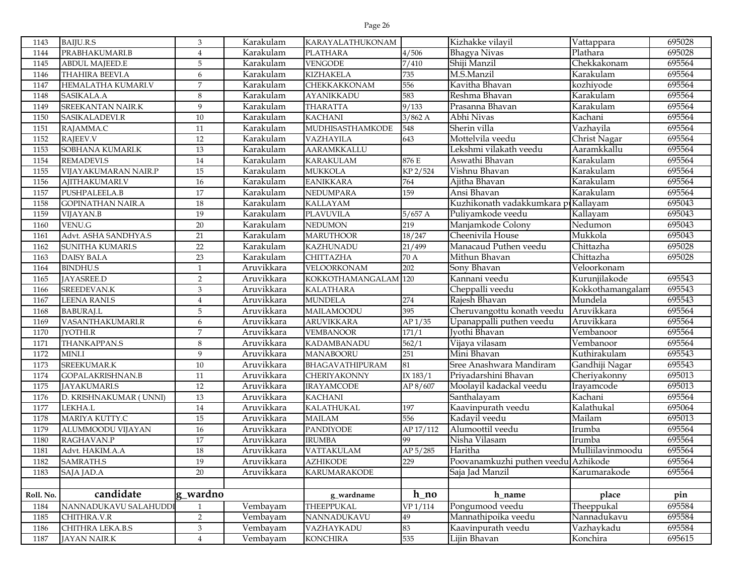| 1143 | BAIJU.R.S | 3 | Karakulam | KARAYALATHUKONAM | | Kizhakke vilayil | Vattappara | 695028 |
|---|---|---|---|---|---|---|---|---|
| 1144 | PRABHAKUMARI.B | 4 | Karakulam | PLATHARA | 4/506 | Bhagya Nivas | Plathara | 695028 |
| 1145 | ABDUL MAJEED.E | 5 | Karakulam | VENGODE | 7/410 | Shiji Manzil | Chekkakonam | 695564 |
| 1146 | THAHIRA BEEVI.A | 6 | Karakulam | KIZHAKELA | 735 | M.S.Manzil | Karakulam | 695564 |
| 1147 | HEMALATHA KUMARI.V | 7 | Karakulam | CHEKKAKKONAM | 556 | Kavitha Bhavan | kozhiyode | 695564 |
| 1148 | SASIKALA.A | 8 | Karakulam | AYANIKKADU | 583 | Reshma Bhavan | Karakulam | 695564 |
| 1149 | SREEKANTAN NAIR.K | 9 | Karakulam | THARATTA | 9/133 | Prasanna Bhavan | Karakulam | 695564 |
| 1150 | SASIKALADEVI.R | 10 | Karakulam | KACHANI | 3/862 A | Abhi Nivas | Kachani | 695564 |
| 1151 | RAJAMMA.C | 11 | Karakulam | MUDHISASTHAMKODE | 548 | Sherin villa | Vazhayila | 695564 |
| 1152 | RAJEEV.V | 12 | Karakulam | VAZHAYILA | 643 | Mottelvila veedu | Christ Nagar | 695564 |
| 1153 | SOBHANA KUMARI.K | 13 | Karakulam | AARAMKKALLU | | Lekshmi vilakath veedu | Aaramkkallu | 695564 |
| 1154 | REMADEVI.S | 14 | Karakulam | KARAKULAM | 876 E | Aswathi Bhavan | Karakulam | 695564 |
| 1155 | VIJAYAKUMARAN NAIR.P | 15 | Karakulam | MUKKOLA | KP 2/524 | Vishnu Bhavan | Karakulam | 695564 |
| 1156 | AJITHAKUMARI.V | 16 | Karakulam | EANIKKARA | 764 | Ajitha Bhavan | Karakulam | 695564 |
| 1157 | PUSHPALEELA.B | 17 | Karakulam | NEDUMPARA | 159 | Ansi Bhavan | Karakulam | 695564 |
| 1158 | GOPINATHAN NAIR.A | 18 | Karakulam | KALLAYAM | | Kuzhikonath vadakkumkara p | Kallayam | 695043 |
| 1159 | VIJAYAN.B | 19 | Karakulam | PLAVUVILA | 5/657 A | Puliyamkode veedu | Kallayam | 695043 |
| 1160 | VENU.G | 20 | Karakulam | NEDUMON | 219 | Manjamkode Colony | Nedumon | 695043 |
| 1161 | Advt. ASHA SANDHYA.S | 21 | Karakulam | MARUTHOOR | 18/247 | Cheenivila House | Mukkola | 695043 |
| 1162 | SUNITHA KUMARI.S | 22 | Karakulam | KAZHUNADU | 21/499 | Manacaud Puthen veedu | Chittazha | 695028 |
| 1163 | DAISY BAI.A | 23 | Karakulam | CHITTAZHA | 70 A | Mithun Bhavan | Chittazha | 695028 |
| 1164 | BINDHU.S | 1 | Aruvikkara | VELOORKONAM | 202 | Sony Bhavan | Veloorkonam | |
| 1165 | JAYASREE.D | 2 | Aruvikkara | KOKKOTHAMANGALAM | 120 | Kannani veedu | Kurunjilakode | 695543 |
| 1166 | SREEDEVAN.K | 3 | Aruvikkara | KALATHARA | | Cheppalli veedu | Kokkothamangalam | 695543 |
| 1167 | LEENA RANI.S | 4 | Aruvikkara | MUNDELA | 274 | Rajesh Bhavan | Mundela | 695543 |
| 1168 | BABURAJ.L | 5 | Aruvikkara | MAILAMOODU | 395 | Cheruvangottu konath veedu | Aruvikkara | 695564 |
| 1169 | VASANTHAKUMARI.R | 6 | Aruvikkara | ARUVIKKARA | AP 1/35 | Upanappalli puthen veedu | Aruvikkara | 695564 |
| 1170 | JYOTHI.R | 7 | Aruvikkara | VEMBANOOR | 171/1 | Jyothi Bhavan | Vembanoor | 695564 |
| 1171 | THANKAPPAN.S | 8 | Aruvikkara | KADAMBANADU | 562/1 | Vijaya vilasam | Vembanoor | 695564 |
| 1172 | MINI.I | 9 | Aruvikkara | MANABOORU | 251 | Mini Bhavan | Kuthirakulam | 695543 |
| 1173 | SREEKUMAR.K | 10 | Aruvikkara | BHAGAVATHIPURAM | 81 | Sree Anashwara Mandiram | Gandhiji Nagar | 695543 |
| 1174 | GOPALAKRISHNAN.B | 11 | Aruvikkara | CHERIYAKONNY | IX 183/1 | Priyadarshini Bhavan | Cheriyakonny | 695013 |
| 1175 | JAYAKUMARI.S | 12 | Aruvikkara | IRAYAMCODE | AP 8/607 | Moolayil kadackal veedu | Irayamcode | 695013 |
| 1176 | D. KRISHNAKUMAR ( UNNI) | 13 | Aruvikkara | KACHANI | | Santhalayam | Kachani | 695564 |
| 1177 | LEKHA.L | 14 | Aruvikkara | KALATHUKAL | 197 | Kaavinpurath veedu | Kalathukal | 695064 |
| 1178 | MARIYA KUTTY.C | 15 | Aruvikkara | MAILAM | 556 | Kadayil veedu | Mailam | 695013 |
| 1179 | ALUMMOODU VIJAYAN | 16 | Aruvikkara | PANDIYODE | AP 17/112 | Alumoottil veedu | Irumba | 695564 |
| 1180 | RAGHAVAN.P | 17 | Aruvikkara | IRUMBA | 99 | Nisha Vilasam | Irumba | 695564 |
| 1181 | Advt. HAKIM.A.A | 18 | Aruvikkara | VATTAKULAM | AP 5/285 | Haritha | Mulliilavinmoodu | 695564 |
| 1182 | SAMRATH.S | 19 | Aruvikkara | AZHIKODE | 229 | Poovanamkuzhi puthen veedu | Azhikode | 695564 |
| 1183 | SAJA JAD.A | 20 | Aruvikkara | KARUMARAKODE | | Saja Jad Manzil | Karumarakode | 695564 |
| | | | | | | | | |
| **Roll. No.** | **candidate** | **g_wardno** | | **g_wardname** | **h_no** | **h_name** | **place** | **pin** |
| 1184 | NANNADUKAVU SALAHUDDI | 1 | Vembayam | THEEPPUKAL | VP 1/114 | Pongumood veedu | Theeppukal | 695584 |
| 1185 | CHITHRA.V.R | 2 | Vembayam | NANNADUKAVU | 49 | Mannathipoika veedu | Nannadukavu | 695584 |
| 1186 | CHITHRA LEKA.B.S | 3 | Vembayam | VAZHAYKADU | 83 | Kaavinpurath veedu | Vazhaykadu | 695584 |
| 1187 | JAYAN NAIR.K | 4 | Vembayam | KONCHIRA | 535 | Lijin Bhavan | Konchira | 695615 |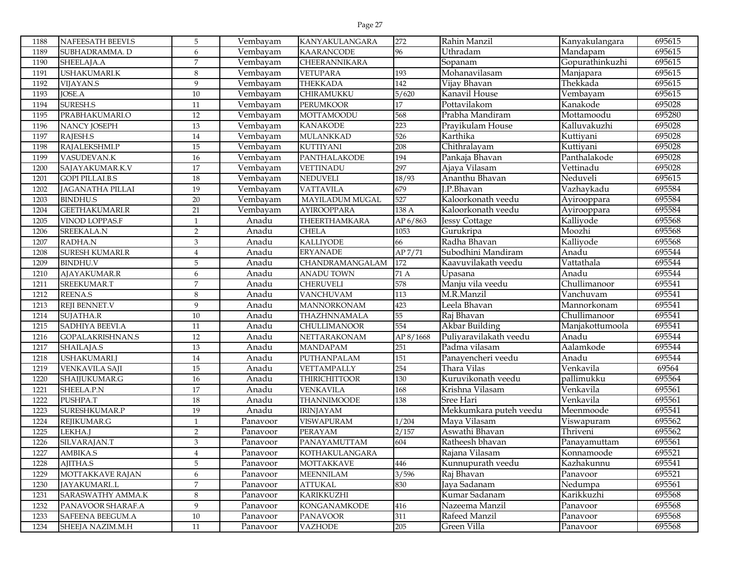| 1188 | NAFEESATH BEEVI.S | 5 | Vembayam | KANYAKULANGARA | 272 | Rahin Manzil | Kanyakulangara | 695615 |
|---|---|---|---|---|---|---|---|---|
| 1189 | SUBHADRAMMA. D | 6 | Vembayam | KAARANCODE | 96 | Uthradam | Mandapam | 695615 |
| 1190 | SHEELAJA.A | 7 | Vembayam | CHEERANNIKARA | | Sopanam | Gopurathinkuzhi | 695615 |
| 1191 | USHAKUMARI.K | 8 | Vembayam | VETUPARA | 193 | Mohanavilasam | Manjapara | 695615 |
| 1192 | VIJAYAN.S | 9 | Vembayam | THEKKADA | 142 | Vijay Bhavan | Thekkada | 695615 |
| 1193 | JOSE.A | 10 | Vembayam | CHIRAMUKKU | 5/620 | Kanavil House | Vembayam | 695615 |
| 1194 | SURESH.S | 11 | Vembayam | PERUMKOOR | 17 | Pottavilakom | Kanakode | 695028 |
| 1195 | PRABHAKUMARI.O | 12 | Vembayam | MOTTAMOODU | 568 | Prabha Mandiram | Mottamoodu | 695280 |
| 1196 | NANCY JOSEPH | 13 | Vembayam | KANAKODE | 223 | Prayikulam House | Kalluvakuzhi | 695028 |
| 1197 | RAJESH.S | 14 | Vembayam | MULANKKAD | 526 | Karthika | Kuttiyani | 695028 |
| 1198 | RAJALEKSHMI.P | 15 | Vembayam | KUTTIYANI | 208 | Chithralayam | Kuttiyani | 695028 |
| 1199 | VASUDEVAN.K | 16 | Vembayam | PANTHALAKODE | 194 | Pankaja Bhavan | Panthalakode | 695028 |
| 1200 | SAJAYAKUMAR.K.V | 17 | Vembayam | VETTINADU | 297 | Ajaya Vilasam | Vettinadu | 695028 |
| 1201 | GOPI PILLAI.B.S | 18 | Vembayam | NEDUVELI | 18/93 | Ananthu Bhavan | Neduveli | 695615 |
| 1202 | JAGANATHA PILLAI | 19 | Vembayam | VATTAVILA | 679 | J.P.Bhavan | Vazhaykadu | 695584 |
| 1203 | BINDHU.S | 20 | Vembayam | MAYILADUM MUGAL | 527 | Kaloorkonath veedu | Ayirooppara | 695584 |
| 1204 | GEETHAKUMARI.R | 21 | Vembayam | AYIROOPPARA | 138 A | Kaloorkonath veedu | Ayirooppara | 695584 |
| 1205 | VINOD LOPPAS.F | 1 | Anadu | THEERTHAMKARA | AP 6/863 | Jessy Cottage | Kalliyode | 695568 |
| 1206 | SREEKALA.N | 2 | Anadu | CHELA | 1053 | Gurukripa | Moozhi | 695568 |
| 1207 | RADHA.N | 3 | Anadu | KALLIYODE | 66 | Radha Bhavan | Kalliyode | 695568 |
| 1208 | SURESH KUMARI.R | 4 | Anadu | ERYANADE | AP 7/71 | Subodhini Mandiram | Anadu | 695544 |
| 1209 | BINDHU.V | 5 | Anadu | CHANDRAMANGALAM | 172 | Kaavuvilakath veedu | Vattathala | 695544 |
| 1210 | AJAYAKUMAR.R | 6 | Anadu | ANADU TOWN | 71 A | Upasana | Anadu | 695544 |
| 1211 | SREEKUMAR.T | 7 | Anadu | CHERUVELI | 578 | Manju vila veedu | Chullimanoor | 695541 |
| 1212 | REENA.S | 8 | Anadu | VANCHUVAM | 113 | M.R.Manzil | Vanchuvam | 695541 |
| 1213 | REJI BENNET.V | 9 | Anadu | MANNORKONAM | 423 | Leela Bhavan | Mannorkonam | 695541 |
| 1214 | SUJATHA.R | 10 | Anadu | THAZHNNAMALA | 55 | Raj Bhavan | Chullimanoor | 695541 |
| 1215 | SADHIYA BEEVI.A | 11 | Anadu | CHULLIMANOOR | 554 | Akbar Building | Manjakottumoola | 695541 |
| 1216 | GOPALAKRISHNAN.S | 12 | Anadu | NETTARAKONAM | AP 8/1668 | Puliyaravilakath veedu | Anadu | 695544 |
| 1217 | SHAILAJA.S | 13 | Anadu | MANDAPAM | 251 | Padma vilasam | Aalamkode | 695544 |
| 1218 | USHAKUMARI.J | 14 | Anadu | PUTHANPALAM | 151 | Panayencheri veedu | Anadu | 695544 |
| 1219 | VENKAVILA SAJI | 15 | Anadu | VETTAMPALLY | 254 | Thara Vilas | Venkavila | 69564 |
| 1220 | SHAIJUKUMAR.G | 16 | Anadu | THIRICHITTOOR | 130 | Kuruvikonath veedu | pallimukku | 695564 |
| 1221 | SHEELA.P.N | 17 | Anadu | VENKAVILA | 168 | Krishna Vilasam | Venkavila | 695561 |
| 1222 | PUSHPA.T | 18 | Anadu | THANNIMOODE | 138 | Sree Hari | Venkavila | 695561 |
| 1223 | SURESHKUMAR.P | 19 | Anadu | IRINJAYAM | | Mekkumkara puteh veedu | Meenmoode | 695541 |
| 1224 | REJIKUMAR.G | 1 | Panavoor | VISWAPURAM | 1/204 | Maya Vilasam | Viswapuram | 695562 |
| 1225 | LEKHA.J | 2 | Panavoor | PERAYAM | 2/157 | Aswathi Bhavan | Thriveni | 695562 |
| 1226 | SILVARAJAN.T | 3 | Panavoor | PANAYAMUTTAM | 604 | Ratheesh bhavan | Panayamuttam | 695561 |
| 1227 | AMBIKA.S | 4 | Panavoor | KOTHAKULANGARA | | Rajana Vilasam | Konnamoode | 695521 |
| 1228 | AJITHA.S | 5 | Panavoor | MOTTAKKAVE | 446 | Kunnupurath veedu | Kazhakunnu | 695541 |
| 1229 | MOTTAKKAVE RAJAN | 6 | Panavoor | MEENNILAM | 3/596 | Raj Bhavan | Panavoor | 695521 |
| 1230 | JAYAKUMARI..L | 7 | Panavoor | ATTUKAL | 830 | Jaya Sadanam | Nedumpa | 695561 |
| 1231 | SARASWATHY AMMA.K | 8 | Panavoor | KARIKKUZHI | | Kumar Sadanam | Karikkuzhi | 695568 |
| 1232 | PANAVOOR SHARAF.A | 9 | Panavoor | KONGANAMKODE | 416 | Nazeema Manzil | Panavoor | 695568 |
| 1233 | SAFEENA BEEGUM.A | 10 | Panavoor | PANAVOOR | 311 | Rafeed Manzil | Panavoor | 695568 |
| 1234 | SHEEJA NAZIM.M.H | 11 | Panavoor | VAZHODE | 205 | Green Villa | Panavoor | 695568 |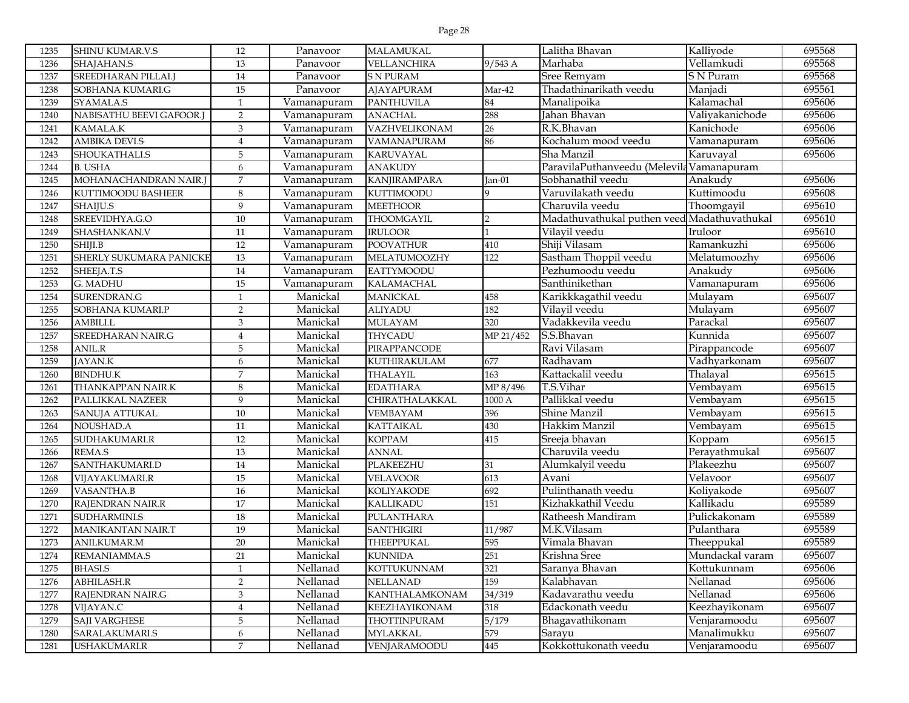| 1235 | SHINU KUMAR.V.S | 12 | Panavoor | MALAMUKAL | | Lalitha Bhavan | Kalliyode | 695568 |
|---|---|---|---|---|---|---|---|---|
| 1236 | SHAJAHAN.S | 13 | Panavoor | VELLANCHIRA | 9/543 A | Marhaba | Vellamkudi | 695568 |
| 1237 | SREEDHARAN PILLAI.J | 14 | Panavoor | S N PURAM | | Sree Remyam | S N Puram | 695568 |
| 1238 | SOBHANA KUMARI.G | 15 | Panavoor | AJAYAPURAM | Mar-42 | Thadathinarikath veedu | Manjadi | 695561 |
| 1239 | SYAMALA.S | 1 | Vamanapuram | PANTHUVILA | 84 | Manalipoika | Kalamachal | 695606 |
| 1240 | NABISATHU BEEVI GAFOOR.J | 2 | Vamanapuram | ANACHAL | 288 | Jahan Bhavan | Valiyakanichode | 695606 |
| 1241 | KAMALA.K | 3 | Vamanapuram | VAZHVELIKONAM | 26 | R.K.Bhavan | Kanichode | 695606 |
| 1242 | AMBIKA DEVI.S | 4 | Vamanapuram | VAMANAPURAM | 86 | Kochalum mood veedu | Vamanapuram | 695606 |
| 1243 | SHOUKATHALI.S | 5 | Vamanapuram | KARUVAYAL | | Sha Manzil | Karuvayal | 695606 |
| 1244 | B. USHA | 6 | Vamanapuram | ANAKUDY | | ParavilaPuthanveedu (Melevila | Vamanapuram | |
| 1245 | MOHANACHANDRAN NAIR.J | 7 | Vamanapuram | KANJIRAMPARA | Jan-01 | Sobhanathil veedu | Anakudy | 695606 |
| 1246 | KUTTIMOODU BASHEER | 8 | Vamanapuram | KUTTIMOODU | 9 | Varuvilakath veedu | Kuttimoodu | 695608 |
| 1247 | SHAIJU.S | 9 | Vamanapuram | MEETHOOR | | Charuvila veedu | Thoomgayil | 695610 |
| 1248 | SREEVIDHYA.G.O | 10 | Vamanapuram | THOOMGAYIL | 2 | Madathuvathukal puthen veed | Madathuvathukal | 695610 |
| 1249 | SHASHANKAN.V | 11 | Vamanapuram | IRULOOR | 1 | Vilayil veedu | Iruloor | 695610 |
| 1250 | SHIJI.B | 12 | Vamanapuram | POOVATHUR | 410 | Shiji Vilasam | Ramankuzhi | 695606 |
| 1251 | SHERLY SUKUMARA PANICKE | 13 | Vamanapuram | MELATUMOOZHY | 122 | Sastham Thoppil veedu | Melatumoozhy | 695606 |
| 1252 | SHEEJA.T.S | 14 | Vamanapuram | EATTYMOODU | | Pezhumoodu veedu | Anakudy | 695606 |
| 1253 | G. MADHU | 15 | Vamanapuram | KALAMACHAL | | Santhinikethan | Vamanapuram | 695606 |
| 1254 | SURENDRAN.G | 1 | Manickal | MANICKAL | 458 | Karikkkagathil veedu | Mulayam | 695607 |
| 1255 | SOBHANA KUMARI.P | 2 | Manickal | ALIYADU | 182 | Vilayil veedu | Mulayam | 695607 |
| 1256 | AMBILI.L | 3 | Manickal | MULAYAM | 320 | Vadakkevila veedu | Parackal | 695607 |
| 1257 | SREEDHARAN NAIR.G | 4 | Manickal | THYCADU | MP 21/452 | S.S.Bhavan | Kunnida | 695607 |
| 1258 | ANIL.R | 5 | Manickal | PIRAPPANCODE | | Ravi Vilasam | Pirappancode | 695607 |
| 1259 | JAYAN.K | 6 | Manickal | KUTHIRAKULAM | 677 | Radhavam | Vadhyarkonam | 695607 |
| 1260 | BINDHU.K | 7 | Manickal | THALAYIL | 163 | Kattackalil veedu | Thalayal | 695615 |
| 1261 | THANKAPPAN NAIR.K | 8 | Manickal | EDATHARA | MP 8/496 | T.S.Vihar | Vembayam | 695615 |
| 1262 | PALLIKKAL NAZEER | 9 | Manickal | CHIRATHALAKKAL | 1000 A | Pallikkal veedu | Vembayam | 695615 |
| 1263 | SANUJA ATTUKAL | 10 | Manickal | VEMBAYAM | 396 | Shine Manzil | Vembayam | 695615 |
| 1264 | NOUSHAD.A | 11 | Manickal | KATTAIKAL | 430 | Hakkim Manzil | Vembayam | 695615 |
| 1265 | SUDHAKUMARI.R | 12 | Manickal | KOPPAM | 415 | Sreeja bhavan | Koppam | 695615 |
| 1266 | REMA.S | 13 | Manickal | ANNAL | | Charuvila veedu | Perayathmukal | 695607 |
| 1267 | SANTHAKUMARI.D | 14 | Manickal | PLAKEEZHU | 31 | Alumkalyil veedu | Plakeezhu | 695607 |
| 1268 | VIJAYAKUMARI.R | 15 | Manickal | VELAVOOR | 613 | Avani | Velavoor | 695607 |
| 1269 | VASANTHA.B | 16 | Manickal | KOLIYAKODE | 692 | Pulinthanath veedu | Koliyakode | 695607 |
| 1270 | RAJENDRAN NAIR.R | 17 | Manickal | KALLIKADU | 151 | Kizhakkathil Veedu | Kallikadu | 695589 |
| 1271 | SUDHARMINI.S | 18 | Manickal | PULANTHARA | | Ratheesh Mandiram | Pulickakonam | 695589 |
| 1272 | MANIKANTAN NAIR.T | 19 | Manickal | SANTHIGIRI | 11/987 | M.K.Vilasam | Pulanthara | 695589 |
| 1273 | ANILKUMAR.M | 20 | Manickal | THEEPPUKAL | 595 | Vimala Bhavan | Theeppukal | 695589 |
| 1274 | REMANIAMMA.S | 21 | Manickal | KUNNIDA | 251 | Krishna Sree | Mundackal varam | 695607 |
| 1275 | BHASI.S | 1 | Nellanad | KOTTUKUNNAM | 321 | Saranya Bhavan | Kottukunnam | 695606 |
| 1276 | ABHILASH.R | 2 | Nellanad | NELLANAD | 159 | Kalabhavan | Nellanad | 695606 |
| 1277 | RAJENDRAN NAIR.G | 3 | Nellanad | KANTHALAMKONAM | 34/319 | Kadavarathu veedu | Nellanad | 695606 |
| 1278 | VIJAYAN.C | 4 | Nellanad | KEEZHAYIKONAM | 318 | Edackonath veedu | Keezhayikonam | 695607 |
| 1279 | SAJI VARGHESE | 5 | Nellanad | THOTTINPURAM | 5/179 | Bhagavathikonam | Venjaramoodu | 695607 |
| 1280 | SARALAKUMARI.S | 6 | Nellanad | MYLAKKAL | 579 | Sarayu | Manalimukku | 695607 |
| 1281 | USHAKUMARI.R | 7 | Nellanad | VENJARAMOODU | 445 | Kokkottukonath veedu | Venjaramoodu | 695607 |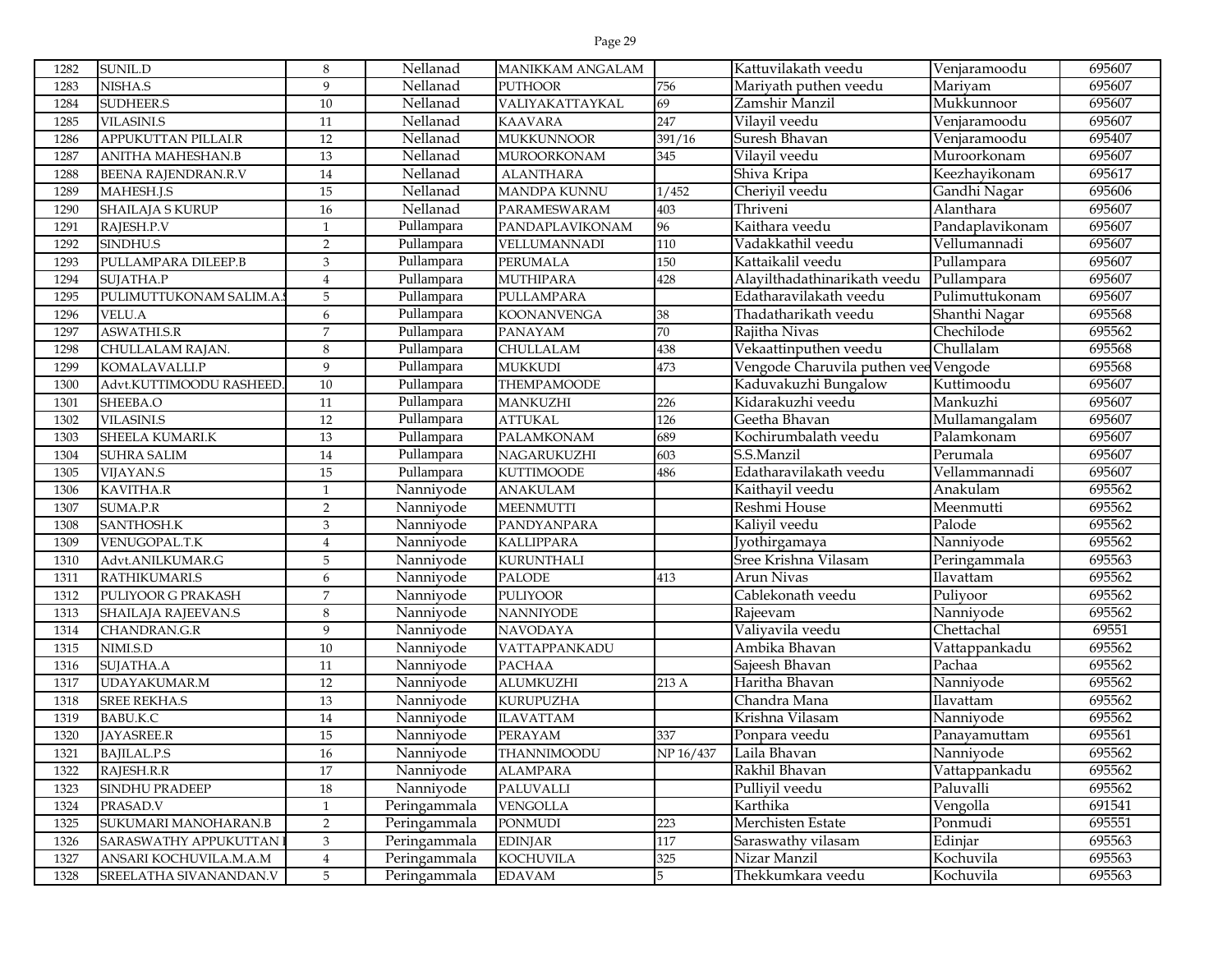| | | | | | | | | |
|---|---|---|---|---|---|---|---|---|
| 1282 | SUNIL.D | 8 | Nellanad | MANIKKAM ANGALAM | | Kattuvilakath veedu | Venjaramoodu | 695607 |
| 1283 | NISHA.S | 9 | Nellanad | PUTHOOR | 756 | Mariyath puthen veedu | Mariyam | 695607 |
| 1284 | SUDHEER.S | 10 | Nellanad | VALIYAKATTAYKAL | 69 | Zamshir Manzil | Mukkunnoor | 695607 |
| 1285 | VILASINI.S | 11 | Nellanad | KAAVARA | 247 | Vilayil veedu | Venjaramoodu | 695607 |
| 1286 | APPUKUTTAN PILLAI.R | 12 | Nellanad | MUKKUNNOOR | 391/16 | Suresh Bhavan | Venjaramoodu | 695407 |
| 1287 | ANITHA MAHESHAN.B | 13 | Nellanad | MUROORKONAM | 345 | Vilayil veedu | Muroorkonam | 695607 |
| 1288 | BEENA RAJENDRAN.R.V | 14 | Nellanad | ALANTHARA | | Shiva Kripa | Keezhayikonam | 695617 |
| 1289 | MAHESH.J.S | 15 | Nellanad | MANDPA KUNNU | 1/452 | Cheriyil veedu | Gandhi Nagar | 695606 |
| 1290 | SHAILAJA S KURUP | 16 | Nellanad | PARAMESWARAM | 403 | Thriveni | Alanthara | 695607 |
| 1291 | RAJESH.P.V | 1 | Pullampara | PANDAPLAVIKONAM | 96 | Kaithara veedu | Pandaplavikonam | 695607 |
| 1292 | SINDHU.S | 2 | Pullampara | VELLUMANNADI | 110 | Vadakkathil veedu | Vellumannadi | 695607 |
| 1293 | PULLAMPARA DILEEP.B | 3 | Pullampara | PERUMALA | 150 | Kattaikalil veedu | Pullampara | 695607 |
| 1294 | SUJATHA.P | 4 | Pullampara | MUTHIPARA | 428 | Alayilthadathinarikath veedu | Pullampara | 695607 |
| 1295 | PULIMUTTUKONAM SALIM.A.S | 5 | Pullampara | PULLAMPARA | | Edatharavilakath veedu | Pulimuttukonam | 695607 |
| 1296 | VELU.A | 6 | Pullampara | KOONANVENGA | 38 | Thadatharikath veedu | Shanthi Nagar | 695568 |
| 1297 | ASWATHI.S.R | 7 | Pullampara | PANAYAM | 70 | Rajitha Nivas | Chechilode | 695562 |
| 1298 | CHULLALAM RAJAN. | 8 | Pullampara | CHULLALAM | 438 | Vekaattinputhen veedu | Chullalam | 695568 |
| 1299 | KOMALAVALLI.P | 9 | Pullampara | MUKKUDI | 473 | Vengode Charuvila puthen vee | Vengode | 695568 |
| 1300 | Advt.KUTTIMOODU RASHEED. | 10 | Pullampara | THEMPAMOODE | | Kaduvakuzhi Bungalow | Kuttimoodu | 695607 |
| 1301 | SHEEBA.O | 11 | Pullampara | MANKUZHI | 226 | Kidarakuzhi veedu | Mankuzhi | 695607 |
| 1302 | VILASINI.S | 12 | Pullampara | ATTUKAL | 126 | Geetha Bhavan | Mullamangalam | 695607 |
| 1303 | SHEELA KUMARI.K | 13 | Pullampara | PALAMKONAM | 689 | Kochirumbalath veedu | Palamkonam | 695607 |
| 1304 | SUHRA SALIM | 14 | Pullampara | NAGARUKUZHI | 603 | S.S.Manzil | Perumala | 695607 |
| 1305 | VIJAYAN.S | 15 | Pullampara | KUTTIMOODE | 486 | Edatharavilakath veedu | Vellammannadi | 695607 |
| 1306 | KAVITHA.R | 1 | Nanniyode | ANAKULAM | | Kaithayil veedu | Anakulam | 695562 |
| 1307 | SUMA.P.R | 2 | Nanniyode | MEENMUTTI | | Reshmi House | Meenmutti | 695562 |
| 1308 | SANTHOSH.K | 3 | Nanniyode | PANDYANPARA | | Kaliyil veedu | Palode | 695562 |
| 1309 | VENUGOPAL.T.K | 4 | Nanniyode | KALLIPPARA | | Jyothirgamaya | Nanniyode | 695562 |
| 1310 | Advt.ANILKUMAR.G | 5 | Nanniyode | KURUNTHALI | | Sree Krishna Vilasam | Peringammala | 695563 |
| 1311 | RATHIKUMARI.S | 6 | Nanniyode | PALODE | 413 | Arun Nivas | Ilavattam | 695562 |
| 1312 | PULIYOOR G PRAKASH | 7 | Nanniyode | PULIYOOR | | Cablekonath veedu | Puliyoor | 695562 |
| 1313 | SHAILAJA RAJEEVAN.S | 8 | Nanniyode | NANNIYODE | | Rajeevam | Nanniyode | 695562 |
| 1314 | CHANDRAN.G.R | 9 | Nanniyode | NAVODAYA | | Valiyavila veedu | Chettachal | 69551 |
| 1315 | NIMI.S.D | 10 | Nanniyode | VATTAPPANKADU | | Ambika Bhavan | Vattappankadu | 695562 |
| 1316 | SUJATHA.A | 11 | Nanniyode | PACHAA | | Sajeesh Bhavan | Pachaa | 695562 |
| 1317 | UDAYAKUMAR.M | 12 | Nanniyode | ALUMKUZHI | 213 A | Haritha Bhavan | Nanniyode | 695562 |
| 1318 | SREE REKHA.S | 13 | Nanniyode | KURUPUZHA | | Chandra Mana | Ilavattam | 695562 |
| 1319 | BABU.K.C | 14 | Nanniyode | ILAVATTAM | | Krishna Vilasam | Nanniyode | 695562 |
| 1320 | JAYASREE.R | 15 | Nanniyode | PERAYAM | 337 | Ponpara veedu | Panayamuttam | 695561 |
| 1321 | BAJILAL.P.S | 16 | Nanniyode | THANNIMOODU | NP 16/437 | Laila Bhavan | Nanniyode | 695562 |
| 1322 | RAJESH.R.R | 17 | Nanniyode | ALAMPARA | | Rakhil Bhavan | Vattappankadu | 695562 |
| 1323 | SINDHU PRADEEP | 18 | Nanniyode | PALUVALLI | | Pulliyil veedu | Paluvalli | 695562 |
| 1324 | PRASAD.V | 1 | Peringammala | VENGOLLA | | Karthika | Vengolla | 691541 |
| 1325 | SUKUMARI MANOHARAN.B | 2 | Peringammala | PONMUDI | 223 | Merchisten Estate | Ponmudi | 695551 |
| 1326 | SARASWATHY APPUKUTTAN | 3 | Peringammala | EDINJAR | 117 | Saraswathy vilasam | Edinjar | 695563 |
| 1327 | ANSARI KOCHUVILA.M.A.M | 4 | Peringammala | KOCHUVILA | 325 | Nizar Manzil | Kochuvila | 695563 |
| 1328 | SREELATHA SIVANANDAN.V | 5 | Peringammala | EDAVAM | 5 | Thekkumkara veedu | Kochuvila | 695563 |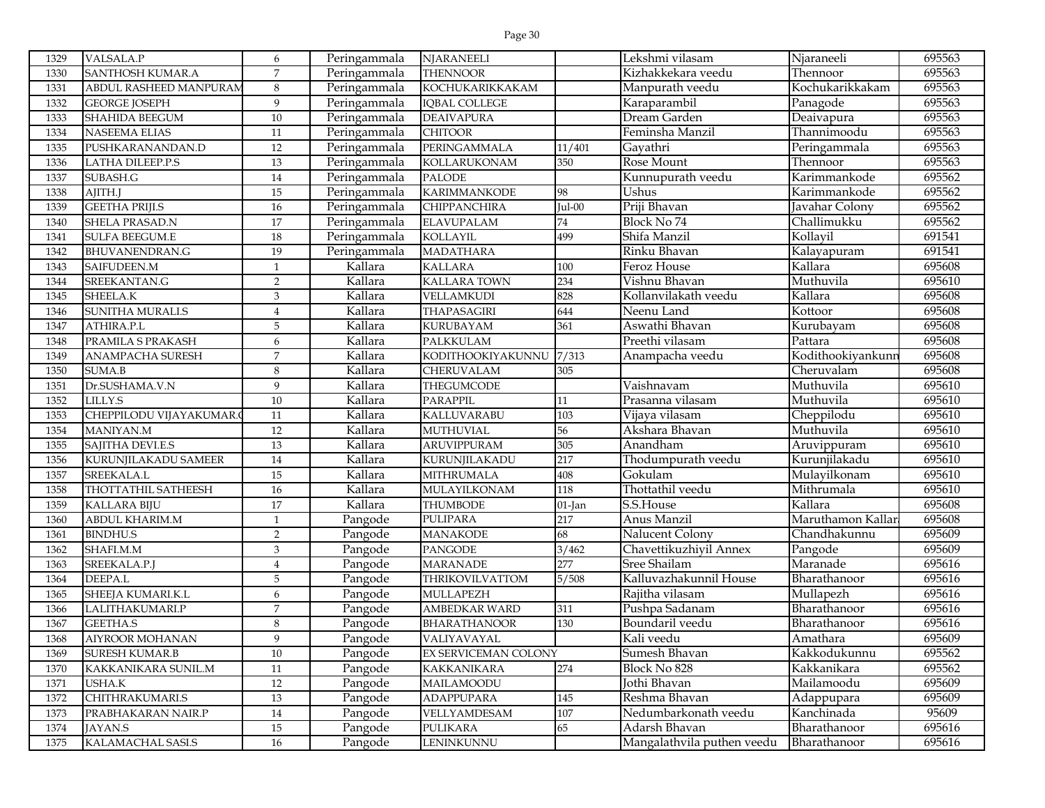| 1329 | VALSALA.P | 6 | Peringammala | NJARANEELI | | Lekshmi vilasam | Njaraneeli | 695563 |
|---|---|---|---|---|---|---|---|---|
| 1330 | SANTHOSH KUMAR.A | 7 | Peringammala | THENNOOR | | Kizhakkekara veedu | Thennoor | 695563 |
| 1331 | ABDUL RASHEED MANPURAM | 8 | Peringammala | KOCHUKARIKKAKAM | | Manpurath veedu | Kochukarikkakam | 695563 |
| 1332 | GEORGE JOSEPH | 9 | Peringammala | IQBAL COLLEGE | | Karaparambil | Panagode | 695563 |
| 1333 | SHAHIDA BEEGUM | 10 | Peringammala | DEAIVAPURA | | Dream Garden | Deaivapura | 695563 |
| 1334 | NASEEMA ELIAS | 11 | Peringammala | CHITOOR | | Feminsha Manzil | Thannimoodu | 695563 |
| 1335 | PUSHKARANANDAN.D | 12 | Peringammala | PERINGAMMALA | 11/401 | Gayathri | Peringammala | 695563 |
| 1336 | LATHA DILEEP.P.S | 13 | Peringammala | KOLLARUKONAM | 350 | Rose Mount | Thennoor | 695563 |
| 1337 | SUBASH.G | 14 | Peringammala | PALODE | | Kunnupurath veedu | Karimmankode | 695562 |
| 1338 | AJITH.J | 15 | Peringammala | KARIMMANKODE | 98 | Ushus | Karimmankode | 695562 |
| 1339 | GEETHA PRIJI.S | 16 | Peringammala | CHIPPANCHIRA | Jul-00 | Priji Bhavan | Javahar Colony | 695562 |
| 1340 | SHELA PRASAD.N | 17 | Peringammala | ELAVUPALAM | 74 | Block No 74 | Challimukku | 695562 |
| 1341 | SULFA BEEGUM.E | 18 | Peringammala | KOLLAYIL | 499 | Shifa Manzil | Kollayil | 691541 |
| 1342 | BHUVANENDRAN.G | 19 | Peringammala | MADATHARA | | Rinku Bhavan | Kalayapuram | 691541 |
| 1343 | SAIFUDEEN.M | 1 | Kallara | KALLARA | 100 | Feroz House | Kallara | 695608 |
| 1344 | SREEKANTAN.G | 2 | Kallara | KALLARA TOWN | 234 | Vishnu Bhavan | Muthuvila | 695610 |
| 1345 | SHEELA.K | 3 | Kallara | VELLAMKUDI | 828 | Kollanvilakath veedu | Kallara | 695608 |
| 1346 | SUNITHA MURALI.S | 4 | Kallara | THAPASAGIRI | 644 | Neenu Land | Kottoor | 695608 |
| 1347 | ATHIRA.P.L | 5 | Kallara | KURUBAYAM | 361 | Aswathi Bhavan | Kurubayam | 695608 |
| 1348 | PRAMILA S PRAKASH | 6 | Kallara | PALKKULAM | | Preethi vilasam | Pattara | 695608 |
| 1349 | ANAMPACHA SURESH | 7 | Kallara | KODITHOOKIYAKUNNU | 7/313 | Anampacha veedu | Kodithookiyakunn | 695608 |
| 1350 | SUMA.B | 8 | Kallara | CHERUVALAM | 305 | | Cheruvalam | 695608 |
| 1351 | Dr.SUSHAMA.V.N | 9 | Kallara | THEGUMCODE | | Vaishnavam | Muthuvila | 695610 |
| 1352 | LILLY.S | 10 | Kallara | PARAPPIL | 11 | Prasanna vilasam | Muthuvila | 695610 |
| 1353 | CHEPPILODU VIJAYAKUMAR.C | 11 | Kallara | KALLUVARABU | 103 | Vijaya vilasam | Cheppilodu | 695610 |
| 1354 | MANIYAN.M | 12 | Kallara | MUTHUVIAL | 56 | Akshara Bhavan | Muthuvila | 695610 |
| 1355 | SAJITHA DEVI.E.S | 13 | Kallara | ARUVIPPURAM | 305 | Anandham | Aruvippuram | 695610 |
| 1356 | KURUNJILAKADU SAMEER | 14 | Kallara | KURUNJILAKADU | 217 | Thodumpurath veedu | Kurunjilakadu | 695610 |
| 1357 | SREEKALA.L | 15 | Kallara | MITHRUMALA | 408 | Gokulam | Mulayilkonam | 695610 |
| 1358 | THOTTATHIL SATHEESH | 16 | Kallara | MULAYILKONAM | 118 | Thottathil veedu | Mithrumala | 695610 |
| 1359 | KALLARA BIJU | 17 | Kallara | THUMBODE | 01-Jan | S.S.House | Kallara | 695608 |
| 1360 | ABDUL KHARIM.M | 1 | Pangode | PULIPARA | 217 | Anus Manzil | Maruthamon Kallar | 695608 |
| 1361 | BINDHU.S | 2 | Pangode | MANAKODE | 68 | Nalucent Colony | Chandhakunnu | 695609 |
| 1362 | SHAFI.M.M | 3 | Pangode | PANGODE | 3/462 | Chavettikuzhiyil Annex | Pangode | 695609 |
| 1363 | SREEKALA.P.J | 4 | Pangode | MARANADE | 277 | Sree Shailam | Maranade | 695616 |
| 1364 | DEEPA.L | 5 | Pangode | THRIKOVILVATTOM | 5/508 | Kalluvazhakunnil House | Bharathanoor | 695616 |
| 1365 | SHEEJA KUMARI.K.L | 6 | Pangode | MULLAPEZH | | Rajitha vilasam | Mullapezh | 695616 |
| 1366 | LALITHAKUMARI.P | 7 | Pangode | AMBEDKAR WARD | 311 | Pushpa Sadanam | Bharathanoor | 695616 |
| 1367 | GEETHA.S | 8 | Pangode | BHARATHANOOR | 130 | Boundaril veedu | Bharathanoor | 695616 |
| 1368 | AIYROOR MOHANAN | 9 | Pangode | VALIYAVAYAL | | Kali veedu | Amathara | 695609 |
| 1369 | SURESH KUMAR.B | 10 | Pangode | EX SERVICEMAN COLONY | | Sumesh Bhavan | Kakkodukunnu | 695562 |
| 1370 | KAKKANIKARA SUNIL.M | 11 | Pangode | KAKKANIKARA | 274 | Block No 828 | Kakkanikara | 695562 |
| 1371 | USHA.K | 12 | Pangode | MAILAMOODU | | Jothi Bhavan | Mailamoodu | 695609 |
| 1372 | CHITHRAKUMARI.S | 13 | Pangode | ADAPPUPARA | 145 | Reshma Bhavan | Adappupara | 695609 |
| 1373 | PRABHAKARAN NAIR.P | 14 | Pangode | VELLYAMDESAM | 107 | Nedumbarkonath veedu | Kanchinada | 95609 |
| 1374 | JAYAN.S | 15 | Pangode | PULIKARA | 65 | Adarsh Bhavan | Bharathanoor | 695616 |
| 1375 | KALAMACHAL SASI.S | 16 | Pangode | LENINKUNNU | | Mangalathvila puthen veedu | Bharathanoor | 695616 |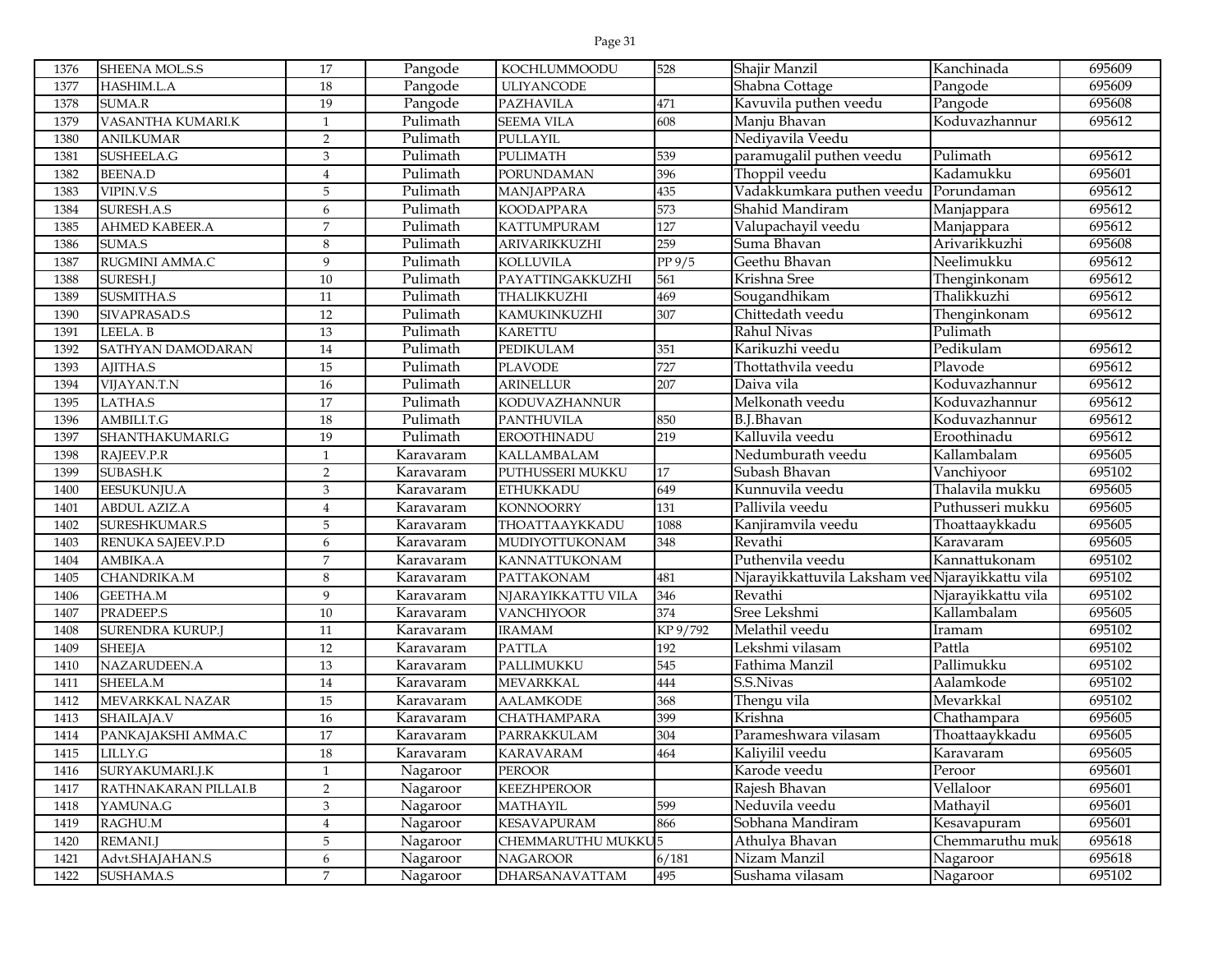| | | | | | | | | |
|---|---|---|---|---|---|---|---|---|
| 1376 | SHEENA MOL.S.S | 17 | Pangode | KOCHLUMMOODU | 528 | Shajir Manzil | Kanchinada | 695609 |
| 1377 | HASHIM.L.A | 18 | Pangode | ULIYANCODE | | Shabna Cottage | Pangode | 695609 |
| 1378 | SUMA.R | 19 | Pangode | PAZHAVILA | 471 | Kavuvila puthen veedu | Pangode | 695608 |
| 1379 | VASANTHA KUMARI.K | 1 | Pulimath | SEEMA VILA | 608 | Manju Bhavan | Koduvazhannur | 695612 |
| 1380 | ANILKUMAR | 2 | Pulimath | PULLAYIL | | Nediyavila Veedu | | |
| 1381 | SUSHEELA.G | 3 | Pulimath | PULIMATH | 539 | paramugalil puthen veedu | Pulimath | 695612 |
| 1382 | BEENA.D | 4 | Pulimath | PORUNDAMAN | 396 | Thoppil veedu | Kadamukku | 695601 |
| 1383 | VIPIN.V.S | 5 | Pulimath | MANJAPPARA | 435 | Vadakkumkara puthen veedu | Porundaman | 695612 |
| 1384 | SURESH.A.S | 6 | Pulimath | KOODAPPARA | 573 | Shahid Mandiram | Manjappara | 695612 |
| 1385 | AHMED KABEER.A | 7 | Pulimath | KATTUMPURAM | 127 | Valupachayil veedu | Manjappara | 695612 |
| 1386 | SUMA.S | 8 | Pulimath | ARIVARIKKUZHI | 259 | Suma Bhavan | Arivarikkuzhi | 695608 |
| 1387 | RUGMINI AMMA.C | 9 | Pulimath | KOLLUVILA | PP 9/5 | Geethu Bhavan | Neelimukku | 695612 |
| 1388 | SURESH.J | 10 | Pulimath | PAYATTINGAKKUZHI | 561 | Krishna Sree | Thenginkonam | 695612 |
| 1389 | SUSMITHA.S | 11 | Pulimath | THALIKKUZHI | 469 | Sougandhikam | Thalikkuzhi | 695612 |
| 1390 | SIVAPRASAD.S | 12 | Pulimath | KAMUKINKUZHI | 307 | Chittedath veedu | Thenginkonam | 695612 |
| 1391 | LEELA. B | 13 | Pulimath | KARETTU | | Rahul Nivas | Pulimath | |
| 1392 | SATHYAN DAMODARAN | 14 | Pulimath | PEDIKULAM | 351 | Karikuzhi veedu | Pedikulam | 695612 |
| 1393 | AJITHA.S | 15 | Pulimath | PLAVODE | 727 | Thottathvila veedu | Plavode | 695612 |
| 1394 | VIJAYAN.T.N | 16 | Pulimath | ARINELLUR | 207 | Daiva vila | Koduvazhannur | 695612 |
| 1395 | LATHA.S | 17 | Pulimath | KODUVAZHANNUR | | Melkonath veedu | Koduvazhannur | 695612 |
| 1396 | AMBILI.T.G | 18 | Pulimath | PANTHUVILA | 850 | B.J.Bhavan | Koduvazhannur | 695612 |
| 1397 | SHANTHAKUMARI.G | 19 | Pulimath | EROOTHINADU | 219 | Kalluvila veedu | Eroothinadu | 695612 |
| 1398 | RAJEEV.P.R | 1 | Karavaram | KALLAMBALAM | | Nedumburath veedu | Kallambalam | 695605 |
| 1399 | SUBASH.K | 2 | Karavaram | PUTHUSSERI MUKKU | 17 | Subash Bhavan | Vanchiyoor | 695102 |
| 1400 | EESUKUNJU.A | 3 | Karavaram | ETHUKKADU | 649 | Kunnuvila veedu | Thalavila mukku | 695605 |
| 1401 | ABDUL AZIZ.A | 4 | Karavaram | KONNOORRY | 131 | Pallivila veedu | Puthusseri mukku | 695605 |
| 1402 | SURESHKUMAR.S | 5 | Karavaram | THOATTAAYKKADU | 1088 | Kanjiramvila veedu | Thoattaaykkadu | 695605 |
| 1403 | RENUKA SAJEEV.P.D | 6 | Karavaram | MUDIYOTTUKONAM | 348 | Revathi | Karavaram | 695605 |
| 1404 | AMBIKA.A | 7 | Karavaram | KANNATTUKONAM | | Puthenvila veedu | Kannattukonam | 695102 |
| 1405 | CHANDRIKA.M | 8 | Karavaram | PATTAKONAM | 481 | Njarayikkattuvila Laksham vee | Njarayikkattu vila | 695102 |
| 1406 | GEETHA.M | 9 | Karavaram | NJARAYIKKATTU VILA | 346 | Revathi | Njarayikkattu vila | 695102 |
| 1407 | PRADEEP.S | 10 | Karavaram | VANCHIYOOR | 374 | Sree Lekshmi | Kallambalam | 695605 |
| 1408 | SURENDRA KURUP.J | 11 | Karavaram | IRAMAM | KP 9/792 | Melathil veedu | Iramam | 695102 |
| 1409 | SHEEJA | 12 | Karavaram | PATTLA | 192 | Lekshmi vilasam | Pattla | 695102 |
| 1410 | NAZARUDEEN.A | 13 | Karavaram | PALLIMUKKU | 545 | Fathima Manzil | Pallimukku | 695102 |
| 1411 | SHEELA.M | 14 | Karavaram | MEVARKKAL | 444 | S.S.Nivas | Aalamkode | 695102 |
| 1412 | MEVARKKAL NAZAR | 15 | Karavaram | AALAMKODE | 368 | Thengu vila | Mevarkkal | 695102 |
| 1413 | SHAILAJA.V | 16 | Karavaram | CHATHAMPARA | 399 | Krishna | Chathampara | 695605 |
| 1414 | PANKAJAKSHI AMMA.C | 17 | Karavaram | PARRAKKULAM | 304 | Parameshwara vilasam | Thoattaaykkadu | 695605 |
| 1415 | LILLY.G | 18 | Karavaram | KARAVARAM | 464 | Kaliyilil veedu | Karavaram | 695605 |
| 1416 | SURYAKUMARI.J.K | 1 | Nagaroor | PEROOR | | Karode veedu | Peroor | 695601 |
| 1417 | RATHNAKARAN PILLAI.B | 2 | Nagaroor | KEEZHPEROOR | | Rajesh Bhavan | Vellaloor | 695601 |
| 1418 | YAMUNA.G | 3 | Nagaroor | MATHAYIL | 599 | Neduvila veedu | Mathayil | 695601 |
| 1419 | RAGHU.M | 4 | Nagaroor | KESAVAPURAM | 866 | Sobhana Mandiram | Kesavapuram | 695601 |
| 1420 | REMANI.J | 5 | Nagaroor | CHEMMARUTHU MUKKU | 5 | Athulya Bhavan | Chemmaruthu muk | 695618 |
| 1421 | Advt.SHAJAHAN.S | 6 | Nagaroor | NAGAROOR | 6/181 | Nizam Manzil | Nagaroor | 695618 |
| 1422 | SUSHAMA.S | 7 | Nagaroor | DHARSANAVATTAM | 495 | Sushama vilasam | Nagaroor | 695102 |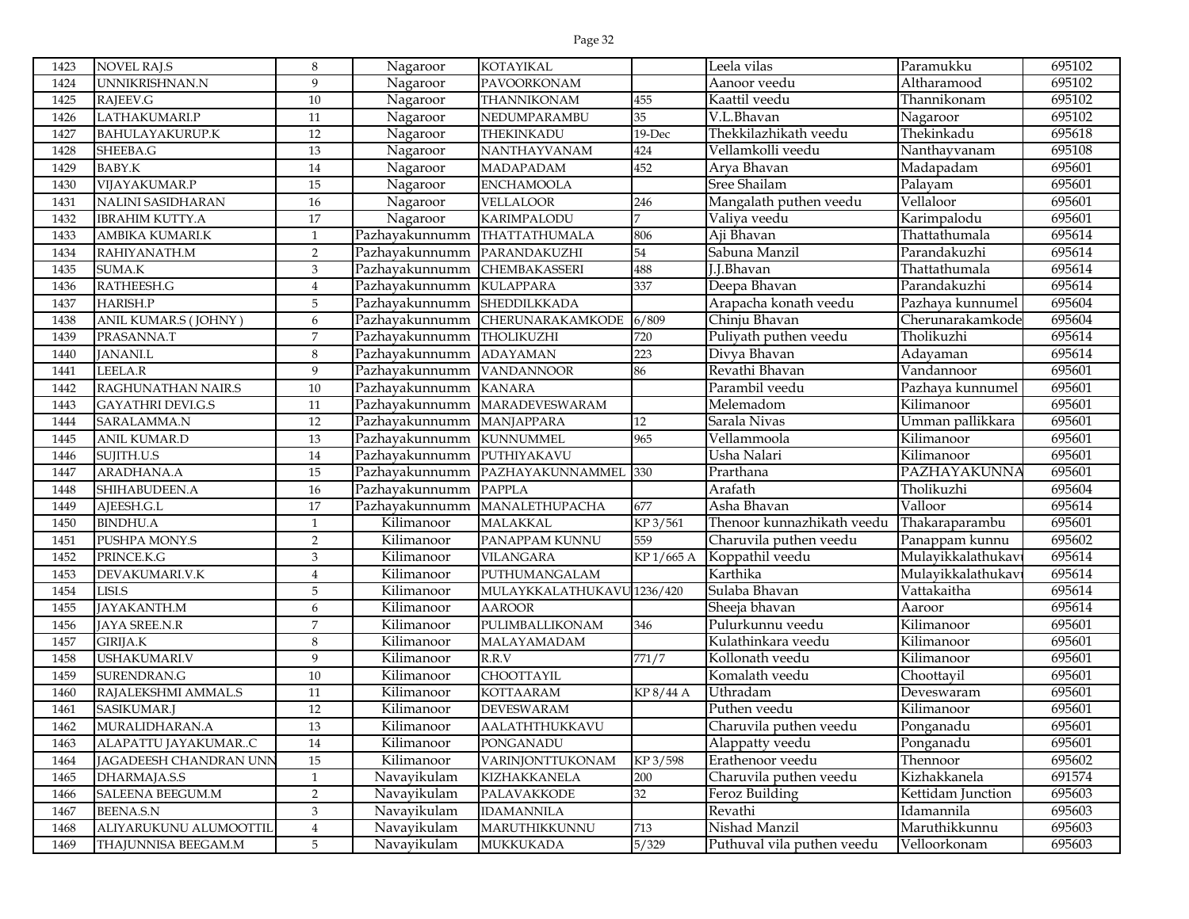| | | | | | | | | |
|---|---|---|---|---|---|---|---|---|
| 1423 | NOVEL RAJ.S | 8 | Nagaroor | KOTAYIKAL | | Leela vilas | Paramukku | 695102 |
| 1424 | UNNIKRISHNAN.N | 9 | Nagaroor | PAVOORKONAM | | Aanoor veedu | Altharamood | 695102 |
| 1425 | RAJEEV.G | 10 | Nagaroor | THANNIKONAM | 455 | Kaattil veedu | Thannikonam | 695102 |
| 1426 | LATHAKUMARI.P | 11 | Nagaroor | NEDUMPARAMBU | 35 | V.L.Bhavan | Nagaroor | 695102 |
| 1427 | BAHULAYAKURUP.K | 12 | Nagaroor | THEKINKADU | 19-Dec | Thekkilazhikath veedu | Thekinkadu | 695618 |
| 1428 | SHEEBA.G | 13 | Nagaroor | NANTHAYVANAM | 424 | Vellamkolli veedu | Nanthayvanam | 695108 |
| 1429 | BABY.K | 14 | Nagaroor | MADAPADAM | 452 | Arya Bhavan | Madapadam | 695601 |
| 1430 | VIJAYAKUMAR.P | 15 | Nagaroor | ENCHAMOOLA | | Sree Shailam | Palayam | 695601 |
| 1431 | NALINI SASIDHARAN | 16 | Nagaroor | VELLALOOR | 246 | Mangalath puthen veedu | Vellaloor | 695601 |
| 1432 | IBRAHIM KUTTY.A | 17 | Nagaroor | KARIMPALODU | 7 | Valiya veedu | Karimpalodu | 695601 |
| 1433 | AMBIKA KUMARI.K | 1 | Pazhayakunnumm | THATTATHUMALA | 806 | Aji Bhavan | Thattathumala | 695614 |
| 1434 | RAHIYANATH.M | 2 | Pazhayakunnumm | PARANDAKUZHI | 54 | Sabuna Manzil | Parandakuzhi | 695614 |
| 1435 | SUMA.K | 3 | Pazhayakunnumm | CHEMBAKASSERI | 488 | J.J.Bhavan | Thattathumala | 695614 |
| 1436 | RATHEESH.G | 4 | Pazhayakunnumm | KULAPPARA | 337 | Deepa Bhavan | Parandakuzhi | 695614 |
| 1437 | HARISH.P | 5 | Pazhayakunnumm | SHEDDILKKADA | | Arapacha konath veedu | Pazhaya kunnumel | 695604 |
| 1438 | ANIL KUMAR.S ( JOHNY ) | 6 | Pazhayakunnumm | CHERUNARAKAMKODE | 6/809 | Chinju Bhavan | Cherunarakamkode | 695604 |
| 1439 | PRASANNA.T | 7 | Pazhayakunnumm | THOLIKUZHI | 720 | Puliyath puthen veedu | Tholikuzhi | 695614 |
| 1440 | JANANI.L | 8 | Pazhayakunnumm | ADAYAMAN | 223 | Divya Bhavan | Adayaman | 695614 |
| 1441 | LEELA.R | 9 | Pazhayakunnumm | VANDANNOOR | 86 | Revathi Bhavan | Vandannoor | 695601 |
| 1442 | RAGHUNATHAN NAIR.S | 10 | Pazhayakunnumm | KANARA | | Parambil veedu | Pazhaya kunnumel | 695601 |
| 1443 | GAYATHRI DEVI.G.S | 11 | Pazhayakunnumm | MARADEVESWARAM | | Melemadom | Kilimanoor | 695601 |
| 1444 | SARALAMMA.N | 12 | Pazhayakunnumm | MANJAPPARA | 12 | Sarala Nivas | Umman pallikkara | 695601 |
| 1445 | ANIL KUMAR.D | 13 | Pazhayakunnumm | KUNNUMMEL | 965 | Vellammoola | Kilimanoor | 695601 |
| 1446 | SUJITH.U.S | 14 | Pazhayakunnumm | PUTHIYAKAVU | | Usha Nalari | Kilimanoor | 695601 |
| 1447 | ARADHANA.A | 15 | Pazhayakunnumm | PAZHAYAKUNNAMMEL | 330 | Prarthana | PAZHAYAKUNNA | 695601 |
| 1448 | SHIHABUDEEN.A | 16 | Pazhayakunnumm | PAPPLA | | Arafath | Tholikuzhi | 695604 |
| 1449 | AJEESH.G.L | 17 | Pazhayakunnumm | MANALETHUPACHA | 677 | Asha Bhavan | Valloor | 695614 |
| 1450 | BINDHU.A | 1 | Kilimanoor | MALAKKAL | KP 3/561 | Thenoor kunnazhikath veedu | Thakaraparambu | 695601 |
| 1451 | PUSHPA MONY.S | 2 | Kilimanoor | PANAPPAM KUNNU | 559 | Charuvila puthen veedu | Panappam kunnu | 695602 |
| 1452 | PRINCE.K.G | 3 | Kilimanoor | VILANGARA | KP 1/665 A | Koppathil veedu | Mulayikkalathukav | 695614 |
| 1453 | DEVAKUMARI.V.K | 4 | Kilimanoor | PUTHUMANGALAM | | Karthika | Mulayikkalathukav | 695614 |
| 1454 | LISI.S | 5 | Kilimanoor | MULAYKKALATHUKAVU | 1236/420 | Sulaba Bhavan | Vattakaitha | 695614 |
| 1455 | JAYAKANTH.M | 6 | Kilimanoor | AAROOR | | Sheeja bhavan | Aaroor | 695614 |
| 1456 | JAYA SREE.N.R | 7 | Kilimanoor | PULIMBALLIKONAM | 346 | Pulurkunnu veedu | Kilimanoor | 695601 |
| 1457 | GIRIJA.K | 8 | Kilimanoor | MALAYAMADAM | | Kulathinkara veedu | Kilimanoor | 695601 |
| 1458 | USHAKUMARI.V | 9 | Kilimanoor | R.R.V | 771/7 | Kollonath veedu | Kilimanoor | 695601 |
| 1459 | SURENDRAN.G | 10 | Kilimanoor | CHOOTTAYIL | | Komalath veedu | Choottayil | 695601 |
| 1460 | RAJALEKSHMI AMMAL.S | 11 | Kilimanoor | KOTTAARAM | KP 8/44 A | Uthradam | Deveswaram | 695601 |
| 1461 | SASIKUMAR.J | 12 | Kilimanoor | DEVESWARAM | | Puthen veedu | Kilimanoor | 695601 |
| 1462 | MURALIDHARAN.A | 13 | Kilimanoor | AALATHTHUKKAVU | | Charuvila puthen veedu | Ponganadu | 695601 |
| 1463 | ALAPATTU JAYAKUMAR..C | 14 | Kilimanoor | PONGANADU | | Alappatty veedu | Ponganadu | 695601 |
| 1464 | JAGADEESH CHANDRAN UNN | 15 | Kilimanoor | VARINJONTTUKONAM | KP 3/598 | Erathenoor veedu | Thennoor | 695602 |
| 1465 | DHARMAJA.S.S | 1 | Navayikulam | KIZHAKKANELA | 200 | Charuvila puthen veedu | Kizhakkanela | 691574 |
| 1466 | SALEENA BEEGUM.M | 2 | Navayikulam | PALAVAKKODE | 32 | Feroz Building | Kettidam Junction | 695603 |
| 1467 | BEENA.S.N | 3 | Navayikulam | IDAMANNILA | | Revathi | Idamannila | 695603 |
| 1468 | ALIYARUKUNU ALUMOOTTIL | 4 | Navayikulam | MARUTHIKKUNNU | 713 | Nishad Manzil | Maruthikkunnu | 695603 |
| 1469 | THAJUNNISA BEEGAM.M | 5 | Navayikulam | MUKKUKADA | 5/329 | Puthuval vila puthen veedu | Velloorkonam | 695603 |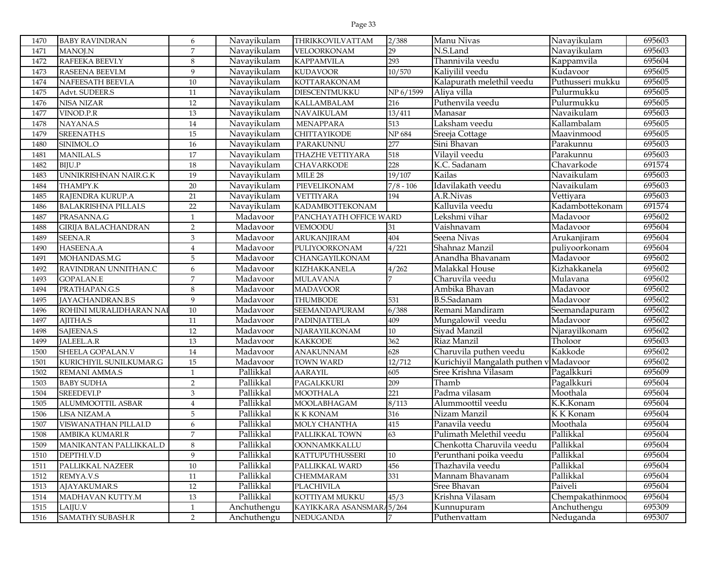| 1470 | BABY RAVINDRAN | 6 | Navayikulam | THRIKKOVILVATTAM | 2/388 | Manu Nivas | Navayikulam | 695603 |
|---|---|---|---|---|---|---|---|---|
| 1471 | MANOJ.N | 7 | Navayikulam | VELOORKONAM | 29 | N.S.Land | Navayikulam | 695603 |
| 1472 | RAFEEKA BEEVI.Y | 8 | Navayikulam | KAPPAMVILA | 293 | Thannivila veedu | Kappamvila | 695604 |
| 1473 | RASEENA BEEVI.M | 9 | Navayikulam | KUDAVOOR | 10/570 | Kaliyilil veedu | Kudavoor | 695605 |
| 1474 | NAFEESATH BEEVI.A | 10 | Navayikulam | KOTTARAKONAM | | Kalapurath melethil veedu | Puthusseri mukku | 695605 |
| 1475 | Advt. SUDEER.S | 11 | Navayikulam | DIESCENTMUKKU | NP 6/1599 | Aliya villa | Pulurmukku | 695605 |
| 1476 | NISA NIZAR | 12 | Navayikulam | KALLAMBALAM | 216 | Puthenvila veedu | Pulurmukku | 695605 |
| 1477 | VINOD.P.R | 13 | Navayikulam | NAVAIKULAM | 13/411 | Manasar | Navaikulam | 695603 |
| 1478 | NAYANA.S | 14 | Navayikulam | MENAPPARA | 513 | Laksham veedu | Kallambalam | 695605 |
| 1479 | SREENATH.S | 15 | Navayikulam | CHITTAYIKODE | NP 684 | Sreeja Cottage | Maavinmood | 695605 |
| 1480 | SINIMOL.O | 16 | Navayikulam | PARAKUNNU | 277 | Sini Bhavan | Parakunnu | 695603 |
| 1481 | MANILAL.S | 17 | Navayikulam | THAZHE VETTIYARA | 518 | Vilayil veedu | Parakunnu | 695603 |
| 1482 | BIJU.P | 18 | Navayikulam | CHAVARKODE | 228 | K.C. Sadanam | Chavarkode | 691574 |
| 1483 | UNNIKRISHNAN NAIR.G.K | 19 | Navayikulam | MILE 28 | 19/107 | Kailas | Navaikulam | 695603 |
| 1484 | THAMPY.K | 20 | Navayikulam | PIEVELIKONAM | 7/8 - 106 | Idavilakath veedu | Navaikulam | 695603 |
| 1485 | RAJENDRA KURUP.A | 21 | Navayikulam | VETTIYARA | 194 | A.R.Nivas | Vettiyara | 695603 |
| 1486 | BALAKRISHNA PILLAI.S | 22 | Navayikulam | KADAMBOTTEKONAM | | Kalluvila veedu | Kadambottekonam | 691574 |
| 1487 | PRASANNA.G | 1 | Madavoor | PANCHAYATH OFFICE WARD | | Lekshmi vihar | Madavoor | 695602 |
| 1488 | GIRIJA BALACHANDRAN | 2 | Madavoor | VEMOODU | 31 | Vaishnavam | Madavoor | 695604 |
| 1489 | SEENA.R | 3 | Madavoor | ARUKANJIRAM | 404 | Seena Nivas | Arukanjiram | 695604 |
| 1490 | HASEENA.A | 4 | Madavoor | PULIYOORKONAM | 4/221 | Shahnaz Manzil | puliyoorkonam | 695604 |
| 1491 | MOHANDAS.M.G | 5 | Madavoor | CHANGAYILKONAM | | Anandha Bhavanam | Madavoor | 695602 |
| 1492 | RAVINDRAN UNNITHAN.C | 6 | Madavoor | KIZHAKKANELA | 4/262 | Malakkal House | Kizhakkanela | 695602 |
| 1493 | GOPALAN.E | 7 | Madavoor | MULAVANA | 7 | Charuvila veedu | Mulavana | 695602 |
| 1494 | PRATHAPAN.G.S | 8 | Madavoor | MADAVOOR | | Ambika Bhavan | Madavoor | 695602 |
| 1495 | JAYACHANDRAN.B.S | 9 | Madavoor | THUMBODE | 531 | B.S.Sadanam | Madavoor | 695602 |
| 1496 | ROHINI MURALIDHARAN NAI | 10 | Madavoor | SEEMANDAPURAM | 6/388 | Remani Mandiram | Seemandapuram | 695602 |
| 1497 | AJITHA.S | 11 | Madavoor | PADINJATTELA | 409 | Mungalowil veedu | Madavoor | 695602 |
| 1498 | SAJEENA.S | 12 | Madavoor | NJARAYILKONAM | 10 | Siyad Manzil | Njarayilkonam | 695602 |
| 1499 | JALEEL.A.R | 13 | Madavoor | KAKKODE | 362 | Riaz Manzil | Tholoor | 695603 |
| 1500 | SHEELA GOPALAN.V | 14 | Madavoor | ANAKUNNAM | 628 | Charuvila puthen veedu | Kakkode | 695602 |
| 1501 | KURICHIYIL SUNILKUMAR.G | 15 | Madavoor | TOWN WARD | 12/712 | Kurichiyil Mangalath puthen v | Madavoor | 695602 |
| 1502 | REMANI AMMA.S | 1 | Pallikkal | AARAYIL | 605 | Sree Krishna Vilasam | Pagalkkuri | 695609 |
| 1503 | BABY SUDHA | 2 | Pallikkal | PAGALKKURI | 209 | Thamb | Pagalkkuri | 695604 |
| 1504 | SREEDEVI.P | 3 | Pallikkal | MOOTHALA | 221 | Padma vilasam | Moothala | 695604 |
| 1505 | ALUMMOOTTIL ASBAR | 4 | Pallikkal | MOOLABHAGAM | 8/113 | Alummoottil veedu | K.K.Konam | 695604 |
| 1506 | LISA NIZAM.A | 5 | Pallikkal | K K KONAM | 316 | Nizam Manzil | K K Konam | 695604 |
| 1507 | VISWANATHAN PILLAI.D | 6 | Pallikkal | MOLY CHANTHA | 415 | Panavila veedu | Moothala | 695604 |
| 1508 | AMBIKA KUMARI.R | 7 | Pallikkal | PALLIKKAL TOWN | 63 | Pulimath Melethil veedu | Pallikkal | 695604 |
| 1509 | MANIKANTAN PALLIKKAL.D | 8 | Pallikkal | OONNAMKKALLU | | Chenkotta Charuvila veedu | Pallikkal | 695604 |
| 1510 | DEPTHI.V.D | 9 | Pallikkal | KATTUPUTHUSSERI | 10 | Perunthani poika veedu | Pallikkal | 695604 |
| 1511 | PALLIKKAL NAZEER | 10 | Pallikkal | PALLIKKAL WARD | 456 | Thazhavila veedu | Pallikkal | 695604 |
| 1512 | REMYA.V.S | 11 | Pallikkal | CHEMMARAM | 331 | Mannam Bhavanam | Pallikkal | 695604 |
| 1513 | AJAYAKUMAR.S | 12 | Pallikkal | PLACHIVILA | | Sree Bhavan | Paiveli | 695604 |
| 1514 | MADHAVAN KUTTY.M | 13 | Pallikkal | KOTTIYAM MUKKU | 45/3 | Krishna Vilasam | Chempakathinmooc | 695604 |
| 1515 | LAIJU.V | 1 | Anchuthengu | KAYIKKARA ASANSMARA | 5/264 | Kunnupuram | Anchuthengu | 695309 |
| 1516 | SAMATHY SUBASH.R | 2 | Anchuthengu | NEDUGANDA | 7 | Puthenvattam | Neduganda | 695307 |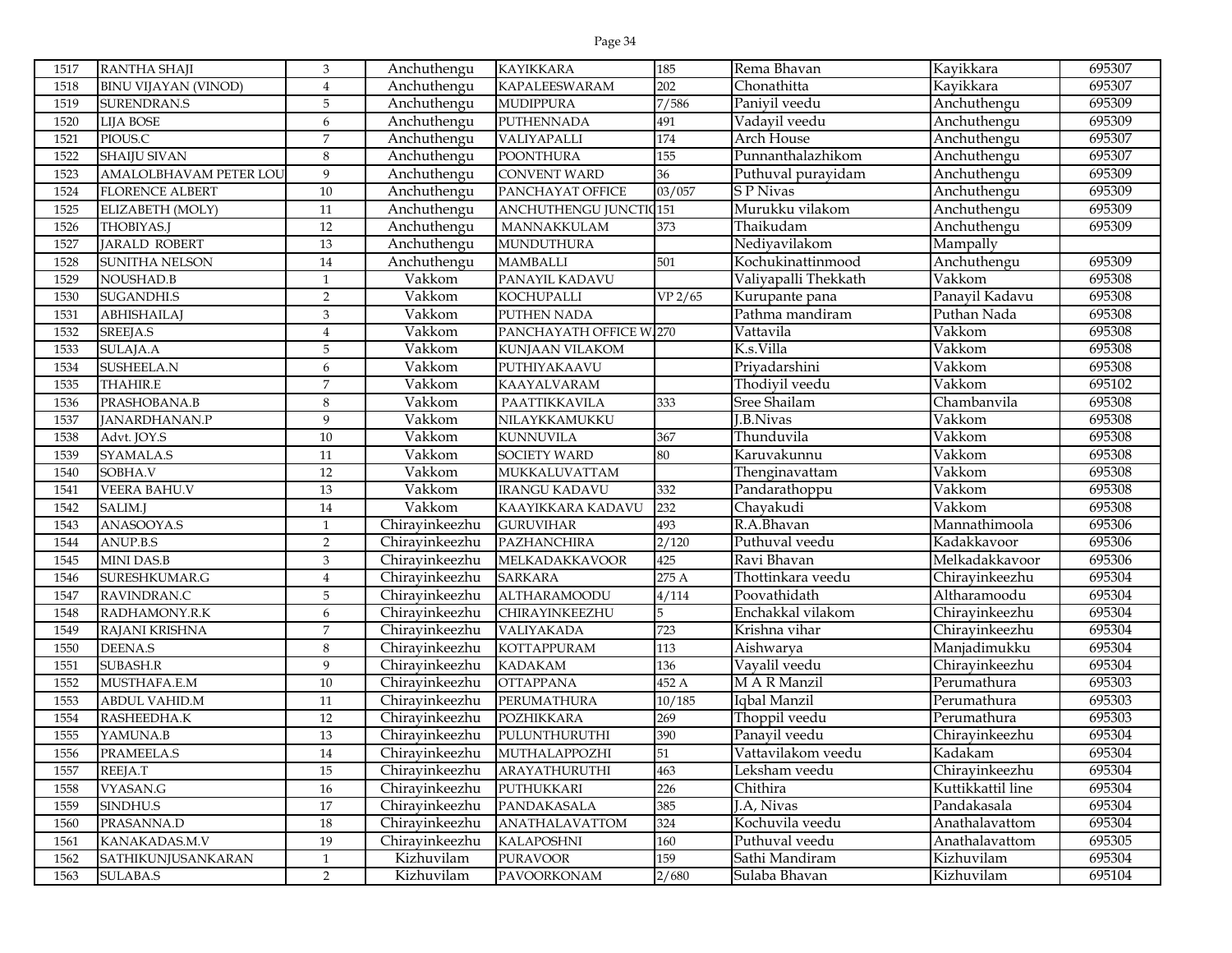| | | | | | | | | |
|---|---|---|---|---|---|---|---|---|
| 1517 | RANTHA SHAJI | 3 | Anchuthengu | KAYIKKARA | 185 | Rema Bhavan | Kayikkara | 695307 |
| 1518 | BINU VIJAYAN (VINOD) | 4 | Anchuthengu | KAPALEESWARAM | 202 | Chonathitta | Kayikkara | 695307 |
| 1519 | SURENDRAN.S | 5 | Anchuthengu | MUDIPPURA | 7/586 | Paniyil veedu | Anchuthengu | 695309 |
| 1520 | LIJA BOSE | 6 | Anchuthengu | PUTHENNADA | 491 | Vadayil veedu | Anchuthengu | 695309 |
| 1521 | PIOUS.C | 7 | Anchuthengu | VALIYAPALLI | 174 | Arch House | Anchuthengu | 695307 |
| 1522 | SHAIJU SIVAN | 8 | Anchuthengu | POONTHURA | 155 | Punnanthalazhikom | Anchuthengu | 695307 |
| 1523 | AMALOLBHAVAM PETER LOU | 9 | Anchuthengu | CONVENT WARD | 36 | Puthuval purayidam | Anchuthengu | 695309 |
| 1524 | FLORENCE ALBERT | 10 | Anchuthengu | PANCHAYAT OFFICE | 03/057 | S P Nivas | Anchuthengu | 695309 |
| 1525 | ELIZABETH (MOLY) | 11 | Anchuthengu | ANCHUTHENGU JUNCTIO | 151 | Murukku vilakom | Anchuthengu | 695309 |
| 1526 | THOBIYAS.J | 12 | Anchuthengu | MANNAKKULAM | 373 | Thaikudam | Anchuthengu | 695309 |
| 1527 | JARALD ROBERT | 13 | Anchuthengu | MUNDUTHURA | | Nediyavilakom | Mampally | |
| 1528 | SUNITHA NELSON | 14 | Anchuthengu | MAMBALLI | 501 | Kochukinattinmood | Anchuthengu | 695309 |
| 1529 | NOUSHAD.B | 1 | Vakkom | PANAYIL KADAVU | | Valiyapalli Thekkath | Vakkom | 695308 |
| 1530 | SUGANDHI.S | 2 | Vakkom | KOCHUPALLI | VP 2/65 | Kurupante pana | Panayil Kadavu | 695308 |
| 1531 | ABHISHAILAJ | 3 | Vakkom | PUTHEN NADA | | Pathma mandiram | Puthan Nada | 695308 |
| 1532 | SREEJA.S | 4 | Vakkom | PANCHAYATH OFFICE W | 270 | Vattavila | Vakkom | 695308 |
| 1533 | SULAJA.A | 5 | Vakkom | KUNJAAN VILAKOM | | K.s.Villa | Vakkom | 695308 |
| 1534 | SUSHEELA.N | 6 | Vakkom | PUTHIYAKAAVU | | Priyadarshini | Vakkom | 695308 |
| 1535 | THAHIR.E | 7 | Vakkom | KAAYALVARAM | | Thodiyil veedu | Vakkom | 695102 |
| 1536 | PRASHOBANA.B | 8 | Vakkom | PAATTIKKAVILA | 333 | Sree Shailam | Chambanvila | 695308 |
| 1537 | JANARDHANAN.P | 9 | Vakkom | NILAYKKAMUKKU | | J.B.Nivas | Vakkom | 695308 |
| 1538 | Advt. JOY.S | 10 | Vakkom | KUNNUVILA | 367 | Thunduvila | Vakkom | 695308 |
| 1539 | SYAMALA.S | 11 | Vakkom | SOCIETY WARD | 80 | Karuvakunnu | Vakkom | 695308 |
| 1540 | SOBHA.V | 12 | Vakkom | MUKKALUVATTAM | | Thenginavattam | Vakkom | 695308 |
| 1541 | VEERA BAHU.V | 13 | Vakkom | IRANGU KADAVU | 332 | Pandarathoppu | Vakkom | 695308 |
| 1542 | SALIM.J | 14 | Vakkom | KAAYIKKARA KADAVU | 232 | Chayakudi | Vakkom | 695308 |
| 1543 | ANASOOYA.S | 1 | Chirayinkeezhu | GURUVIHAR | 493 | R.A.Bhavan | Mannathimoola | 695306 |
| 1544 | ANUP.B.S | 2 | Chirayinkeezhu | PAZHANCHIRA | 2/120 | Puthuval veedu | Kadakkavoor | 695306 |
| 1545 | MINI DAS.B | 3 | Chirayinkeezhu | MELKADAKKAVOOR | 425 | Ravi Bhavan | Melkadakkavoor | 695306 |
| 1546 | SURESHKUMAR.G | 4 | Chirayinkeezhu | SARKARA | 275 A | Thottinkara veedu | Chirayinkeezhu | 695304 |
| 1547 | RAVINDRAN.C | 5 | Chirayinkeezhu | ALTHARAMOODU | 4/114 | Poovathidath | Altharamoodu | 695304 |
| 1548 | RADHAMONY.R.K | 6 | Chirayinkeezhu | CHIRAYINKEEZHU | 5 | Enchakkal vilakom | Chirayinkeezhu | 695304 |
| 1549 | RAJANI KRISHNA | 7 | Chirayinkeezhu | VALIYAKADA | 723 | Krishna vihar | Chirayinkeezhu | 695304 |
| 1550 | DEENA.S | 8 | Chirayinkeezhu | KOTTAPPURAM | 113 | Aishwarya | Manjadimukku | 695304 |
| 1551 | SUBASH.R | 9 | Chirayinkeezhu | KADAKAM | 136 | Vayalil veedu | Chirayinkeezhu | 695304 |
| 1552 | MUSTHAFA.E.M | 10 | Chirayinkeezhu | OTTAPPANA | 452 A | M A R Manzil | Perumathura | 695303 |
| 1553 | ABDUL VAHID.M | 11 | Chirayinkeezhu | PERUMATHURA | 10/185 | Iqbal Manzil | Perumathura | 695303 |
| 1554 | RASHEEDHA.K | 12 | Chirayinkeezhu | POZHIKKARA | 269 | Thoppil veedu | Perumathura | 695303 |
| 1555 | YAMUNA.B | 13 | Chirayinkeezhu | PULUNTHURUTHI | 390 | Panayil veedu | Chirayinkeezhu | 695304 |
| 1556 | PRAMEELA.S | 14 | Chirayinkeezhu | MUTHALAPPOZHI | 51 | Vattavilakom veedu | Kadakam | 695304 |
| 1557 | REEJA.T | 15 | Chirayinkeezhu | ARAYATHURUTHI | 463 | Leksham veedu | Chirayinkeezhu | 695304 |
| 1558 | VYASAN.G | 16 | Chirayinkeezhu | PUTHUKKARI | 226 | Chithira | Kuttikkattil line | 695304 |
| 1559 | SINDHU.S | 17 | Chirayinkeezhu | PANDAKASALA | 385 | J.A, Nivas | Pandakasala | 695304 |
| 1560 | PRASANNA.D | 18 | Chirayinkeezhu | ANATHALAVATTOM | 324 | Kochuvila veedu | Anathalavattom | 695304 |
| 1561 | KANAKADAS.M.V | 19 | Chirayinkeezhu | KALAPOSHNI | 160 | Puthuval veedu | Anathalavattom | 695305 |
| 1562 | SATHIKUNJUSANKARAN | 1 | Kizhuvilam | PURAVOOR | 159 | Sathi Mandiram | Kizhuvilam | 695304 |
| 1563 | SULABA.S | 2 | Kizhuvilam | PAVOORKONAM | 2/680 | Sulaba Bhavan | Kizhuvilam | 695104 |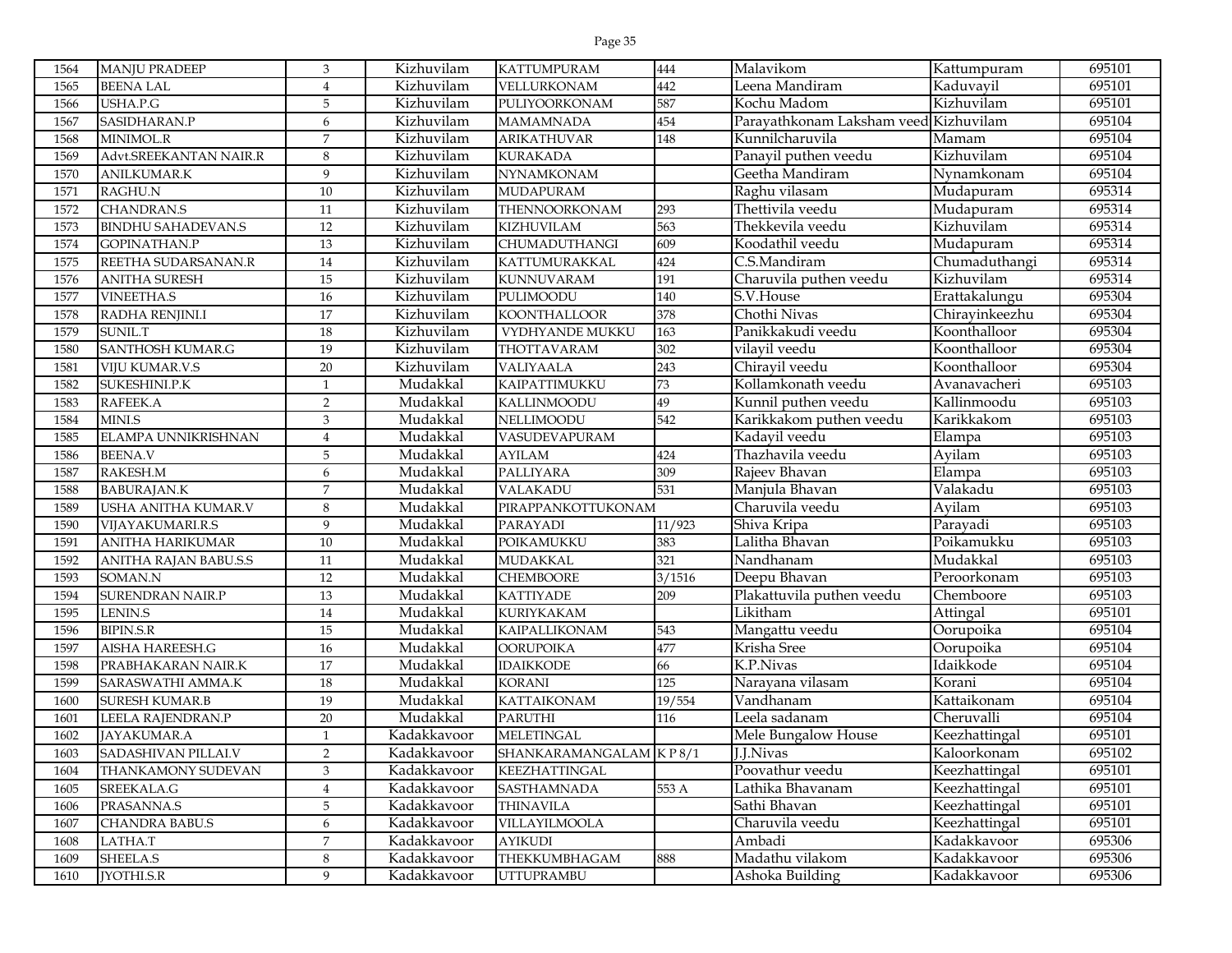| | | | | | | | | |
|---|---|---|---|---|---|---|---|---|
| 1564 | MANJU PRADEEP | 3 | Kizhuvilam | KATTUMPURAM | 444 | Malavikom | Kattumpuram | 695101 |
| 1565 | BEENA LAL | 4 | Kizhuvilam | VELLURKONAM | 442 | Leena Mandiram | Kaduvayil | 695101 |
| 1566 | USHA.P.G | 5 | Kizhuvilam | PULIYOORKONAM | 587 | Kochu Madom | Kizhuvilam | 695101 |
| 1567 | SASIDHARAN.P | 6 | Kizhuvilam | MAMAMNADA | 454 | Parayathkonam Laksham veed | Kizhuvilam | 695104 |
| 1568 | MINIMOL.R | 7 | Kizhuvilam | ARIKATHUVAR | 148 | Kunnilcharuvila | Mamam | 695104 |
| 1569 | Advt.SREEKANTAN NAIR.R | 8 | Kizhuvilam | KURAKADA | | Panayil puthen veedu | Kizhuvilam | 695104 |
| 1570 | ANILKUMAR.K | 9 | Kizhuvilam | NYNAMKONAM | | Geetha Mandiram | Nynamkonam | 695104 |
| 1571 | RAGHU.N | 10 | Kizhuvilam | MUDAPURAM | | Raghu vilasam | Mudapuram | 695314 |
| 1572 | CHANDRAN.S | 11 | Kizhuvilam | THENNOORKONAM | 293 | Thettivila veedu | Mudapuram | 695314 |
| 1573 | BINDHU SAHADEVAN.S | 12 | Kizhuvilam | KIZHUVILAM | 563 | Thekkevila veedu | Kizhuvilam | 695314 |
| 1574 | GOPINATHAN.P | 13 | Kizhuvilam | CHUMADUTHANGI | 609 | Koodathil veedu | Mudapuram | 695314 |
| 1575 | REETHA SUDARSANAN.R | 14 | Kizhuvilam | KATTUMURAKKAL | 424 | C.S.Mandiram | Chumaduthangi | 695314 |
| 1576 | ANITHA SURESH | 15 | Kizhuvilam | KUNNUVARAM | 191 | Charuvila puthen veedu | Kizhuvilam | 695314 |
| 1577 | VINEETHA.S | 16 | Kizhuvilam | PULIMOODU | 140 | S.V.House | Erattakalungu | 695304 |
| 1578 | RADHA RENJINI.I | 17 | Kizhuvilam | KOONTHALLOOR | 378 | Chothi Nivas | Chirayinkeezhu | 695304 |
| 1579 | SUNIL.T | 18 | Kizhuvilam | VYDHYANDE MUKKU | 163 | Panikkakudi veedu | Koonthalloor | 695304 |
| 1580 | SANTHOSH KUMAR.G | 19 | Kizhuvilam | THOTTAVARAM | 302 | vilayil veedu | Koonthalloor | 695304 |
| 1581 | VIJU KUMAR.V.S | 20 | Kizhuvilam | VALIYAALA | 243 | Chirayil veedu | Koonthalloor | 695304 |
| 1582 | SUKESHINI.P.K | 1 | Mudakkal | KAIPATTIMUKKU | 73 | Kollamkonath veedu | Avanavacheri | 695103 |
| 1583 | RAFEEK.A | 2 | Mudakkal | KALLINMOODU | 49 | Kunnil puthen veedu | Kallinmoodu | 695103 |
| 1584 | MINI.S | 3 | Mudakkal | NELLIMOODU | 542 | Karikkakom puthen veedu | Karikkakom | 695103 |
| 1585 | ELAMPA UNNIKRISHNAN | 4 | Mudakkal | VASUDEVAPURAM | | Kadayil veedu | Elampa | 695103 |
| 1586 | BEENA.V | 5 | Mudakkal | AYILAM | 424 | Thazhavila veedu | Ayilam | 695103 |
| 1587 | RAKESH.M | 6 | Mudakkal | PALLIYARA | 309 | Rajeev Bhavan | Elampa | 695103 |
| 1588 | BABURAJAN.K | 7 | Mudakkal | VALAKADU | 531 | Manjula Bhavan | Valakadu | 695103 |
| 1589 | USHA ANITHA KUMAR.V | 8 | Mudakkal | PIRAPPANKOTTUKONAM | | Charuvila veedu | Ayilam | 695103 |
| 1590 | VIJAYAKUMARI.R.S | 9 | Mudakkal | PARAYADI | 11/923 | Shiva Kripa | Parayadi | 695103 |
| 1591 | ANITHA HARIKUMAR | 10 | Mudakkal | POIKAMUKKU | 383 | Lalitha Bhavan | Poikamukku | 695103 |
| 1592 | ANITHA RAJAN BABU.S.S | 11 | Mudakkal | MUDAKKAL | 321 | Nandhanam | Mudakkal | 695103 |
| 1593 | SOMAN.N | 12 | Mudakkal | CHEMBOORE | 3/1516 | Deepu Bhavan | Peroorkonam | 695103 |
| 1594 | SURENDRAN NAIR.P | 13 | Mudakkal | KATTIYADE | 209 | Plakattuvila puthen veedu | Chemboore | 695103 |
| 1595 | LENIN.S | 14 | Mudakkal | KURIYKAKAM | | Likitham | Attingal | 695101 |
| 1596 | BIPIN.S.R | 15 | Mudakkal | KAIPALLIKONAM | 543 | Mangattu veedu | Oorupoika | 695104 |
| 1597 | AISHA HAREESH.G | 16 | Mudakkal | OORUPOIKA | 477 | Krisha Sree | Oorupoika | 695104 |
| 1598 | PRABHAKARAN NAIR.K | 17 | Mudakkal | IDAIKKODE | 66 | K.P.Nivas | Idaikkode | 695104 |
| 1599 | SARASWATHI AMMA.K | 18 | Mudakkal | KORANI | 125 | Narayana vilasam | Korani | 695104 |
| 1600 | SURESH KUMAR.B | 19 | Mudakkal | KATTAIKONAM | 19/554 | Vandhanam | Kattaikonam | 695104 |
| 1601 | LEELA RAJENDRAN.P | 20 | Mudakkal | PARUTHI | 116 | Leela sadanam | Cheruvalli | 695104 |
| 1602 | JAYAKUMAR.A | 1 | Kadakkavoor | MELETINGAL | | Mele Bungalow House | Keezhattingal | 695101 |
| 1603 | SADASHIVAN PILLAI.V | 2 | Kadakkavoor | SHANKARAMANGALAM | K P 8/1 | J.J.Nivas | Kaloorkonam | 695102 |
| 1604 | THANKAMONY SUDEVAN | 3 | Kadakkavoor | KEEZHATTINGAL | | Poovathur veedu | Keezhattingal | 695101 |
| 1605 | SREEKALA.G | 4 | Kadakkavoor | SASTHAMNADA | 553 A | Lathika Bhavanam | Keezhattingal | 695101 |
| 1606 | PRASANNA.S | 5 | Kadakkavoor | THINAVILA | | Sathi Bhavan | Keezhattingal | 695101 |
| 1607 | CHANDRA BABU.S | 6 | Kadakkavoor | VILLAYILMOOLA | | Charuvila veedu | Keezhattingal | 695101 |
| 1608 | LATHA.T | 7 | Kadakkavoor | AYIKUDI | | Ambadi | Kadakkavoor | 695306 |
| 1609 | SHEELA.S | 8 | Kadakkavoor | THEKKUMBHAGAM | 888 | Madathu vilakom | Kadakkavoor | 695306 |
| 1610 | JYOTHI.S.R | 9 | Kadakkavoor | UTTUPRAMBU | | Ashoka Building | Kadakkavoor | 695306 |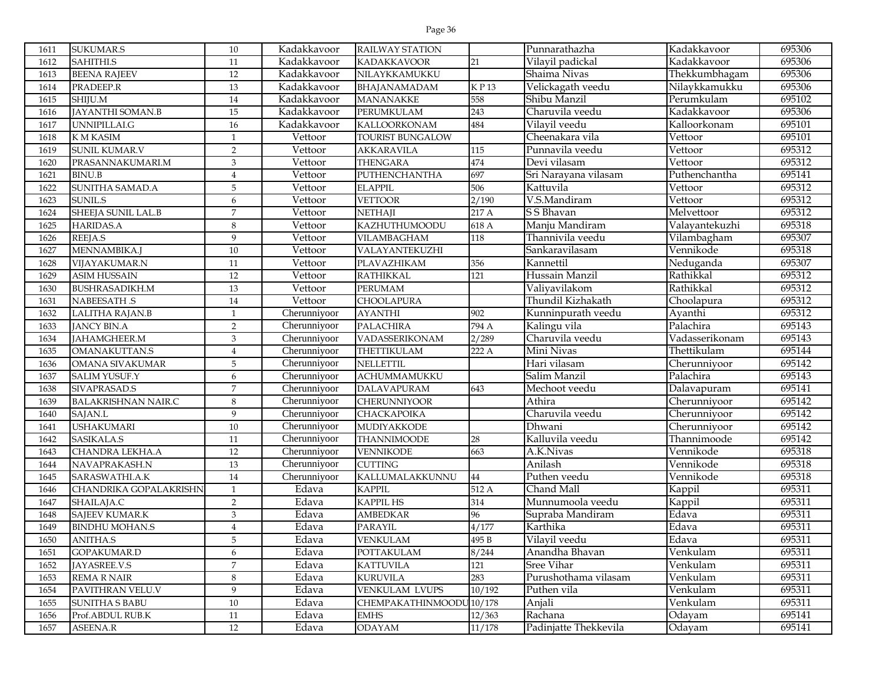| 1611 | SUKUMAR.S | 10 | Kadakkavoor | RAILWAY STATION | | Punnarathazha | Kadakkavoor | 695306 |
|---|---|---|---|---|---|---|---|---|
| 1612 | SAHITHI.S | 11 | Kadakkavoor | KADAKKAVOOR | 21 | Vilayil padickal | Kadakkavoor | 695306 |
| 1613 | BEENA RAJEEV | 12 | Kadakkavoor | NILAYKKAMUKKU | | Shaima Nivas | Thekkumbhagam | 695306 |
| 1614 | PRADEEP.R | 13 | Kadakkavoor | BHAJANAMADAM | K P 13 | Velickagath veedu | Nilaykkamukku | 695306 |
| 1615 | SHIJU.M | 14 | Kadakkavoor | MANANAKKE | 558 | Shibu Manzil | Perumkulam | 695102 |
| 1616 | JAYANTHI SOMAN.B | 15 | Kadakkavoor | PERUMKULAM | 243 | Charuvila veedu | Kadakkavoor | 695306 |
| 1617 | UNNIPILLAI.G | 16 | Kadakkavoor | KALLOORKONAM | 484 | Vilayil veedu | Kalloorkonam | 695101 |
| 1618 | K M KASIM | 1 | Vettoor | TOURIST BUNGALOW | | Cheenakara vila | Vettoor | 695101 |
| 1619 | SUNIL KUMAR.V | 2 | Vettoor | AKKARAVILA | 115 | Punnavila veedu | Vettoor | 695312 |
| 1620 | PRASANNAKUMARI.M | 3 | Vettoor | THENGARA | 474 | Devi vilasam | Vettoor | 695312 |
| 1621 | BINU.B | 4 | Vettoor | PUTHENCHANTHA | 697 | Sri Narayana vilasam | Puthenchantha | 695141 |
| 1622 | SUNITHA SAMAD.A | 5 | Vettoor | ELAPPIL | 506 | Kattuvila | Vettoor | 695312 |
| 1623 | SUNIL.S | 6 | Vettoor | VETTOOR | 2/190 | V.S.Mandiram | Vettoor | 695312 |
| 1624 | SHEEJA SUNIL LAL.B | 7 | Vettoor | NETHAJI | 217 A | S S Bhavan | Melvettoor | 695312 |
| 1625 | HARIDAS.A | 8 | Vettoor | KAZHUTHUMOODU | 618 A | Manju Mandiram | Valayantekuzhi | 695318 |
| 1626 | REEJA.S | 9 | Vettoor | VILAMBAGHAM | 118 | Thannivila veedu | Vilambagham | 695307 |
| 1627 | MENNAMBIKA.J | 10 | Vettoor | VALAYANTEKUZHI | | Sankaravilasam | Vennikode | 695318 |
| 1628 | VIJAYAKUMAR.N | 11 | Vettoor | PLAVAZHIKAM | 356 | Kannettil | Neduganda | 695307 |
| 1629 | ASIM HUSSAIN | 12 | Vettoor | RATHIKKAL | 121 | Hussain Manzil | Rathikkal | 695312 |
| 1630 | BUSHRASADIKH.M | 13 | Vettoor | PERUMAM | | Valiyavilakom | Rathikkal | 695312 |
| 1631 | NABEESATH .S | 14 | Vettoor | CHOOLAPURA | | Thundil Kizhakath | Choolapura | 695312 |
| 1632 | LALITHA RAJAN.B | 1 | Cherunniyoor | AYANTHI | 902 | Kunninpurath veedu | Ayanthi | 695312 |
| 1633 | JANCY BIN.A | 2 | Cherunniyoor | PALACHIRA | 794 A | Kalingu vila | Palachira | 695143 |
| 1634 | JAHAMGHEER.M | 3 | Cherunniyoor | VADASSERIKONAM | 2/289 | Charuvila veedu | Vadasserikonam | 695143 |
| 1635 | OMANAKUTTAN.S | 4 | Cherunniyoor | THETTIKULAM | 222 A | Mini Nivas | Thettikulam | 695144 |
| 1636 | OMANA SIVAKUMAR | 5 | Cherunniyoor | NELLETTIL | | Hari vilasam | Cherunniyoor | 695142 |
| 1637 | SALIM YUSUF.Y | 6 | Cherunniyoor | ACHUMMAMUKKU | | Salim Manzil | Palachira | 695143 |
| 1638 | SIVAPRASAD.S | 7 | Cherunniyoor | DALAVAPURAM | 643 | Mechoot veedu | Dalavapuram | 695141 |
| 1639 | BALAKRISHNAN NAIR.C | 8 | Cherunniyoor | CHERUNNIYOOR | | Athira | Cherunniyoor | 695142 |
| 1640 | SAJAN.L | 9 | Cherunniyoor | CHACKAPOIKA | | Charuvila veedu | Cherunniyoor | 695142 |
| 1641 | USHAKUMARI | 10 | Cherunniyoor | MUDIYAKKODE | | Dhwani | Cherunniyoor | 695142 |
| 1642 | SASIKALA.S | 11 | Cherunniyoor | THANNIMOODE | 28 | Kalluvila veedu | Thannimoode | 695142 |
| 1643 | CHANDRA LEKHA.A | 12 | Cherunniyoor | VENNIKODE | 663 | A.K.Nivas | Vennikode | 695318 |
| 1644 | NAVAPRAKASH.N | 13 | Cherunniyoor | CUTTING | | Anilash | Vennikode | 695318 |
| 1645 | SARASWATHI.A.K | 14 | Cherunniyoor | KALLUMALAKKUNNU | 44 | Puthen veedu | Vennikode | 695318 |
| 1646 | CHANDRIKA GOPALAKRISHN | 1 | Edava | KAPPIL | 512 A | Chand Mall | Kappil | 695311 |
| 1647 | SHAILAJA.C | 2 | Edava | KAPPIL HS | 314 | Munnumoola veedu | Kappil | 695311 |
| 1648 | SAJEEV KUMAR.K | 3 | Edava | AMBEDKAR | 96 | Supraba Mandiram | Edava | 695311 |
| 1649 | BINDHU MOHAN.S | 4 | Edava | PARAYIL | 4/177 | Karthika | Edava | 695311 |
| 1650 | ANITHA.S | 5 | Edava | VENKULAM | 495 B | Vilayil veedu | Edava | 695311 |
| 1651 | GOPAKUMAR.D | 6 | Edava | POTTAKULAM | 8/244 | Anandha Bhavan | Venkulam | 695311 |
| 1652 | JAYASREE.V.S | 7 | Edava | KATTUVILA | 121 | Sree Vihar | Venkulam | 695311 |
| 1653 | REMA R NAIR | 8 | Edava | KURUVILA | 283 | Purushothama vilasam | Venkulam | 695311 |
| 1654 | PAVITHRAN VELU.V | 9 | Edava | VENKULAM LVUPS | 10/192 | Puthen vila | Venkulam | 695311 |
| 1655 | SUNITHA S BABU | 10 | Edava | CHEMPAKATHINMOODU | 10/178 | Anjali | Venkulam | 695311 |
| 1656 | Prof.ABDUL RUB.K | 11 | Edava | EMHS | 12/363 | Rachana | Odayam | 695141 |
| 1657 | ASEENA.R | 12 | Edava | ODAYAM | 11/178 | Padinjatte Thekkevila | Odayam | 695141 |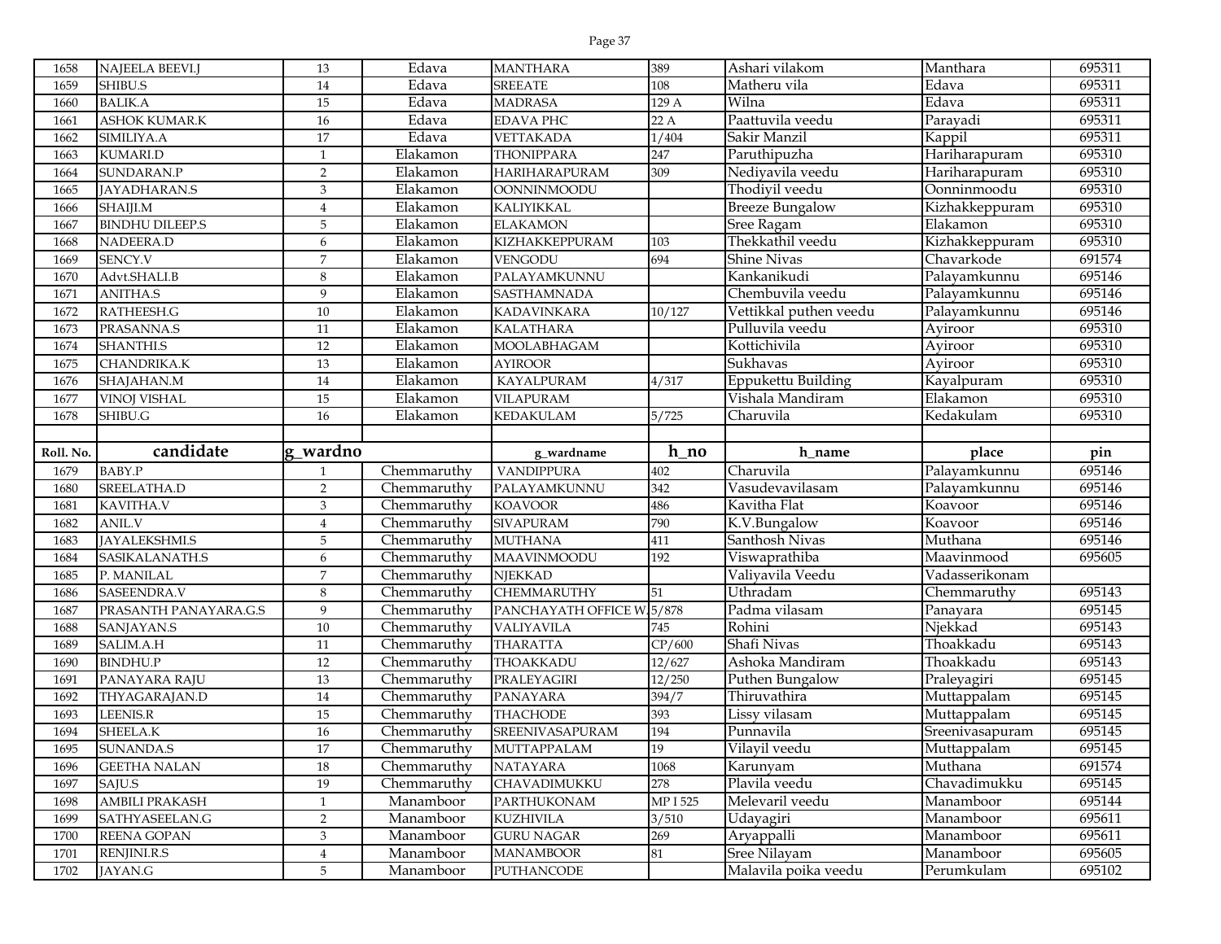| Roll. No. | candidate | g_wardno | | g_wardname | h_no | h_name | place | pin |
|---|---|---|---|---|---|---|---|---|
| 1658 | NAJEELA BEEVI.J | 13 | Edava | MANTHARA | 389 | Ashari vilakom | Manthara | 695311 |
| 1659 | SHIBU.S | 14 | Edava | SREEATE | 108 | Matheru vila | Edava | 695311 |
| 1660 | BALIK.A | 15 | Edava | MADRASA | 129 A | Wilna | Edava | 695311 |
| 1661 | ASHOK KUMAR.K | 16 | Edava | EDAVA PHC | 22 A | Paattuvila veedu | Parayadi | 695311 |
| 1662 | SIMILIYA.A | 17 | Edava | VETTAKADA | 1/404 | Sakir Manzil | Kappil | 695311 |
| 1663 | KUMARI.D | 1 | Elakamon | THONIPPARA | 247 | Paruthipuzha | Hariharapuram | 695310 |
| 1664 | SUNDARAN.P | 2 | Elakamon | HARIHARAPURAM | 309 | Nediyavila veedu | Hariharapuram | 695310 |
| 1665 | JAYADHARAN.S | 3 | Elakamon | OONNINMOODU | | Thodiyil veedu | Oonninmoodu | 695310 |
| 1666 | SHAIJI.M | 4 | Elakamon | KALIYIKKAL | | Breeze Bungalow | Kizhakkeppuram | 695310 |
| 1667 | BINDHU DILEEP.S | 5 | Elakamon | ELAKAMON | | Sree Ragam | Elakamon | 695310 |
| 1668 | NADEERA.D | 6 | Elakamon | KIZHAKKEPPURAM | 103 | Thekkathil veedu | Kizhakkeppuram | 695310 |
| 1669 | SENCY.V | 7 | Elakamon | VENGODU | 694 | Shine Nivas | Chavarkode | 691574 |
| 1670 | Advt.SHALI.B | 8 | Elakamon | PALAYAMKUNNU | | Kankanikudi | Palayamkunnu | 695146 |
| 1671 | ANITHA.S | 9 | Elakamon | SASTHAMNADA | | Chembuvila veedu | Palayamkunnu | 695146 |
| 1672 | RATHEESH.G | 10 | Elakamon | KADAVINKARA | 10/127 | Vettikkal puthen veedu | Palayamkunnu | 695146 |
| 1673 | PRASANNA.S | 11 | Elakamon | KALATHARA | | Pulluvila veedu | Ayiroor | 695310 |
| 1674 | SHANTHI.S | 12 | Elakamon | MOOLABHAGAM | | Kottichivila | Ayiroor | 695310 |
| 1675 | CHANDRIKA.K | 13 | Elakamon | AYIROOR | | Sukhavas | Ayiroor | 695310 |
| 1676 | SHAJAHAN.M | 14 | Elakamon | KAYALPURAM | 4/317 | Eppukettu Building | Kayalpuram | 695310 |
| 1677 | VINOJ VISHAL | 15 | Elakamon | VILAPURAM | | Vishala Mandiram | Elakamon | 695310 |
| 1678 | SHIBU.G | 16 | Elakamon | KEDAKULAM | 5/725 | Charuvila | Kedakulam | 695310 |
| | | | | | | | | |
| **Roll. No.** | **candidate** | **g_wardno** | | **g_wardname** | **h_no** | **h_name** | **place** | **pin** |
| 1679 | BABY.P | 1 | Chemmaruthy | VANDIPPURA | 402 | Charuvila | Palayamkunnu | 695146 |
| 1680 | SREELATHA.D | 2 | Chemmaruthy | PALAYAMKUNNU | 342 | Vasudevavilasam | Palayamkunnu | 695146 |
| 1681 | KAVITHA.V | 3 | Chemmaruthy | KOAVOOR | 486 | Kavitha Flat | Koavoor | 695146 |
| 1682 | ANIL.V | 4 | Chemmaruthy | SIVAPURAM | 790 | K.V.Bungalow | Koavoor | 695146 |
| 1683 | JAYALEKSHMI.S | 5 | Chemmaruthy | MUTHANA | 411 | Santhosh Nivas | Muthana | 695146 |
| 1684 | SASIKALANATH.S | 6 | Chemmaruthy | MAAVINMOODU | 192 | Viswaprathiba | Maavinmood | 695605 |
| 1685 | P. MANILAL | 7 | Chemmaruthy | NJEKKAD | | Valiyavila Veedu | Vadasserikonam | |
| 1686 | SASEENDRA.V | 8 | Chemmaruthy | CHEMMARUTHY | 51 | Uthradam | Chemmaruthy | 695143 |
| 1687 | PRASANTH PANAYARA.G.S | 9 | Chemmaruthy | PANCHAYATH OFFICE W. | 5/878 | Padma vilasam | Panayara | 695145 |
| 1688 | SANJAYAN.S | 10 | Chemmaruthy | VALIYAVILA | 745 | Rohini | Njekkad | 695143 |
| 1689 | SALIM.A.H | 11 | Chemmaruthy | THARATTA | CP/600 | Shafi Nivas | Thoakkadu | 695143 |
| 1690 | BINDHU.P | 12 | Chemmaruthy | THOAKKADU | 12/627 | Ashoka Mandiram | Thoakkadu | 695143 |
| 1691 | PANAYARA RAJU | 13 | Chemmaruthy | PRALEYAGIRI | 12/250 | Puthen Bungalow | Praleyagiri | 695145 |
| 1692 | THYAGARAJAN.D | 14 | Chemmaruthy | PANAYARA | 394/7 | Thiruvathira | Muttappalam | 695145 |
| 1693 | LEENIS.R | 15 | Chemmaruthy | THACHODE | 393 | Lissy vilasam | Muttappalam | 695145 |
| 1694 | SHEELA.K | 16 | Chemmaruthy | SREENIVASAPURAM | 194 | Punnavila | Sreenivasapuram | 695145 |
| 1695 | SUNANDA.S | 17 | Chemmaruthy | MUTTAPPALAM | 19 | Vilayil veedu | Muttappalam | 695145 |
| 1696 | GEETHA NALAN | 18 | Chemmaruthy | NATAYARA | 1068 | Karunyam | Muthana | 691574 |
| 1697 | SAJU.S | 19 | Chemmaruthy | CHAVADIMUKKU | 278 | Plavila veedu | Chavadimukku | 695145 |
| 1698 | AMBILI PRAKASH | 1 | Manamboor | PARTHUKONAM | MP I 525 | Melevaril veedu | Manamboor | 695144 |
| 1699 | SATHYASEELAN.G | 2 | Manamboor | KUZHIVILA | 3/510 | Udayagiri | Manamboor | 695611 |
| 1700 | REENA GOPAN | 3 | Manamboor | GURU NAGAR | 269 | Aryappalli | Manamboor | 695611 |
| 1701 | RENJINI.R.S | 4 | Manamboor | MANAMBOOR | 81 | Sree Nilayam | Manamboor | 695605 |
| 1702 | JAYAN.G | 5 | Manamboor | PUTHANCODE | | Malavila poika veedu | Perumkulam | 695102 |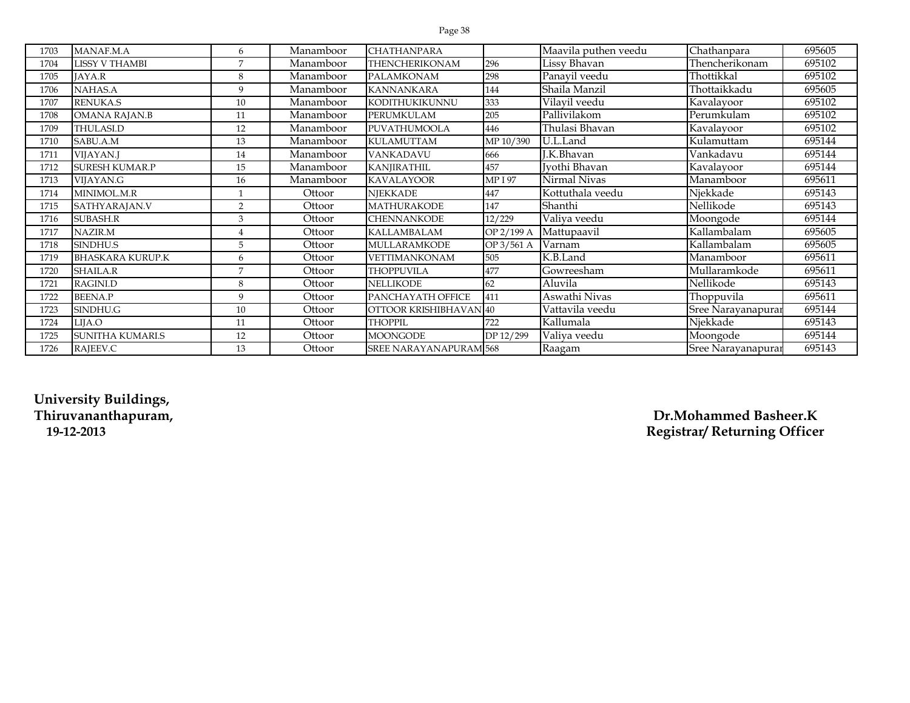| | | | | | | | | |
|---|---|---|---|---|---|---|---|---|
| 1703 | MANAF.M.A | 6 | Manamboor | CHATHANPARA | | Maavila puthen veedu | Chathanpara | 695605 |
| 1704 | LISSY V THAMBI | 7 | Manamboor | THENCHERIKONAM | 296 | Lissy Bhavan | Thencherikonam | 695102 |
| 1705 | JAYA.R | 8 | Manamboor | PALAMKONAM | 298 | Panayil veedu | Thottikkal | 695102 |
| 1706 | NAHAS.A | 9 | Manamboor | KANNANKARA | 144 | Shaila Manzil | Thottaikkadu | 695605 |
| 1707 | RENUKA.S | 10 | Manamboor | KODITHUKIKUNNU | 333 | Vilayil veedu | Kavalayoor | 695102 |
| 1708 | OMANA RAJAN.B | 11 | Manamboor | PERUMKULAM | 205 | Pallivilakom | Perumkulam | 695102 |
| 1709 | THULASI.D | 12 | Manamboor | PUVATHUMOOLA | 446 | Thulasi Bhavan | Kavalayoor | 695102 |
| 1710 | SABU.A.M | 13 | Manamboor | KULAMUTTAM | MP 10/390 | U.L.Land | Kulamuttam | 695144 |
| 1711 | VIJAYAN.J | 14 | Manamboor | VANKADAVU | 666 | J.K.Bhavan | Vankadavu | 695144 |
| 1712 | SURESH KUMAR.P | 15 | Manamboor | KANJIRATHIL | 457 | Jyothi Bhavan | Kavalayoor | 695144 |
| 1713 | VIJAYAN.G | 16 | Manamboor | KAVALAYOOR | MP I 97 | Nirmal Nivas | Manamboor | 695611 |
| 1714 | MINIMOL.M.R | 1 | Ottoor | NJEKKADE | 447 | Kottuthala veedu | Njekkade | 695143 |
| 1715 | SATHYARAJAN.V | 2 | Ottoor | MATHURAKODE | 147 | Shanthi | Nellikode | 695143 |
| 1716 | SUBASH.R | 3 | Ottoor | CHENNANKODE | 12/229 | Valiya veedu | Moongode | 695144 |
| 1717 | NAZIR.M | 4 | Ottoor | KALLAMBALAM | OP 2/199 A | Mattupaavil | Kallambalam | 695605 |
| 1718 | SINDHU.S | 5 | Ottoor | MULLARAMKODE | OP 3/561 A | Varnam | Kallambalam | 695605 |
| 1719 | BHASKARA KURUP.K | 6 | Ottoor | VETTIMANKONAM | 505 | K.B.Land | Manamboor | 695611 |
| 1720 | SHAILA.R | 7 | Ottoor | THOPPUVILA | 477 | Gowreesham | Mullaramkode | 695611 |
| 1721 | RAGINI.D | 8 | Ottoor | NELLIKODE | 62 | Aluvila | Nellikode | 695143 |
| 1722 | BEENA.P | 9 | Ottoor | PANCHAYATH OFFICE | 411 | Aswathi Nivas | Thoppuvila | 695611 |
| 1723 | SINDHU.G | 10 | Ottoor | OTTOOR KRISHIBHAVAN | 40 | Vattavila veedu | Sree Narayanapuram | 695144 |
| 1724 | LIJA.O | 11 | Ottoor | THOPPIL | 722 | Kallumala | Njekkade | 695143 |
| 1725 | SUNITHA KUMARI.S | 12 | Ottoor | MOONGODE | DP 12/299 | Valiya veedu | Moongode | 695144 |
| 1726 | RAJEEV.C | 13 | Ottoor | SREE NARAYANAPURAM | 568 | Raagam | Sree Narayanapuram | 695143 |

**University Buildings,**
**Thiruvananthapuram,**
**19-12-2013**

**Dr.Mohammed Basheer.K**
**Registrar/ Returning Officer**